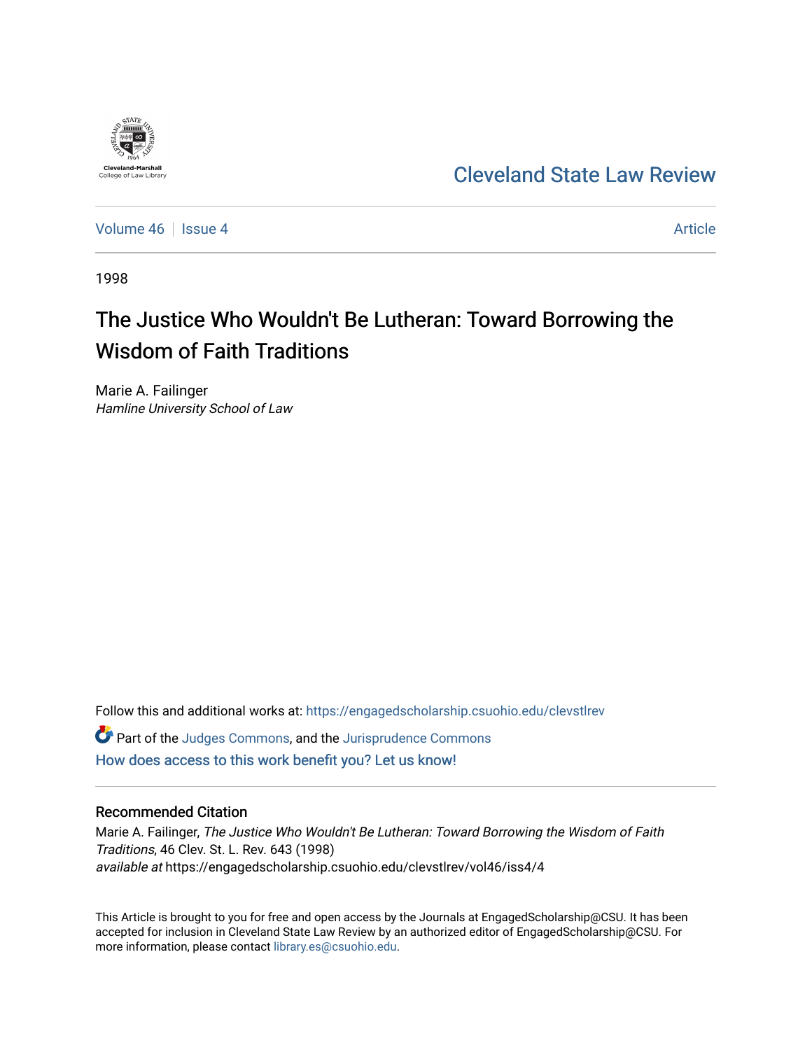Cleveland State Law Review

Volume 46 | Issue 4 | Article

1998

# The Justice Who Wouldn't Be Lutheran: Toward Borrowing the Wisdom of Faith Traditions

Marie A. Failinger
*Hamline University School of Law*

Follow this and additional works at: https://engagedscholarship.csuohio.edu/clevstlrev

Part of the Judges Commons, and the Jurisprudence Commons

How does access to this work benefit you? Let us know!

## Recommended Citation

Marie A. Failinger, *The Justice Who Wouldn't Be Lutheran: Toward Borrowing the Wisdom of Faith Traditions*, 46 Clev. St. L. Rev. 643 (1998)
*available at* https://engagedscholarship.csuohio.edu/clevstlrev/vol46/iss4/4

This Article is brought to you for free and open access by the Journals at EngagedScholarship@CSU. It has been accepted for inclusion in Cleveland State Law Review by an authorized editor of EngagedScholarship@CSU. For more information, please contact library.es@csuohio.edu.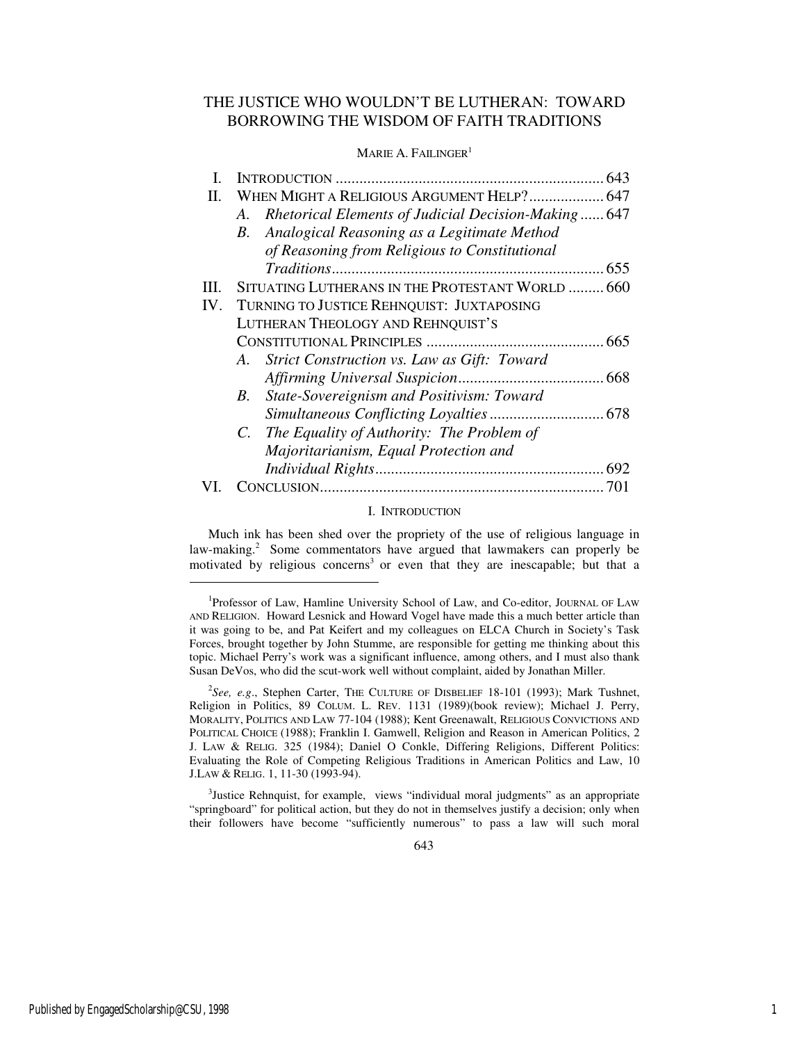# THE JUSTICE WHO WOULDN'T BE LUTHERAN: TOWARD BORROWING THE WISDOM OF FAITH TRADITIONS

MARIE A. FAILINGER[1]

| | | |
|---|---|---|
| I. | INTRODUCTION | 643 |
| II. | WHEN MIGHT A RELIGIOUS ARGUMENT HELP? | 647 |
| | *A. Rhetorical Elements of Judicial Decision-Making* | 647 |
| | *B. Analogical Reasoning as a Legitimate Method of Reasoning from Religious to Constitutional Traditions* | 655 |
| III. | SITUATING LUTHERANS IN THE PROTESTANT WORLD | 660 |
| IV. | TURNING TO JUSTICE REHNQUIST: JUXTAPOSING LUTHERAN THEOLOGY AND REHNQUIST'S CONSTITUTIONAL PRINCIPLES | 665 |
| | *A. Strict Construction vs. Law as Gift: Toward Affirming Universal Suspicion* | 668 |
| | *B. State-Sovereignism and Positivism: Toward Simultaneous Conflicting Loyalties* | 678 |
| | *C. The Equality of Authority: The Problem of Majoritarianism, Equal Protection and Individual Rights* | 692 |
| VI. | CONCLUSION | 701 |

## I. INTRODUCTION

Much ink has been shed over the propriety of the use of religious language in law-making.[2] Some commentators have argued that lawmakers can properly be motivated by religious concerns[3] or even that they are inescapable; but that a

---

[1]Professor of Law, Hamline University School of Law, and Co-editor, JOURNAL OF LAW AND RELIGION. Howard Lesnick and Howard Vogel have made this a much better article than it was going to be, and Pat Keifert and my colleagues on ELCA Church in Society's Task Forces, brought together by John Stumme, are responsible for getting me thinking about this topic. Michael Perry's work was a significant influence, among others, and I must also thank Susan DeVos, who did the scut-work well without complaint, aided by Jonathan Miller.

[2]*See, e.g.*, Stephen Carter, THE CULTURE OF DISBELIEF 18-101 (1993); Mark Tushnet, Religion in Politics, 89 COLUM. L. REV. 1131 (1989)(book review); Michael J. Perry, MORALITY, POLITICS AND LAW 77-104 (1988); Kent Greenawalt, RELIGIOUS CONVICTIONS AND POLITICAL CHOICE (1988); Franklin I. Gamwell, Religion and Reason in American Politics, 2 J. LAW & RELIG. 325 (1984); Daniel O Conkle, Differing Religions, Different Politics: Evaluating the Role of Competing Religious Traditions in American Politics and Law, 10 J.LAW & RELIG. 1, 11-30 (1993-94).

[3]Justice Rehnquist, for example, views "individual moral judgments" as an appropriate "springboard" for political action, but they do not in themselves justify a decision; only when their followers have become "sufficiently numerous" to pass a law will such moral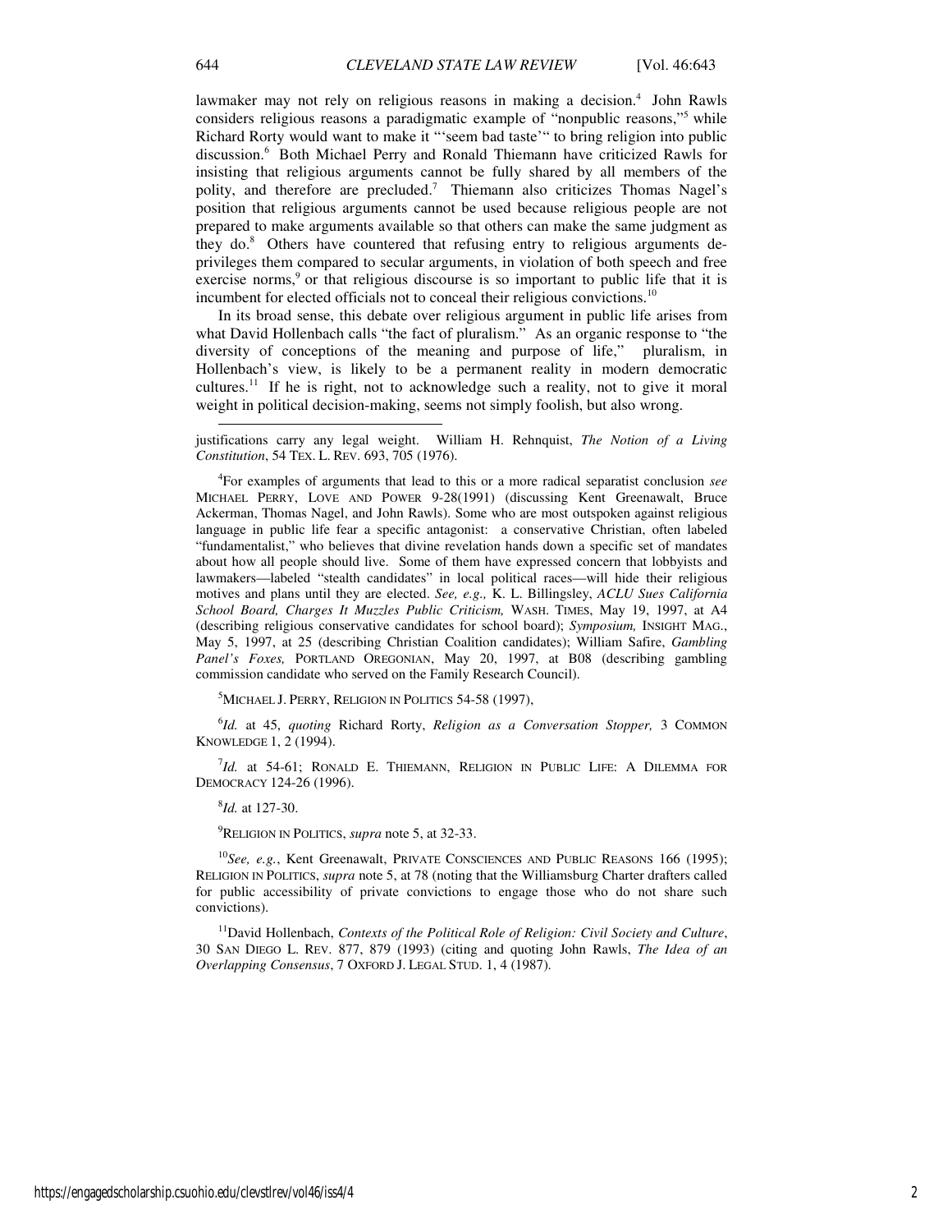lawmaker may not rely on religious reasons in making a decision.[4] John Rawls considers religious reasons a paradigmatic example of "nonpublic reasons,"[5] while Richard Rorty would want to make it "'seem bad taste'" to bring religion into public discussion.[6] Both Michael Perry and Ronald Thiemann have criticized Rawls for insisting that religious arguments cannot be fully shared by all members of the polity, and therefore are precluded.[7] Thiemann also criticizes Thomas Nagel's position that religious arguments cannot be used because religious people are not prepared to make arguments available so that others can make the same judgment as they do.[8] Others have countered that refusing entry to religious arguments de-privileges them compared to secular arguments, in violation of both speech and free exercise norms,[9] or that religious discourse is so important to public life that it is incumbent for elected officials not to conceal their religious convictions.[10]

In its broad sense, this debate over religious argument in public life arises from what David Hollenbach calls "the fact of pluralism." As an organic response to "the diversity of conceptions of the meaning and purpose of life," pluralism, in Hollenbach's view, is likely to be a permanent reality in modern democratic cultures.[11] If he is right, not to acknowledge such a reality, not to give it moral weight in political decision-making, seems not simply foolish, but also wrong.

---

justifications carry any legal weight. William H. Rehnquist, *The Notion of a Living Constitution*, 54 TEX. L. REV. 693, 705 (1976).

[4]For examples of arguments that lead to this or a more radical separatist conclusion *see* MICHAEL PERRY, LOVE AND POWER 9-28(1991) (discussing Kent Greenawalt, Bruce Ackerman, Thomas Nagel, and John Rawls). Some who are most outspoken against religious language in public life fear a specific antagonist: a conservative Christian, often labeled "fundamentalist," who believes that divine revelation hands down a specific set of mandates about how all people should live. Some of them have expressed concern that lobbyists and lawmakers—labeled "stealth candidates" in local political races—will hide their religious motives and plans until they are elected. *See, e.g.,* K. L. Billingsley, *ACLU Sues California School Board, Charges It Muzzles Public Criticism,* WASH. TIMES, May 19, 1997, at A4 (describing religious conservative candidates for school board); *Symposium,* INSIGHT MAG., May 5, 1997, at 25 (describing Christian Coalition candidates); William Safire, *Gambling Panel's Foxes,* PORTLAND OREGONIAN, May 20, 1997, at B08 (describing gambling commission candidate who served on the Family Research Council).

[5]MICHAEL J. PERRY, RELIGION IN POLITICS 54-58 (1997),

[6]*Id.* at 45, *quoting* Richard Rorty, *Religion as a Conversation Stopper,* 3 COMMON KNOWLEDGE 1, 2 (1994).

[7]*Id.* at 54-61; RONALD E. THIEMANN, RELIGION IN PUBLIC LIFE: A DILEMMA FOR DEMOCRACY 124-26 (1996).

[8]*Id.* at 127-30.

[9]RELIGION IN POLITICS, *supra* note 5, at 32-33.

[10]*See, e.g.*, Kent Greenawalt, PRIVATE CONSCIENCES AND PUBLIC REASONS 166 (1995); RELIGION IN POLITICS, *supra* note 5, at 78 (noting that the Williamsburg Charter drafters called for public accessibility of private convictions to engage those who do not share such convictions).

[11]David Hollenbach, *Contexts of the Political Role of Religion: Civil Society and Culture*, 30 SAN DIEGO L. REV. 877, 879 (1993) (citing and quoting John Rawls, *The Idea of an Overlapping Consensus*, 7 OXFORD J. LEGAL STUD. 1, 4 (1987).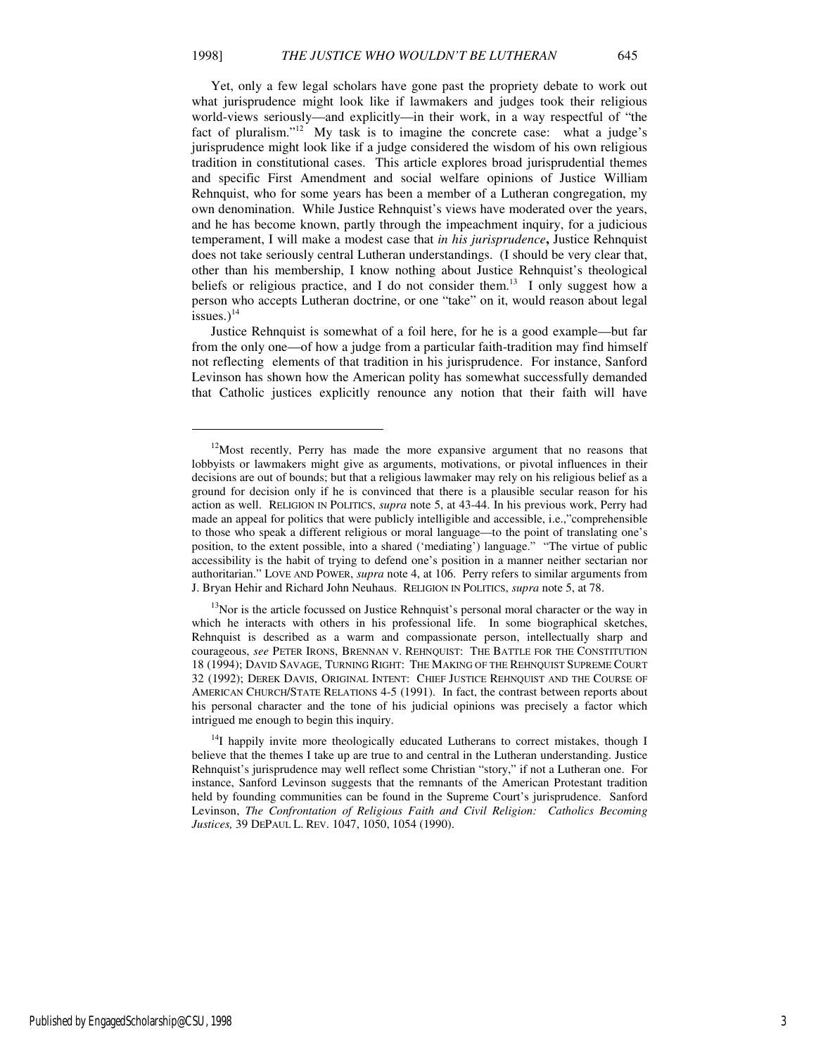Yet, only a few legal scholars have gone past the propriety debate to work out what jurisprudence might look like if lawmakers and judges took their religious world-views seriously—and explicitly—in their work, in a way respectful of "the fact of pluralism."[12] My task is to imagine the concrete case: what a judge's jurisprudence might look like if a judge considered the wisdom of his own religious tradition in constitutional cases. This article explores broad jurisprudential themes and specific First Amendment and social welfare opinions of Justice William Rehnquist, who for some years has been a member of a Lutheran congregation, my own denomination. While Justice Rehnquist's views have moderated over the years, and he has become known, partly through the impeachment inquiry, for a judicious temperament, I will make a modest case that *in his jurisprudence***,** Justice Rehnquist does not take seriously central Lutheran understandings. (I should be very clear that, other than his membership, I know nothing about Justice Rehnquist's theological beliefs or religious practice, and I do not consider them.[13] I only suggest how a person who accepts Lutheran doctrine, or one "take" on it, would reason about legal issues.)[14]

Justice Rehnquist is somewhat of a foil here, for he is a good example—but far from the only one—of how a judge from a particular faith-tradition may find himself not reflecting elements of that tradition in his jurisprudence. For instance, Sanford Levinson has shown how the American polity has somewhat successfully demanded that Catholic justices explicitly renounce any notion that their faith will have

---

[12]Most recently, Perry has made the more expansive argument that no reasons that lobbyists or lawmakers might give as arguments, motivations, or pivotal influences in their decisions are out of bounds; but that a religious lawmaker may rely on his religious belief as a ground for decision only if he is convinced that there is a plausible secular reason for his action as well. RELIGION IN POLITICS, *supra* note 5, at 43-44. In his previous work, Perry had made an appeal for politics that were publicly intelligible and accessible, i.e.,"comprehensible to those who speak a different religious or moral language—to the point of translating one's position, to the extent possible, into a shared ('mediating') language." "The virtue of public accessibility is the habit of trying to defend one's position in a manner neither sectarian nor authoritarian." LOVE AND POWER, *supra* note 4, at 106. Perry refers to similar arguments from J. Bryan Hehir and Richard John Neuhaus. RELIGION IN POLITICS, *supra* note 5, at 78.

[13]Nor is the article focussed on Justice Rehnquist's personal moral character or the way in which he interacts with others in his professional life. In some biographical sketches, Rehnquist is described as a warm and compassionate person, intellectually sharp and courageous, *see* PETER IRONS, BRENNAN V. REHNQUIST: THE BATTLE FOR THE CONSTITUTION 18 (1994); DAVID SAVAGE, TURNING RIGHT: THE MAKING OF THE REHNQUIST SUPREME COURT 32 (1992); DEREK DAVIS, ORIGINAL INTENT: CHIEF JUSTICE REHNQUIST AND THE COURSE OF AMERICAN CHURCH/STATE RELATIONS 4-5 (1991). In fact, the contrast between reports about his personal character and the tone of his judicial opinions was precisely a factor which intrigued me enough to begin this inquiry.

[14]I happily invite more theologically educated Lutherans to correct mistakes, though I believe that the themes I take up are true to and central in the Lutheran understanding. Justice Rehnquist's jurisprudence may well reflect some Christian "story," if not a Lutheran one. For instance, Sanford Levinson suggests that the remnants of the American Protestant tradition held by founding communities can be found in the Supreme Court's jurisprudence. Sanford Levinson, *The Confrontation of Religious Faith and Civil Religion: Catholics Becoming Justices,* 39 DEPAUL L. REV. 1047, 1050, 1054 (1990).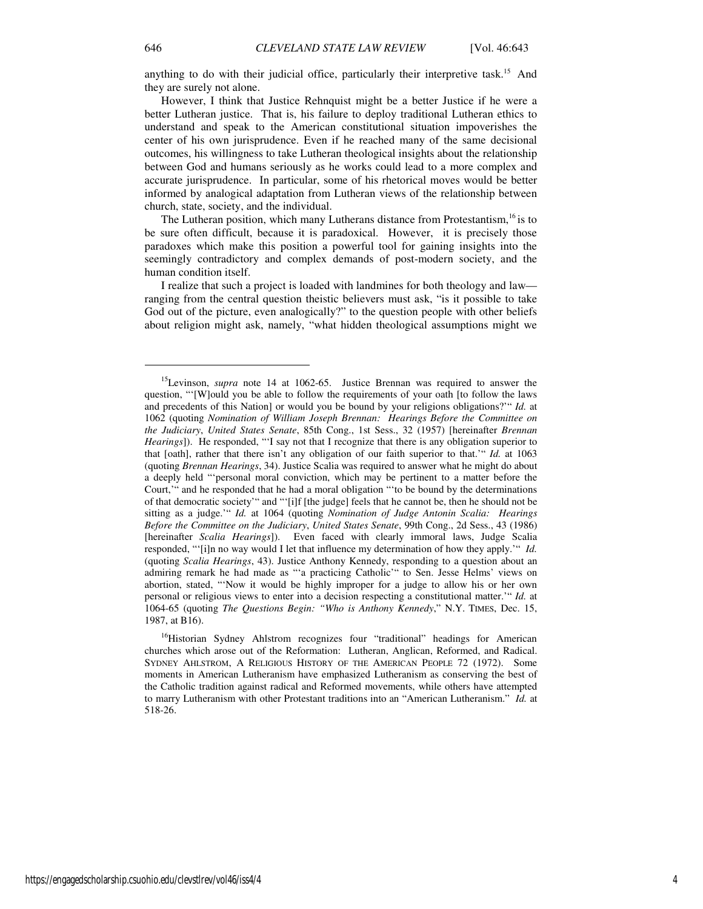anything to do with their judicial office, particularly their interpretive task.[15] And they are surely not alone.

However, I think that Justice Rehnquist might be a better Justice if he were a better Lutheran justice. That is, his failure to deploy traditional Lutheran ethics to understand and speak to the American constitutional situation impoverishes the center of his own jurisprudence. Even if he reached many of the same decisional outcomes, his willingness to take Lutheran theological insights about the relationship between God and humans seriously as he works could lead to a more complex and accurate jurisprudence. In particular, some of his rhetorical moves would be better informed by analogical adaptation from Lutheran views of the relationship between church, state, society, and the individual.

The Lutheran position, which many Lutherans distance from Protestantism,[16] is to be sure often difficult, because it is paradoxical. However, it is precisely those paradoxes which make this position a powerful tool for gaining insights into the seemingly contradictory and complex demands of post-modern society, and the human condition itself.

I realize that such a project is loaded with landmines for both theology and law—ranging from the central question theistic believers must ask, "is it possible to take God out of the picture, even analogically?" to the question people with other beliefs about religion might ask, namely, "what hidden theological assumptions might we

---

[15] Levinson, *supra* note 14 at 1062-65. Justice Brennan was required to answer the question, "'[W]ould you be able to follow the requirements of your oath [to follow the laws and precedents of this Nation] or would you be bound by your religions obligations?'" *Id.* at 1062 (quoting *Nomination of William Joseph Brennan: Hearings Before the Committee on the Judiciary*, *United States Senate*, 85th Cong., 1st Sess., 32 (1957) [hereinafter *Brennan Hearings*]). He responded, "'I say not that I recognize that there is any obligation superior to that [oath], rather that there isn't any obligation of our faith superior to that.'" *Id.* at 1063 (quoting *Brennan Hearings*, 34). Justice Scalia was required to answer what he might do about a deeply held "'personal moral conviction, which may be pertinent to a matter before the Court,'" and he responded that he had a moral obligation "'to be bound by the determinations of that democratic society'" and "'[i]f [the judge] feels that he cannot be, then he should not be sitting as a judge.'" *Id.* at 1064 (quoting *Nomination of Judge Antonin Scalia: Hearings Before the Committee on the Judiciary*, *United States Senate*, 99th Cong., 2d Sess., 43 (1986) [hereinafter *Scalia Hearings*]). Even faced with clearly immoral laws, Judge Scalia responded, "'[i]n no way would I let that influence my determination of how they apply.'" *Id.* (quoting *Scalia Hearings*, 43). Justice Anthony Kennedy, responding to a question about an admiring remark he had made as "'a practicing Catholic'" to Sen. Jesse Helms' views on abortion, stated, "'Now it would be highly improper for a judge to allow his or her own personal or religious views to enter into a decision respecting a constitutional matter.'" *Id.* at 1064-65 (quoting *The Questions Begin: "Who is Anthony Kennedy*," N.Y. TIMES, Dec. 15, 1987, at B16).

[16] Historian Sydney Ahlstrom recognizes four "traditional" headings for American churches which arose out of the Reformation: Lutheran, Anglican, Reformed, and Radical. SYDNEY AHLSTROM, A RELIGIOUS HISTORY OF THE AMERICAN PEOPLE 72 (1972). Some moments in American Lutheranism have emphasized Lutheranism as conserving the best of the Catholic tradition against radical and Reformed movements, while others have attempted to marry Lutheranism with other Protestant traditions into an "American Lutheranism." *Id.* at 518-26.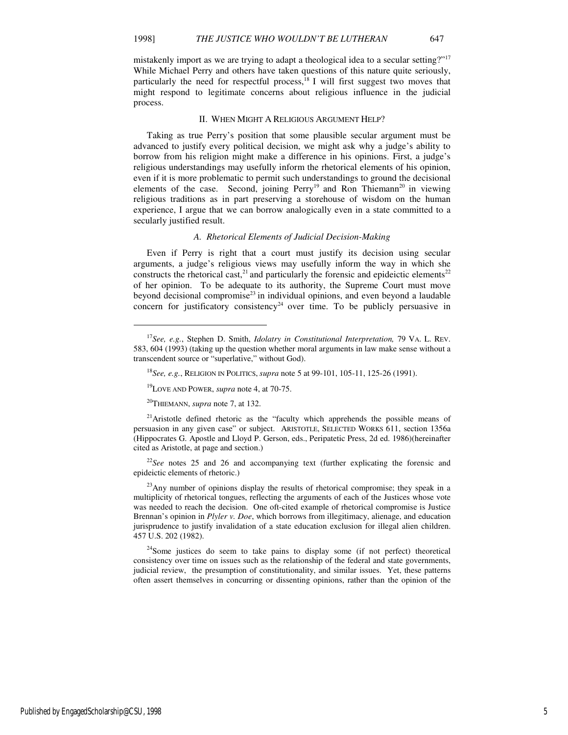mistakenly import as we are trying to adapt a theological idea to a secular setting?"[17] While Michael Perry and others have taken questions of this nature quite seriously, particularly the need for respectful process,[18] I will first suggest two moves that might respond to legitimate concerns about religious influence in the judicial process.

## II. When Might A Religious Argument Help?

Taking as true Perry's position that some plausible secular argument must be advanced to justify every political decision, we might ask why a judge's ability to borrow from his religion might make a difference in his opinions. First, a judge's religious understandings may usefully inform the rhetorical elements of his opinion, even if it is more problematic to permit such understandings to ground the decisional elements of the case. Second, joining Perry[19] and Ron Thiemann[20] in viewing religious traditions as in part preserving a storehouse of wisdom on the human experience, I argue that we can borrow analogically even in a state committed to a secularly justified result.

### *A. Rhetorical Elements of Judicial Decision-Making*

Even if Perry is right that a court must justify its decision using secular arguments, a judge's religious views may usefully inform the way in which she constructs the rhetorical cast,[21] and particularly the forensic and epideictic elements[22] of her opinion. To be adequate to its authority, the Supreme Court must move beyond decisional compromise[23] in individual opinions, and even beyond a laudable concern for justificatory consistency[24] over time. To be publicly persuasive in

---

[17] *See, e.g.*, Stephen D. Smith, *Idolatry in Constitutional Interpretation,* 79 VA. L. REV. 583, 604 (1993) (taking up the question whether moral arguments in law make sense without a transcendent source or "superlative," without God).

[18] *See, e.g.*, RELIGION IN POLITICS, *supra* note 5 at 99-101, 105-11, 125-26 (1991).

[19] LOVE AND POWER, *supra* note 4, at 70-75.

[20] THIEMANN, *supra* note 7, at 132.

[21] Aristotle defined rhetoric as the "faculty which apprehends the possible means of persuasion in any given case" or subject. ARISTOTLE, SELECTED WORKS 611, section 1356a (Hippocrates G. Apostle and Lloyd P. Gerson, eds., Peripatetic Press, 2d ed. 1986)(hereinafter cited as Aristotle, at page and section.)

[22] *See* notes 25 and 26 and accompanying text (further explicating the forensic and epideictic elements of rhetoric.)

[23] Any number of opinions display the results of rhetorical compromise; they speak in a multiplicity of rhetorical tongues, reflecting the arguments of each of the Justices whose vote was needed to reach the decision. One oft-cited example of rhetorical compromise is Justice Brennan's opinion in *Plyler v. Doe*, which borrows from illegitimacy, alienage, and education jurisprudence to justify invalidation of a state education exclusion for illegal alien children. 457 U.S. 202 (1982).

[24] Some justices do seem to take pains to display some (if not perfect) theoretical consistency over time on issues such as the relationship of the federal and state governments, judicial review, the presumption of constitutionality, and similar issues. Yet, these patterns often assert themselves in concurring or dissenting opinions, rather than the opinion of the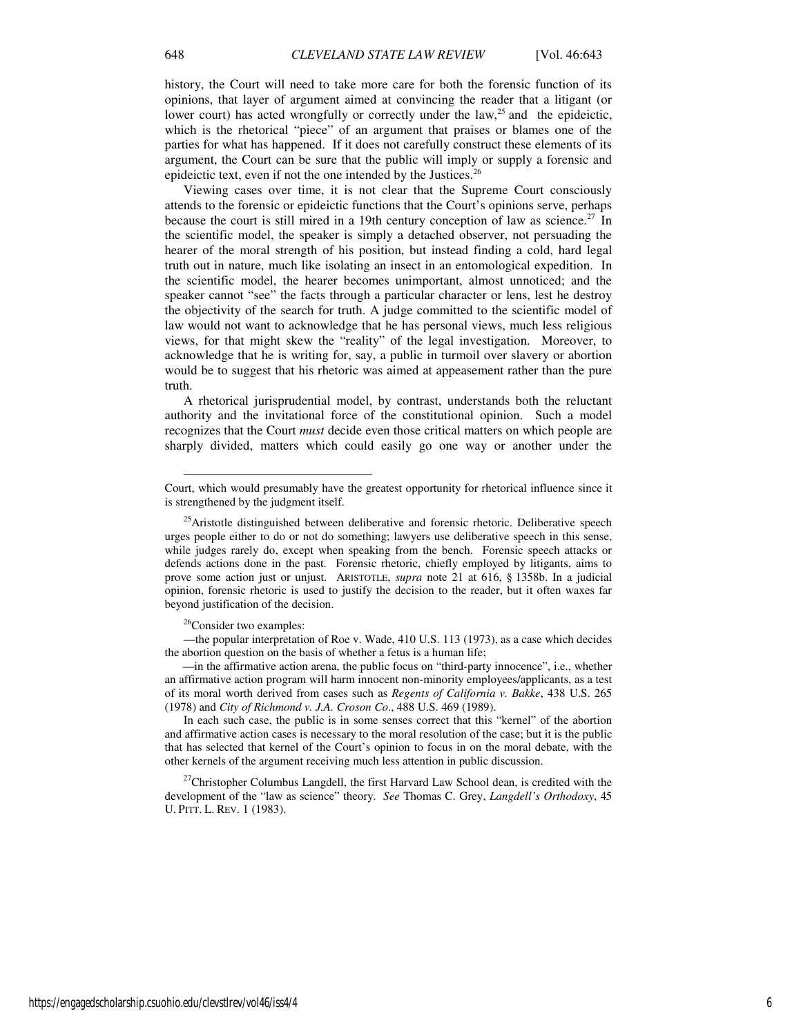history, the Court will need to take more care for both the forensic function of its opinions, that layer of argument aimed at convincing the reader that a litigant (or lower court) has acted wrongfully or correctly under the law,[25] and the epideictic, which is the rhetorical "piece" of an argument that praises or blames one of the parties for what has happened. If it does not carefully construct these elements of its argument, the Court can be sure that the public will imply or supply a forensic and epideictic text, even if not the one intended by the Justices.[26]

Viewing cases over time, it is not clear that the Supreme Court consciously attends to the forensic or epideictic functions that the Court's opinions serve, perhaps because the court is still mired in a 19th century conception of law as science.[27] In the scientific model, the speaker is simply a detached observer, not persuading the hearer of the moral strength of his position, but instead finding a cold, hard legal truth out in nature, much like isolating an insect in an entomological expedition. In the scientific model, the hearer becomes unimportant, almost unnoticed; and the speaker cannot "see" the facts through a particular character or lens, lest he destroy the objectivity of the search for truth. A judge committed to the scientific model of law would not want to acknowledge that he has personal views, much less religious views, for that might skew the "reality" of the legal investigation. Moreover, to acknowledge that he is writing for, say, a public in turmoil over slavery or abortion would be to suggest that his rhetoric was aimed at appeasement rather than the pure truth.

A rhetorical jurisprudential model, by contrast, understands both the reluctant authority and the invitational force of the constitutional opinion. Such a model recognizes that the Court *must* decide even those critical matters on which people are sharply divided, matters which could easily go one way or another under the

---

Court, which would presumably have the greatest opportunity for rhetorical influence since it is strengthened by the judgment itself.

[25]Aristotle distinguished between deliberative and forensic rhetoric. Deliberative speech urges people either to do or not do something; lawyers use deliberative speech in this sense, while judges rarely do, except when speaking from the bench. Forensic speech attacks or defends actions done in the past. Forensic rhetoric, chiefly employed by litigants, aims to prove some action just or unjust. ARISTOTLE, *supra* note 21 at 616, § 1358b. In a judicial opinion, forensic rhetoric is used to justify the decision to the reader, but it often waxes far beyond justification of the decision.

[26]Consider two examples:

—the popular interpretation of Roe v. Wade, 410 U.S. 113 (1973), as a case which decides the abortion question on the basis of whether a fetus is a human life;

—in the affirmative action arena, the public focus on "third-party innocence", i.e., whether an affirmative action program will harm innocent non-minority employees/applicants, as a test of its moral worth derived from cases such as *Regents of California v. Bakke*, 438 U.S. 265 (1978) and *City of Richmond v. J.A. Croson Co*., 488 U.S. 469 (1989).

In each such case, the public is in some senses correct that this "kernel" of the abortion and affirmative action cases is necessary to the moral resolution of the case; but it is the public that has selected that kernel of the Court's opinion to focus in on the moral debate, with the other kernels of the argument receiving much less attention in public discussion.

[27]Christopher Columbus Langdell, the first Harvard Law School dean, is credited with the development of the "law as science" theory. *See* Thomas C. Grey, *Langdell's Orthodoxy*, 45 U. PITT. L. REV. 1 (1983).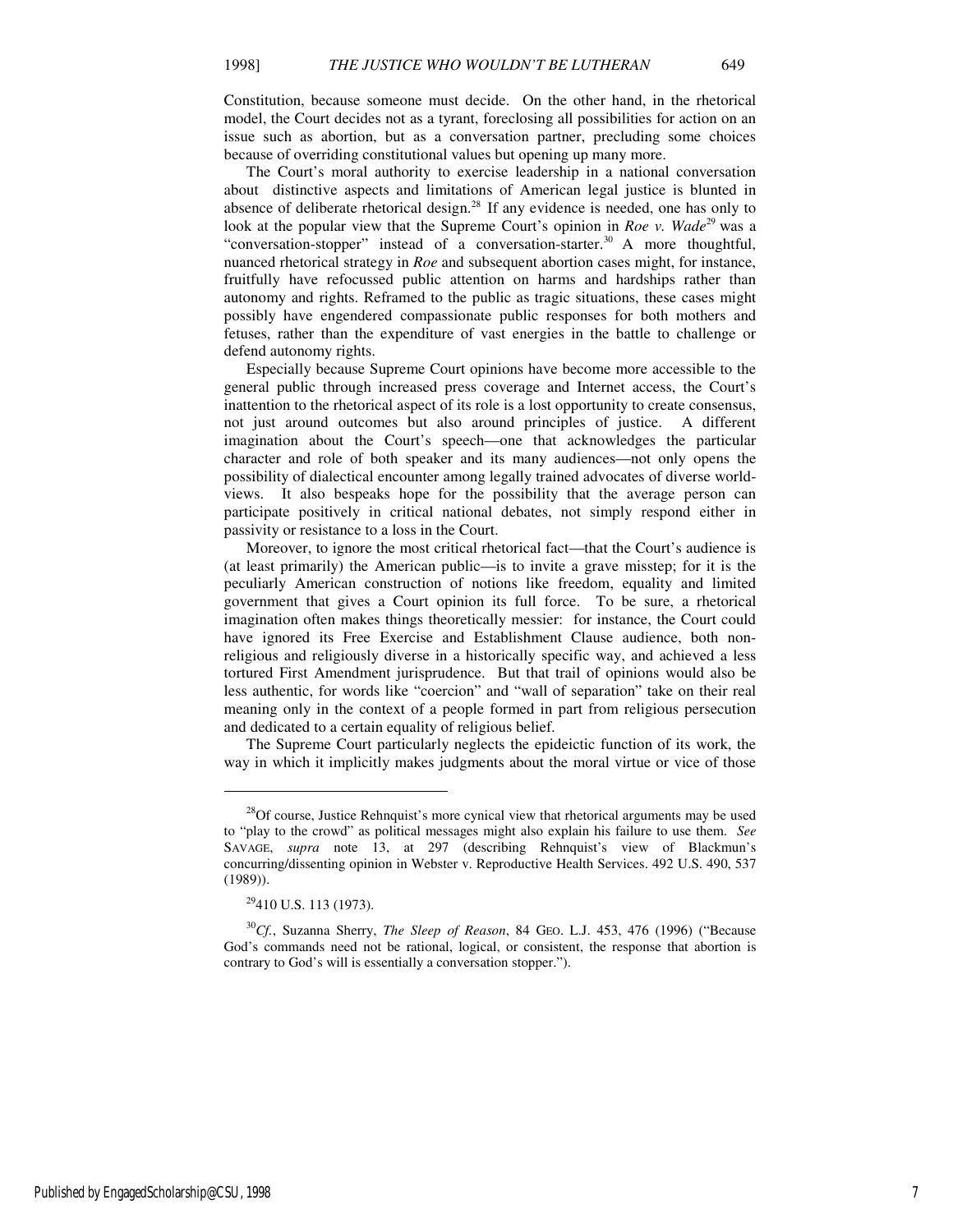Constitution, because someone must decide. On the other hand, in the rhetorical model, the Court decides not as a tyrant, foreclosing all possibilities for action on an issue such as abortion, but as a conversation partner, precluding some choices because of overriding constitutional values but opening up many more.

The Court's moral authority to exercise leadership in a national conversation about distinctive aspects and limitations of American legal justice is blunted in absence of deliberate rhetorical design.[28] If any evidence is needed, one has only to look at the popular view that the Supreme Court's opinion in *Roe v. Wade*[29] was a "conversation-stopper" instead of a conversation-starter.[30] A more thoughtful, nuanced rhetorical strategy in *Roe* and subsequent abortion cases might, for instance, fruitfully have refocussed public attention on harms and hardships rather than autonomy and rights. Reframed to the public as tragic situations, these cases might possibly have engendered compassionate public responses for both mothers and fetuses, rather than the expenditure of vast energies in the battle to challenge or defend autonomy rights.

Especially because Supreme Court opinions have become more accessible to the general public through increased press coverage and Internet access, the Court's inattention to the rhetorical aspect of its role is a lost opportunity to create consensus, not just around outcomes but also around principles of justice. A different imagination about the Court's speech—one that acknowledges the particular character and role of both speaker and its many audiences—not only opens the possibility of dialectical encounter among legally trained advocates of diverse world-views. It also bespeaks hope for the possibility that the average person can participate positively in critical national debates, not simply respond either in passivity or resistance to a loss in the Court.

Moreover, to ignore the most critical rhetorical fact—that the Court's audience is (at least primarily) the American public—is to invite a grave misstep; for it is the peculiarly American construction of notions like freedom, equality and limited government that gives a Court opinion its full force. To be sure, a rhetorical imagination often makes things theoretically messier: for instance, the Court could have ignored its Free Exercise and Establishment Clause audience, both non-religious and religiously diverse in a historically specific way, and achieved a less tortured First Amendment jurisprudence. But that trail of opinions would also be less authentic, for words like "coercion" and "wall of separation" take on their real meaning only in the context of a people formed in part from religious persecution and dedicated to a certain equality of religious belief.

The Supreme Court particularly neglects the epideictic function of its work, the way in which it implicitly makes judgments about the moral virtue or vice of those

---

[28] Of course, Justice Rehnquist's more cynical view that rhetorical arguments may be used to "play to the crowd" as political messages might also explain his failure to use them. *See* SAVAGE, *supra* note 13, at 297 (describing Rehnquist's view of Blackmun's concurring/dissenting opinion in Webster v. Reproductive Health Services. 492 U.S. 490, 537 (1989)).

[29] 410 U.S. 113 (1973).

[30] *Cf.*, Suzanna Sherry, *The Sleep of Reason*, 84 GEO. L.J. 453, 476 (1996) ("Because God's commands need not be rational, logical, or consistent, the response that abortion is contrary to God's will is essentially a conversation stopper.").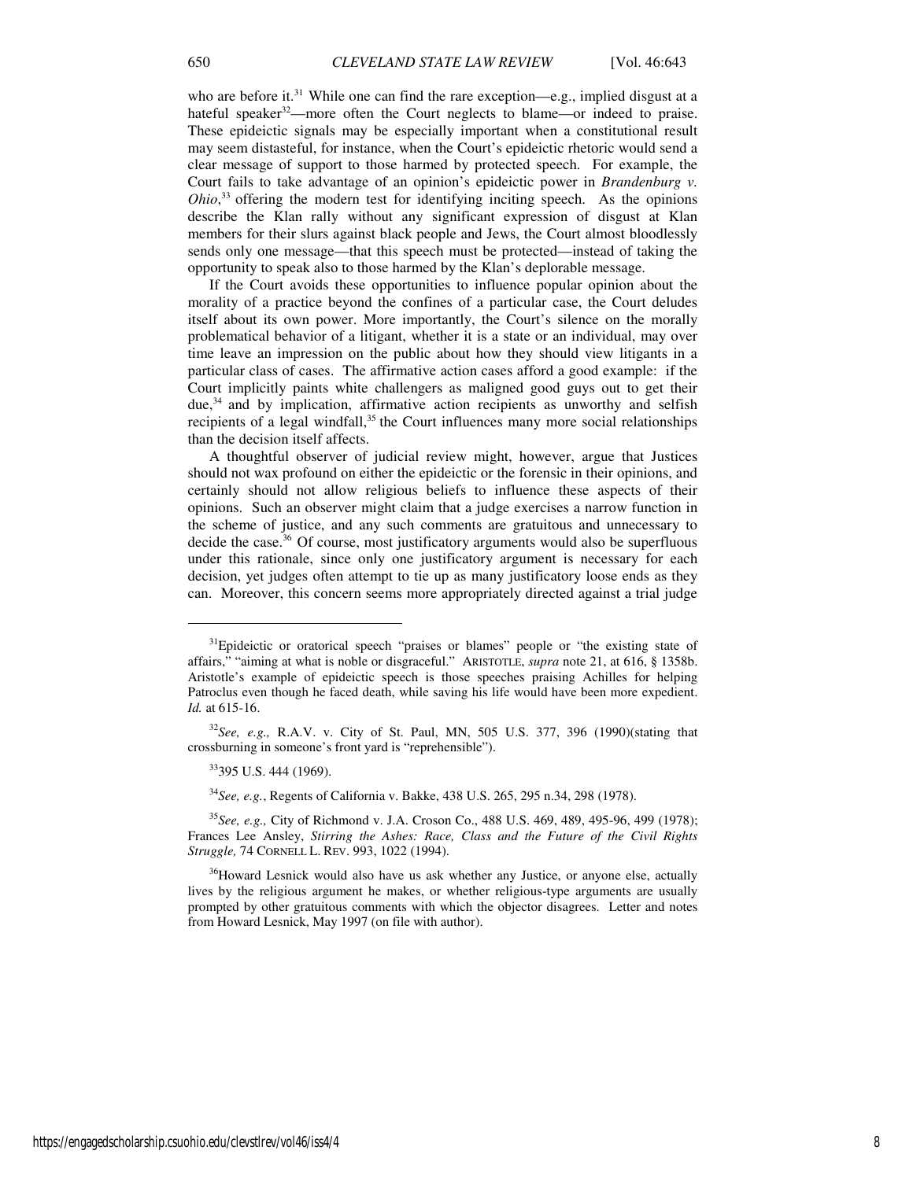who are before it.[31] While one can find the rare exception—e.g., implied disgust at a hateful speaker[32]—more often the Court neglects to blame—or indeed to praise. These epideictic signals may be especially important when a constitutional result may seem distasteful, for instance, when the Court's epideictic rhetoric would send a clear message of support to those harmed by protected speech. For example, the Court fails to take advantage of an opinion's epideictic power in *Brandenburg v. Ohio*,[33] offering the modern test for identifying inciting speech. As the opinions describe the Klan rally without any significant expression of disgust at Klan members for their slurs against black people and Jews, the Court almost bloodlessly sends only one message—that this speech must be protected—instead of taking the opportunity to speak also to those harmed by the Klan's deplorable message.

If the Court avoids these opportunities to influence popular opinion about the morality of a practice beyond the confines of a particular case, the Court deludes itself about its own power. More importantly, the Court's silence on the morally problematical behavior of a litigant, whether it is a state or an individual, may over time leave an impression on the public about how they should view litigants in a particular class of cases. The affirmative action cases afford a good example: if the Court implicitly paints white challengers as maligned good guys out to get their due,[34] and by implication, affirmative action recipients as unworthy and selfish recipients of a legal windfall,[35] the Court influences many more social relationships than the decision itself affects.

A thoughtful observer of judicial review might, however, argue that Justices should not wax profound on either the epideictic or the forensic in their opinions, and certainly should not allow religious beliefs to influence these aspects of their opinions. Such an observer might claim that a judge exercises a narrow function in the scheme of justice, and any such comments are gratuitous and unnecessary to decide the case.[36] Of course, most justificatory arguments would also be superfluous under this rationale, since only one justificatory argument is necessary for each decision, yet judges often attempt to tie up as many justificatory loose ends as they can. Moreover, this concern seems more appropriately directed against a trial judge

---

[31] Epideictic or oratorical speech "praises or blames" people or "the existing state of affairs," "aiming at what is noble or disgraceful." ARISTOTLE, *supra* note 21, at 616, § 1358b. Aristotle's example of epideictic speech is those speeches praising Achilles for helping Patroclus even though he faced death, while saving his life would have been more expedient. *Id.* at 615-16.

[32] *See, e.g.,* R.A.V. v. City of St. Paul, MN, 505 U.S. 377, 396 (1990)(stating that crossburning in someone's front yard is "reprehensible").

[33] 395 U.S. 444 (1969).

[34] *See, e.g.*, Regents of California v. Bakke, 438 U.S. 265, 295 n.34, 298 (1978).

[35] *See, e.g.,* City of Richmond v. J.A. Croson Co., 488 U.S. 469, 489, 495-96, 499 (1978); Frances Lee Ansley, *Stirring the Ashes: Race, Class and the Future of the Civil Rights Struggle,* 74 CORNELL L. REV. 993, 1022 (1994).

[36] Howard Lesnick would also have us ask whether any Justice, or anyone else, actually lives by the religious argument he makes, or whether religious-type arguments are usually prompted by other gratuitous comments with which the objector disagrees. Letter and notes from Howard Lesnick, May 1997 (on file with author).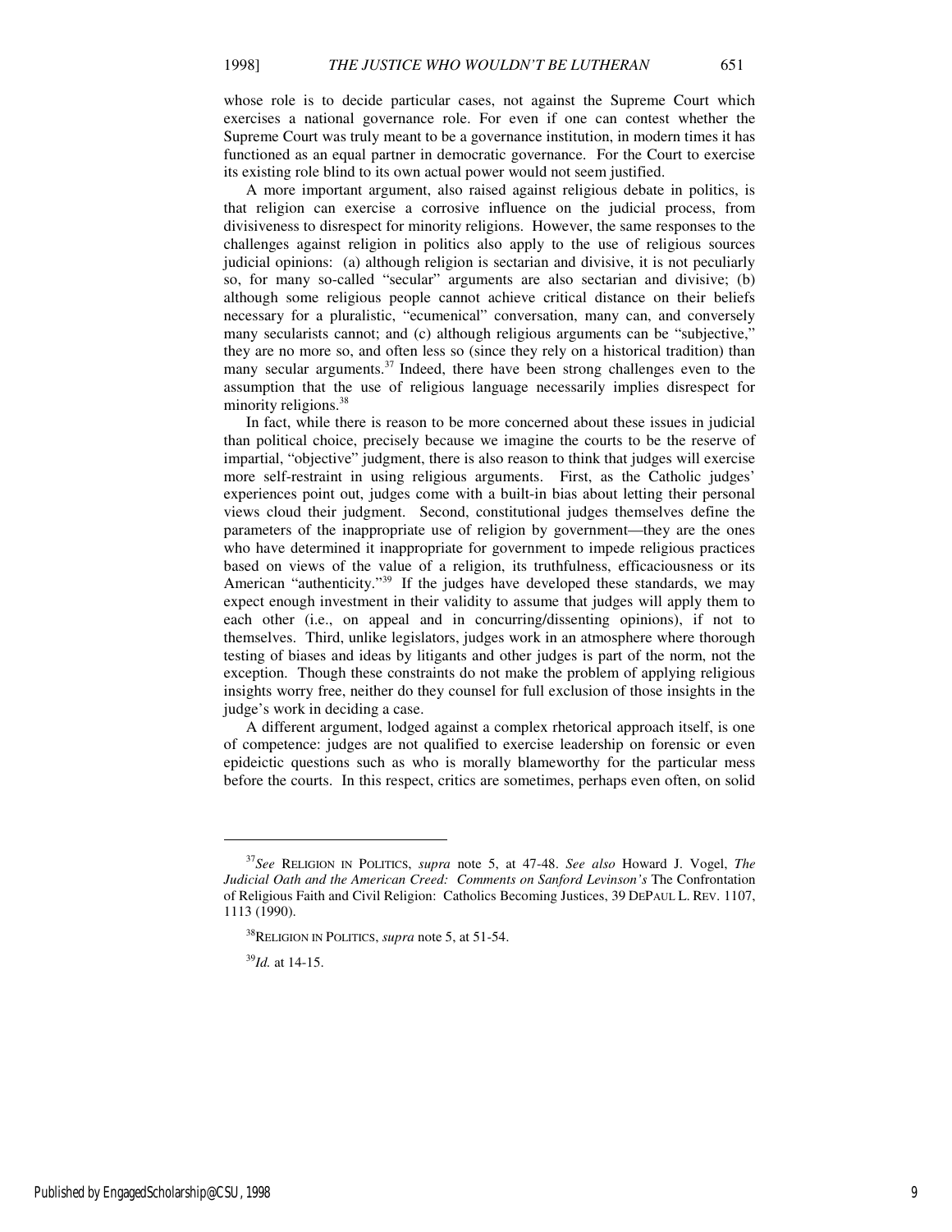whose role is to decide particular cases, not against the Supreme Court which exercises a national governance role. For even if one can contest whether the Supreme Court was truly meant to be a governance institution, in modern times it has functioned as an equal partner in democratic governance. For the Court to exercise its existing role blind to its own actual power would not seem justified.

A more important argument, also raised against religious debate in politics, is that religion can exercise a corrosive influence on the judicial process, from divisiveness to disrespect for minority religions. However, the same responses to the challenges against religion in politics also apply to the use of religious sources judicial opinions: (a) although religion is sectarian and divisive, it is not peculiarly so, for many so-called "secular" arguments are also sectarian and divisive; (b) although some religious people cannot achieve critical distance on their beliefs necessary for a pluralistic, "ecumenical" conversation, many can, and conversely many secularists cannot; and (c) although religious arguments can be "subjective," they are no more so, and often less so (since they rely on a historical tradition) than many secular arguments.[37] Indeed, there have been strong challenges even to the assumption that the use of religious language necessarily implies disrespect for minority religions.[38]

In fact, while there is reason to be more concerned about these issues in judicial than political choice, precisely because we imagine the courts to be the reserve of impartial, "objective" judgment, there is also reason to think that judges will exercise more self-restraint in using religious arguments. First, as the Catholic judges' experiences point out, judges come with a built-in bias about letting their personal views cloud their judgment. Second, constitutional judges themselves define the parameters of the inappropriate use of religion by government—they are the ones who have determined it inappropriate for government to impede religious practices based on views of the value of a religion, its truthfulness, efficaciousness or its American "authenticity."[39] If the judges have developed these standards, we may expect enough investment in their validity to assume that judges will apply them to each other (i.e., on appeal and in concurring/dissenting opinions), if not to themselves. Third, unlike legislators, judges work in an atmosphere where thorough testing of biases and ideas by litigants and other judges is part of the norm, not the exception. Though these constraints do not make the problem of applying religious insights worry free, neither do they counsel for full exclusion of those insights in the judge's work in deciding a case.

A different argument, lodged against a complex rhetorical approach itself, is one of competence: judges are not qualified to exercise leadership on forensic or even epideictic questions such as who is morally blameworthy for the particular mess before the courts. In this respect, critics are sometimes, perhaps even often, on solid

---

[37] *See* RELIGION IN POLITICS, *supra* note 5, at 47-48. *See also* Howard J. Vogel, *The Judicial Oath and the American Creed: Comments on Sanford Levinson's* The Confrontation of Religious Faith and Civil Religion: Catholics Becoming Justices, 39 DEPAUL L. REV. 1107, 1113 (1990).

[38] RELIGION IN POLITICS, *supra* note 5, at 51-54.

[39] *Id.* at 14-15.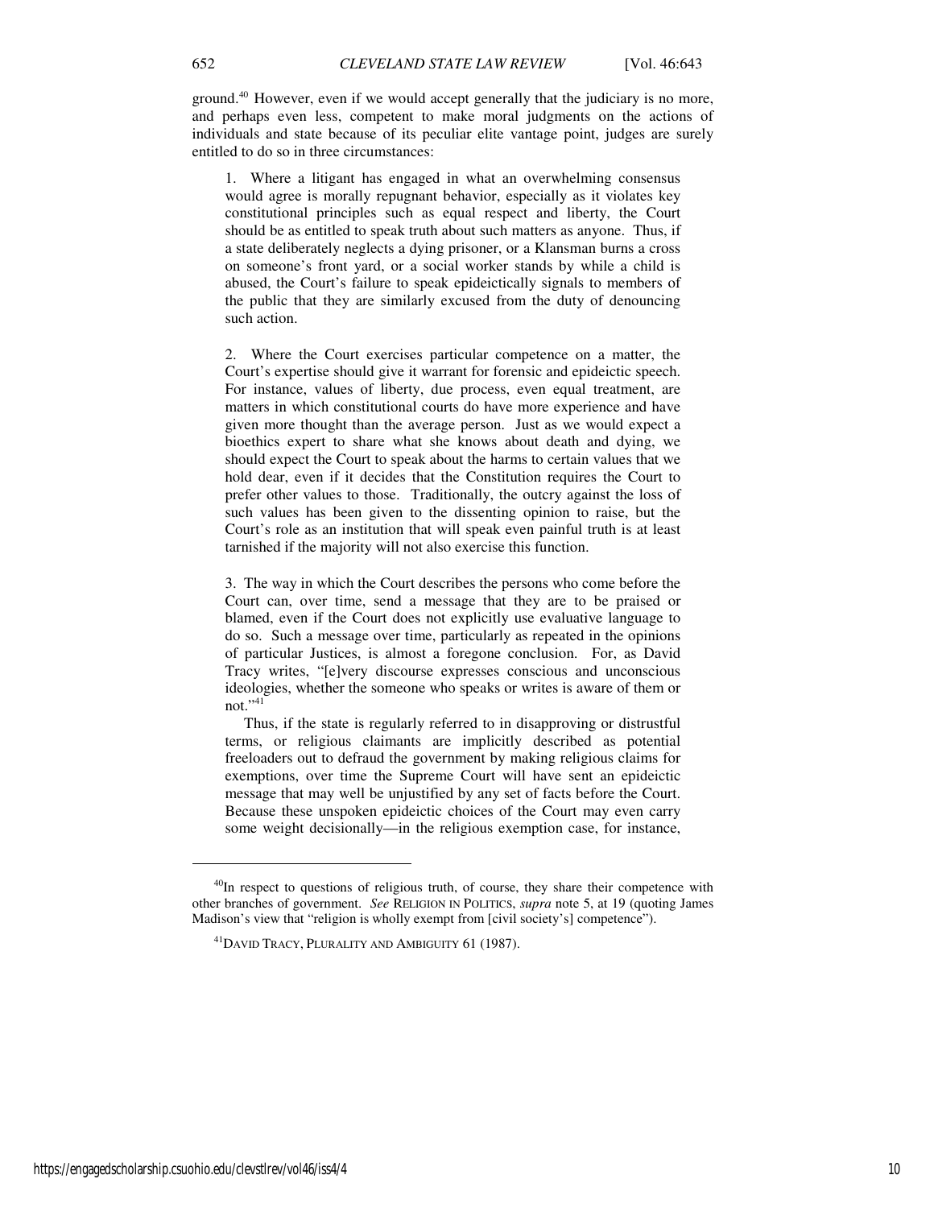ground.[40] However, even if we would accept generally that the judiciary is no more, and perhaps even less, competent to make moral judgments on the actions of individuals and state because of its peculiar elite vantage point, judges are surely entitled to do so in three circumstances:

> 1. Where a litigant has engaged in what an overwhelming consensus would agree is morally repugnant behavior, especially as it violates key constitutional principles such as equal respect and liberty, the Court should be as entitled to speak truth about such matters as anyone. Thus, if a state deliberately neglects a dying prisoner, or a Klansman burns a cross on someone's front yard, or a social worker stands by while a child is abused, the Court's failure to speak epideictically signals to members of the public that they are similarly excused from the duty of denouncing such action.
>
> 2. Where the Court exercises particular competence on a matter, the Court's expertise should give it warrant for forensic and epideictic speech. For instance, values of liberty, due process, even equal treatment, are matters in which constitutional courts do have more experience and have given more thought than the average person. Just as we would expect a bioethics expert to share what she knows about death and dying, we should expect the Court to speak about the harms to certain values that we hold dear, even if it decides that the Constitution requires the Court to prefer other values to those. Traditionally, the outcry against the loss of such values has been given to the dissenting opinion to raise, but the Court's role as an institution that will speak even painful truth is at least tarnished if the majority will not also exercise this function.
>
> 3. The way in which the Court describes the persons who come before the Court can, over time, send a message that they are to be praised or blamed, even if the Court does not explicitly use evaluative language to do so. Such a message over time, particularly as repeated in the opinions of particular Justices, is almost a foregone conclusion. For, as David Tracy writes, "[e]very discourse expresses conscious and unconscious ideologies, whether the someone who speaks or writes is aware of them or not."[41]
>
> Thus, if the state is regularly referred to in disapproving or distrustful terms, or religious claimants are implicitly described as potential freeloaders out to defraud the government by making religious claims for exemptions, over time the Supreme Court will have sent an epideictic message that may well be unjustified by any set of facts before the Court. Because these unspoken epideictic choices of the Court may even carry some weight decisionally—in the religious exemption case, for instance,

---

[40] In respect to questions of religious truth, of course, they share their competence with other branches of government. *See* RELIGION IN POLITICS, *supra* note 5, at 19 (quoting James Madison's view that "religion is wholly exempt from [civil society's] competence").

[41] DAVID TRACY, PLURALITY AND AMBIGUITY 61 (1987).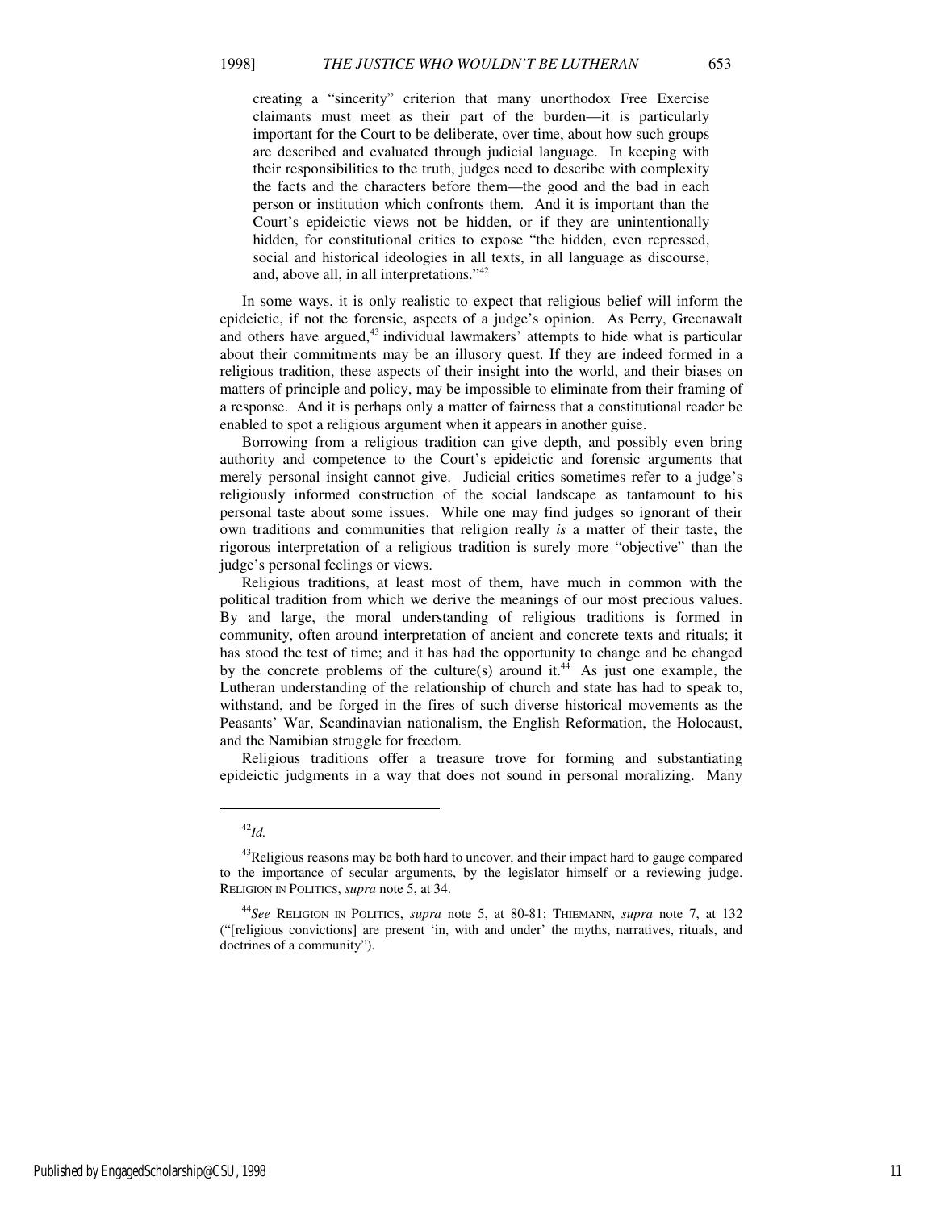> creating a "sincerity" criterion that many unorthodox Free Exercise claimants must meet as their part of the burden—it is particularly important for the Court to be deliberate, over time, about how such groups are described and evaluated through judicial language. In keeping with their responsibilities to the truth, judges need to describe with complexity the facts and the characters before them—the good and the bad in each person or institution which confronts them. And it is important than the Court's epideictic views not be hidden, or if they are unintentionally hidden, for constitutional critics to expose "the hidden, even repressed, social and historical ideologies in all texts, in all language as discourse, and, above all, in all interpretations."[42]

In some ways, it is only realistic to expect that religious belief will inform the epideictic, if not the forensic, aspects of a judge's opinion. As Perry, Greenawalt and others have argued,[43] individual lawmakers' attempts to hide what is particular about their commitments may be an illusory quest. If they are indeed formed in a religious tradition, these aspects of their insight into the world, and their biases on matters of principle and policy, may be impossible to eliminate from their framing of a response. And it is perhaps only a matter of fairness that a constitutional reader be enabled to spot a religious argument when it appears in another guise.

Borrowing from a religious tradition can give depth, and possibly even bring authority and competence to the Court's epideictic and forensic arguments that merely personal insight cannot give. Judicial critics sometimes refer to a judge's religiously informed construction of the social landscape as tantamount to his personal taste about some issues. While one may find judges so ignorant of their own traditions and communities that religion really *is* a matter of their taste, the rigorous interpretation of a religious tradition is surely more "objective" than the judge's personal feelings or views.

Religious traditions, at least most of them, have much in common with the political tradition from which we derive the meanings of our most precious values. By and large, the moral understanding of religious traditions is formed in community, often around interpretation of ancient and concrete texts and rituals; it has stood the test of time; and it has had the opportunity to change and be changed by the concrete problems of the culture(s) around it.[44] As just one example, the Lutheran understanding of the relationship of church and state has had to speak to, withstand, and be forged in the fires of such diverse historical movements as the Peasants' War, Scandinavian nationalism, the English Reformation, the Holocaust, and the Namibian struggle for freedom.

Religious traditions offer a treasure trove for forming and substantiating epideictic judgments in a way that does not sound in personal moralizing. Many

---

[42] *Id.*

[43] Religious reasons may be both hard to uncover, and their impact hard to gauge compared to the importance of secular arguments, by the legislator himself or a reviewing judge. RELIGION IN POLITICS, *supra* note 5, at 34.

[44] *See* RELIGION IN POLITICS, *supra* note 5, at 80-81; THIEMANN, *supra* note 7, at 132 ("[religious convictions] are present 'in, with and under' the myths, narratives, rituals, and doctrines of a community").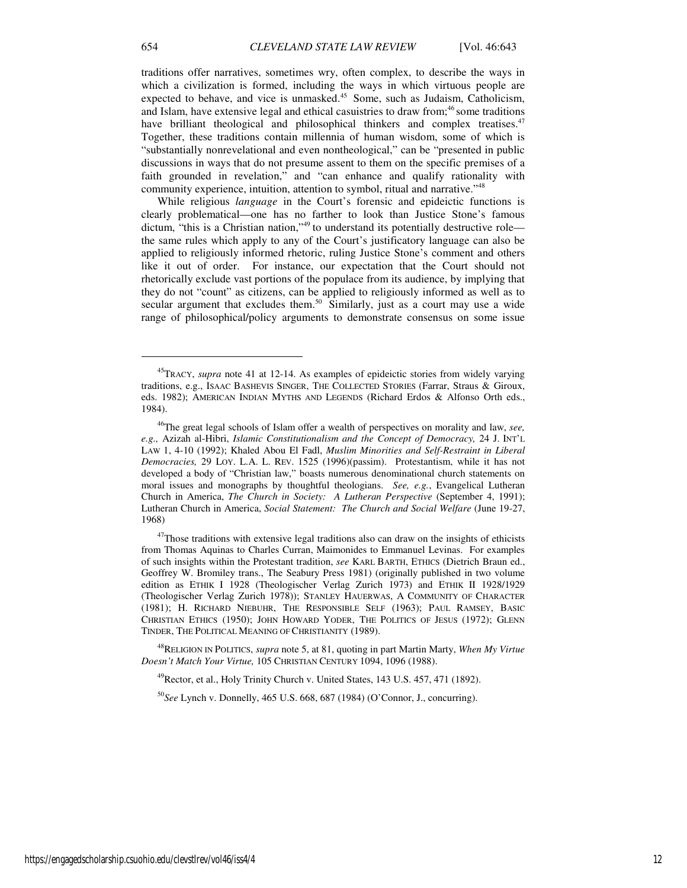traditions offer narratives, sometimes wry, often complex, to describe the ways in which a civilization is formed, including the ways in which virtuous people are expected to behave, and vice is unmasked.[45] Some, such as Judaism, Catholicism, and Islam, have extensive legal and ethical casuistries to draw from;[46] some traditions have brilliant theological and philosophical thinkers and complex treatises.[47] Together, these traditions contain millennia of human wisdom, some of which is "substantially nonrevelational and even nontheological," can be "presented in public discussions in ways that do not presume assent to them on the specific premises of a faith grounded in revelation," and "can enhance and qualify rationality with community experience, intuition, attention to symbol, ritual and narrative."[48]

While religious *language* in the Court's forensic and epideictic functions is clearly problematical—one has no farther to look than Justice Stone's famous dictum, "this is a Christian nation,"[49] to understand its potentially destructive role—the same rules which apply to any of the Court's justificatory language can also be applied to religiously informed rhetoric, ruling Justice Stone's comment and others like it out of order. For instance, our expectation that the Court should not rhetorically exclude vast portions of the populace from its audience, by implying that they do not "count" as citizens, can be applied to religiously informed as well as to secular argument that excludes them.[50] Similarly, just as a court may use a wide range of philosophical/policy arguments to demonstrate consensus on some issue

---

[45] TRACY, *supra* note 41 at 12-14. As examples of epideictic stories from widely varying traditions, e.g., ISAAC BASHEVIS SINGER, THE COLLECTED STORIES (Farrar, Straus & Giroux, eds. 1982); AMERICAN INDIAN MYTHS AND LEGENDS (Richard Erdos & Alfonso Orth eds., 1984).

[46] The great legal schools of Islam offer a wealth of perspectives on morality and law, *see, e.g.,* Azizah al-Hibri, *Islamic Constitutionalism and the Concept of Democracy,* 24 J. INT'L LAW 1, 4-10 (1992); Khaled Abou El Fadl, *Muslim Minorities and Self-Restraint in Liberal Democracies,* 29 LOY. L.A. L. REV. 1525 (1996)(passim). Protestantism, while it has not developed a body of "Christian law," boasts numerous denominational church statements on moral issues and monographs by thoughtful theologians. *See, e.g.*, Evangelical Lutheran Church in America, *The Church in Society: A Lutheran Perspective* (September 4, 1991); Lutheran Church in America, *Social Statement: The Church and Social Welfare* (June 19-27, 1968)

[47] Those traditions with extensive legal traditions also can draw on the insights of ethicists from Thomas Aquinas to Charles Curran, Maimonides to Emmanuel Levinas. For examples of such insights within the Protestant tradition, *see* KARL BARTH, ETHICS (Dietrich Braun ed., Geoffrey W. Bromiley trans., The Seabury Press 1981) (originally published in two volume edition as ETHIK I 1928 (Theologischer Verlag Zurich 1973) and ETHIK II 1928/1929 (Theologischer Verlag Zurich 1978)); STANLEY HAUERWAS, A COMMUNITY OF CHARACTER (1981); H. RICHARD NIEBUHR, THE RESPONSIBLE SELF (1963); PAUL RAMSEY, BASIC CHRISTIAN ETHICS (1950); JOHN HOWARD YODER, THE POLITICS OF JESUS (1972); GLENN TINDER, THE POLITICAL MEANING OF CHRISTIANITY (1989).

[48] RELIGION IN POLITICS, *supra* note 5, at 81, quoting in part Martin Marty, *When My Virtue Doesn't Match Your Virtue,* 105 CHRISTIAN CENTURY 1094, 1096 (1988).

[49] Rector, et al., Holy Trinity Church v. United States, 143 U.S. 457, 471 (1892).

[50] *See* Lynch v. Donnelly, 465 U.S. 668, 687 (1984) (O'Connor, J., concurring).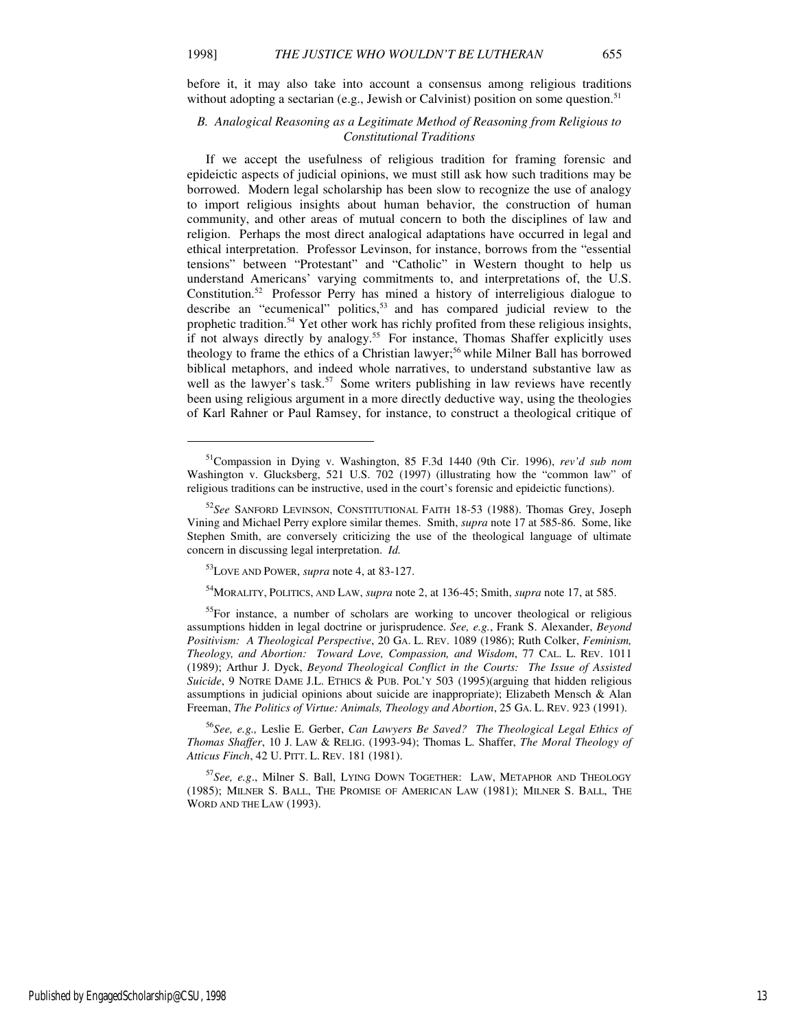before it, it may also take into account a consensus among religious traditions without adopting a sectarian (e.g., Jewish or Calvinist) position on some question.[51]

### *B. Analogical Reasoning as a Legitimate Method of Reasoning from Religious to Constitutional Traditions*

If we accept the usefulness of religious tradition for framing forensic and epideictic aspects of judicial opinions, we must still ask how such traditions may be borrowed. Modern legal scholarship has been slow to recognize the use of analogy to import religious insights about human behavior, the construction of human community, and other areas of mutual concern to both the disciplines of law and religion. Perhaps the most direct analogical adaptations have occurred in legal and ethical interpretation. Professor Levinson, for instance, borrows from the "essential tensions" between "Protestant" and "Catholic" in Western thought to help us understand Americans' varying commitments to, and interpretations of, the U.S. Constitution.[52] Professor Perry has mined a history of interreligious dialogue to describe an "ecumenical" politics,[53] and has compared judicial review to the prophetic tradition.[54] Yet other work has richly profited from these religious insights, if not always directly by analogy.[55] For instance, Thomas Shaffer explicitly uses theology to frame the ethics of a Christian lawyer;[56] while Milner Ball has borrowed biblical metaphors, and indeed whole narratives, to understand substantive law as well as the lawyer's task.[57] Some writers publishing in law reviews have recently been using religious argument in a more directly deductive way, using the theologies of Karl Rahner or Paul Ramsey, for instance, to construct a theological critique of

---

[51] Compassion in Dying v. Washington, 85 F.3d 1440 (9th Cir. 1996), *rev'd sub nom* Washington v. Glucksberg, 521 U.S. 702 (1997) (illustrating how the "common law" of religious traditions can be instructive, used in the court's forensic and epideictic functions).

[52] *See* SANFORD LEVINSON, CONSTITUTIONAL FAITH 18-53 (1988). Thomas Grey, Joseph Vining and Michael Perry explore similar themes. Smith, *supra* note 17 at 585-86. Some, like Stephen Smith, are conversely criticizing the use of the theological language of ultimate concern in discussing legal interpretation. *Id.*

[53] LOVE AND POWER, *supra* note 4, at 83-127.

[54] MORALITY, POLITICS, AND LAW, *supra* note 2, at 136-45; Smith, *supra* note 17, at 585.

[55] For instance, a number of scholars are working to uncover theological or religious assumptions hidden in legal doctrine or jurisprudence. *See, e.g.*, Frank S. Alexander, *Beyond Positivism: A Theological Perspective*, 20 GA. L. REV. 1089 (1986); Ruth Colker, *Feminism, Theology, and Abortion: Toward Love, Compassion, and Wisdom*, 77 CAL. L. REV. 1011 (1989); Arthur J. Dyck, *Beyond Theological Conflict in the Courts: The Issue of Assisted Suicide*, 9 NOTRE DAME J.L. ETHICS & PUB. POL'Y 503 (1995)(arguing that hidden religious assumptions in judicial opinions about suicide are inappropriate); Elizabeth Mensch & Alan Freeman, *The Politics of Virtue: Animals, Theology and Abortion*, 25 GA. L. REV. 923 (1991).

[56] *See, e.g.,* Leslie E. Gerber, *Can Lawyers Be Saved? The Theological Legal Ethics of Thomas Shaffer*, 10 J. LAW & RELIG. (1993-94); Thomas L. Shaffer, *The Moral Theology of Atticus Finch*, 42 U. PITT. L. REV. 181 (1981).

[57] *See, e.g*., Milner S. Ball, LYING DOWN TOGETHER: LAW, METAPHOR AND THEOLOGY (1985); MILNER S. BALL, THE PROMISE OF AMERICAN LAW (1981); MILNER S. BALL, THE WORD AND THE LAW (1993).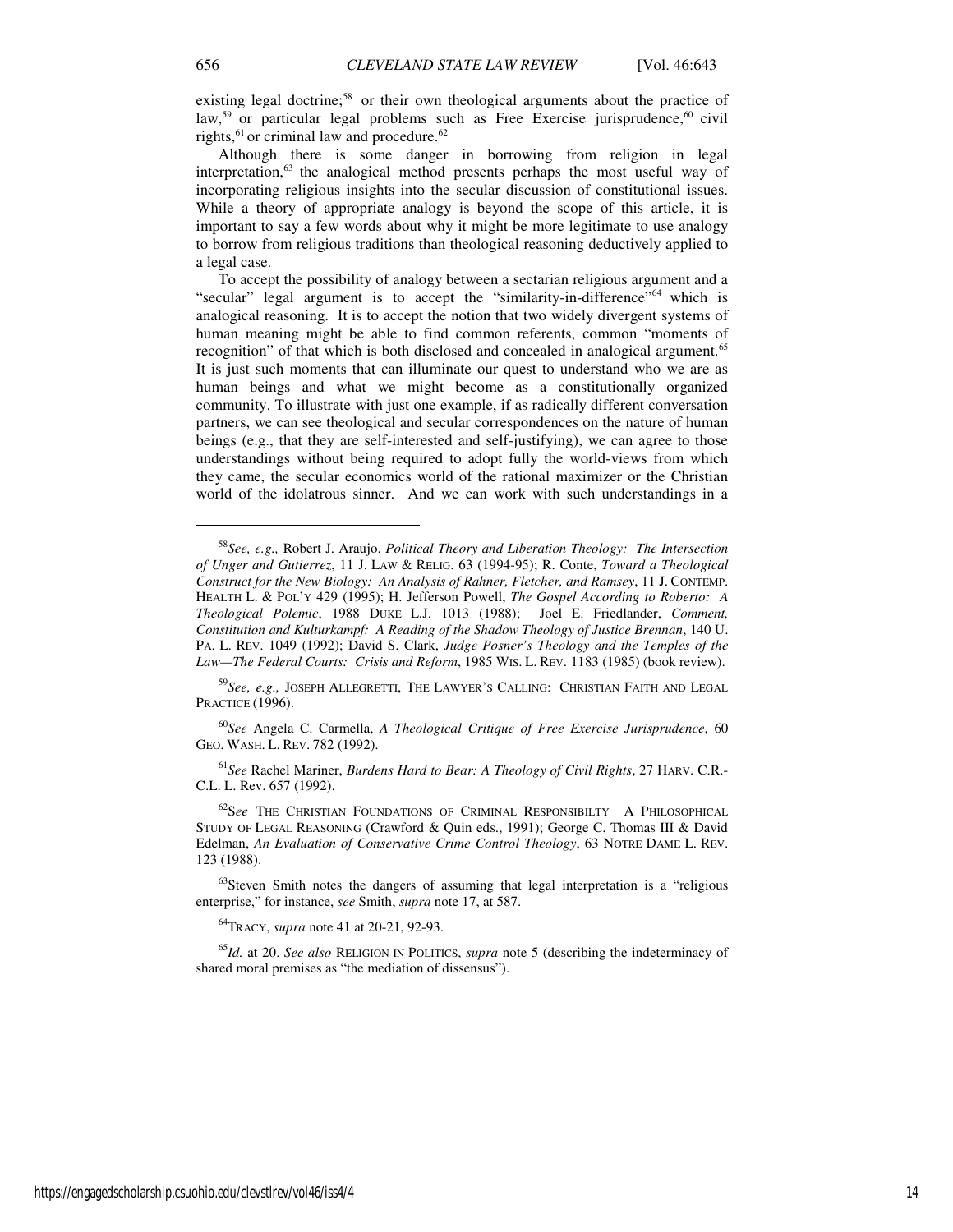existing legal doctrine;[58] or their own theological arguments about the practice of law,[59] or particular legal problems such as Free Exercise jurisprudence,[60] civil rights,[61] or criminal law and procedure.[62]

Although there is some danger in borrowing from religion in legal interpretation,[63] the analogical method presents perhaps the most useful way of incorporating religious insights into the secular discussion of constitutional issues. While a theory of appropriate analogy is beyond the scope of this article, it is important to say a few words about why it might be more legitimate to use analogy to borrow from religious traditions than theological reasoning deductively applied to a legal case.

To accept the possibility of analogy between a sectarian religious argument and a "secular" legal argument is to accept the "similarity-in-difference"[64] which is analogical reasoning. It is to accept the notion that two widely divergent systems of human meaning might be able to find common referents, common "moments of recognition" of that which is both disclosed and concealed in analogical argument.[65] It is just such moments that can illuminate our quest to understand who we are as human beings and what we might become as a constitutionally organized community. To illustrate with just one example, if as radically different conversation partners, we can see theological and secular correspondences on the nature of human beings (e.g., that they are self-interested and self-justifying), we can agree to those understandings without being required to adopt fully the world-views from which they came, the secular economics world of the rational maximizer or the Christian world of the idolatrous sinner. And we can work with such understandings in a

---

[58]*See, e.g.,* Robert J. Araujo, *Political Theory and Liberation Theology: The Intersection of Unger and Gutierrez*, 11 J. LAW & RELIG. 63 (1994-95); R. Conte, *Toward a Theological Construct for the New Biology: An Analysis of Rahner, Fletcher, and Ramsey*, 11 J. CONTEMP. HEALTH L. & POL'Y 429 (1995); H. Jefferson Powell, *The Gospel According to Roberto: A Theological Polemic*, 1988 DUKE L.J. 1013 (1988); Joel E. Friedlander, *Comment, Constitution and Kulturkampf: A Reading of the Shadow Theology of Justice Brennan*, 140 U. PA. L. REV. 1049 (1992); David S. Clark, *Judge Posner's Theology and the Temples of the Law—The Federal Courts: Crisis and Reform*, 1985 WIS. L. REV. 1183 (1985) (book review).

[59]*See, e.g.,* JOSEPH ALLEGRETTI, THE LAWYER'S CALLING: CHRISTIAN FAITH AND LEGAL PRACTICE (1996).

[60]*See* Angela C. Carmella, *A Theological Critique of Free Exercise Jurisprudence*, 60 GEO. WASH. L. REV. 782 (1992).

[61]*See* Rachel Mariner, *Burdens Hard to Bear: A Theology of Civil Rights*, 27 HARV. C.R.-C.L. L. Rev. 657 (1992).

[62]*See* THE CHRISTIAN FOUNDATIONS OF CRIMINAL RESPONSIBILTY A PHILOSOPHICAL STUDY OF LEGAL REASONING (Crawford & Quin eds., 1991); George C. Thomas III & David Edelman, *An Evaluation of Conservative Crime Control Theology*, 63 NOTRE DAME L. REV. 123 (1988).

[63]Steven Smith notes the dangers of assuming that legal interpretation is a "religious enterprise," for instance, *see* Smith, *supra* note 17, at 587.

[64]TRACY, *supra* note 41 at 20-21, 92-93.

[65]*Id.* at 20. *See also* RELIGION IN POLITICS, *supra* note 5 (describing the indeterminacy of shared moral premises as "the mediation of dissensus").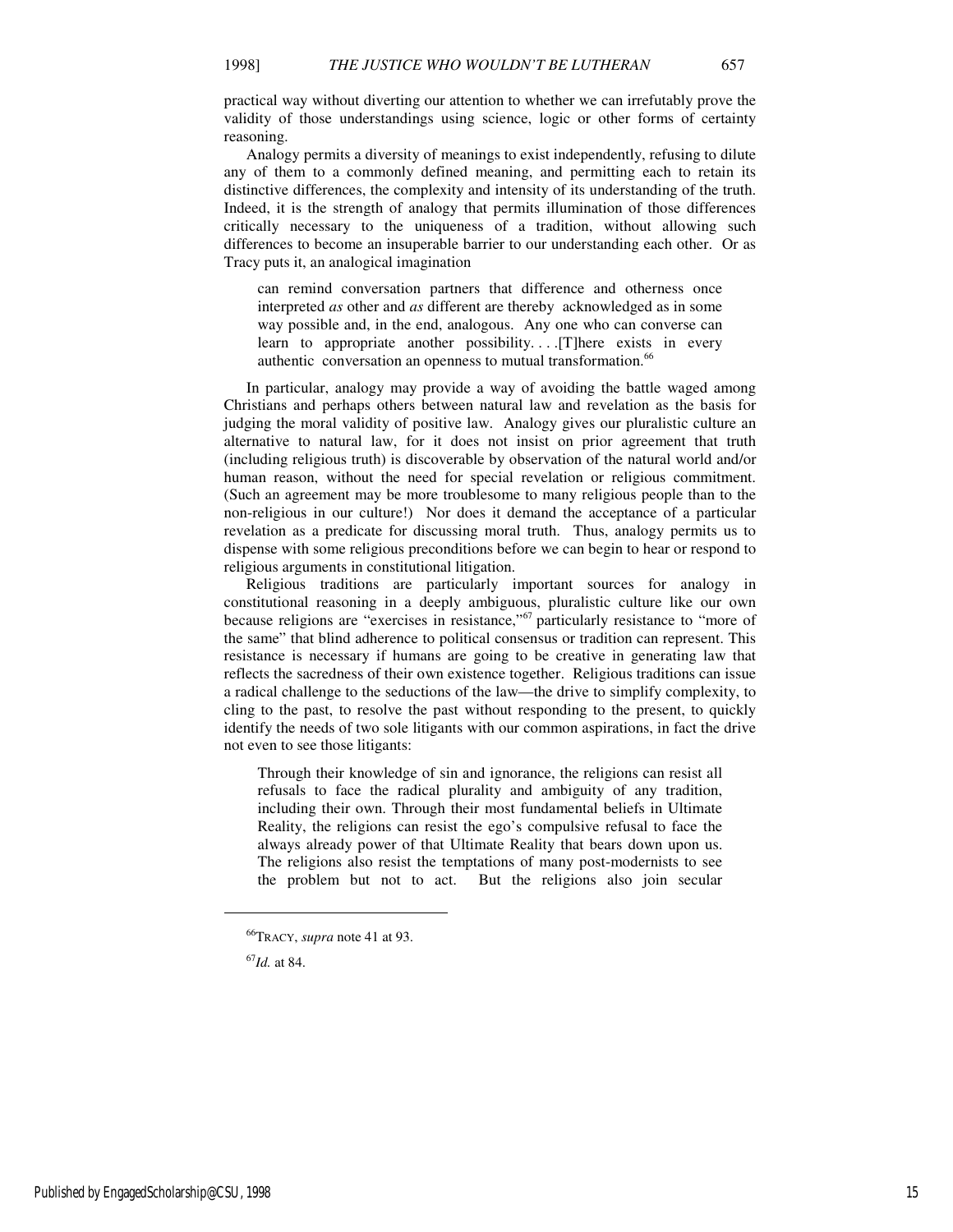practical way without diverting our attention to whether we can irrefutably prove the validity of those understandings using science, logic or other forms of certainty reasoning.

Analogy permits a diversity of meanings to exist independently, refusing to dilute any of them to a commonly defined meaning, and permitting each to retain its distinctive differences, the complexity and intensity of its understanding of the truth. Indeed, it is the strength of analogy that permits illumination of those differences critically necessary to the uniqueness of a tradition, without allowing such differences to become an insuperable barrier to our understanding each other. Or as Tracy puts it, an analogical imagination

> can remind conversation partners that difference and otherness once interpreted *as* other and *as* different are thereby acknowledged as in some way possible and, in the end, analogous. Any one who can converse can learn to appropriate another possibility. . . .[T]here exists in every authentic conversation an openness to mutual transformation.[66]

In particular, analogy may provide a way of avoiding the battle waged among Christians and perhaps others between natural law and revelation as the basis for judging the moral validity of positive law. Analogy gives our pluralistic culture an alternative to natural law, for it does not insist on prior agreement that truth (including religious truth) is discoverable by observation of the natural world and/or human reason, without the need for special revelation or religious commitment. (Such an agreement may be more troublesome to many religious people than to the non-religious in our culture!) Nor does it demand the acceptance of a particular revelation as a predicate for discussing moral truth. Thus, analogy permits us to dispense with some religious preconditions before we can begin to hear or respond to religious arguments in constitutional litigation.

Religious traditions are particularly important sources for analogy in constitutional reasoning in a deeply ambiguous, pluralistic culture like our own because religions are "exercises in resistance,"[67] particularly resistance to "more of the same" that blind adherence to political consensus or tradition can represent. This resistance is necessary if humans are going to be creative in generating law that reflects the sacredness of their own existence together. Religious traditions can issue a radical challenge to the seductions of the law—the drive to simplify complexity, to cling to the past, to resolve the past without responding to the present, to quickly identify the needs of two sole litigants with our common aspirations, in fact the drive not even to see those litigants:

> Through their knowledge of sin and ignorance, the religions can resist all refusals to face the radical plurality and ambiguity of any tradition, including their own. Through their most fundamental beliefs in Ultimate Reality, the religions can resist the ego's compulsive refusal to face the always already power of that Ultimate Reality that bears down upon us. The religions also resist the temptations of many post-modernists to see the problem but not to act. But the religions also join secular

---

[66] TRACY, *supra* note 41 at 93.

[67] *Id.* at 84.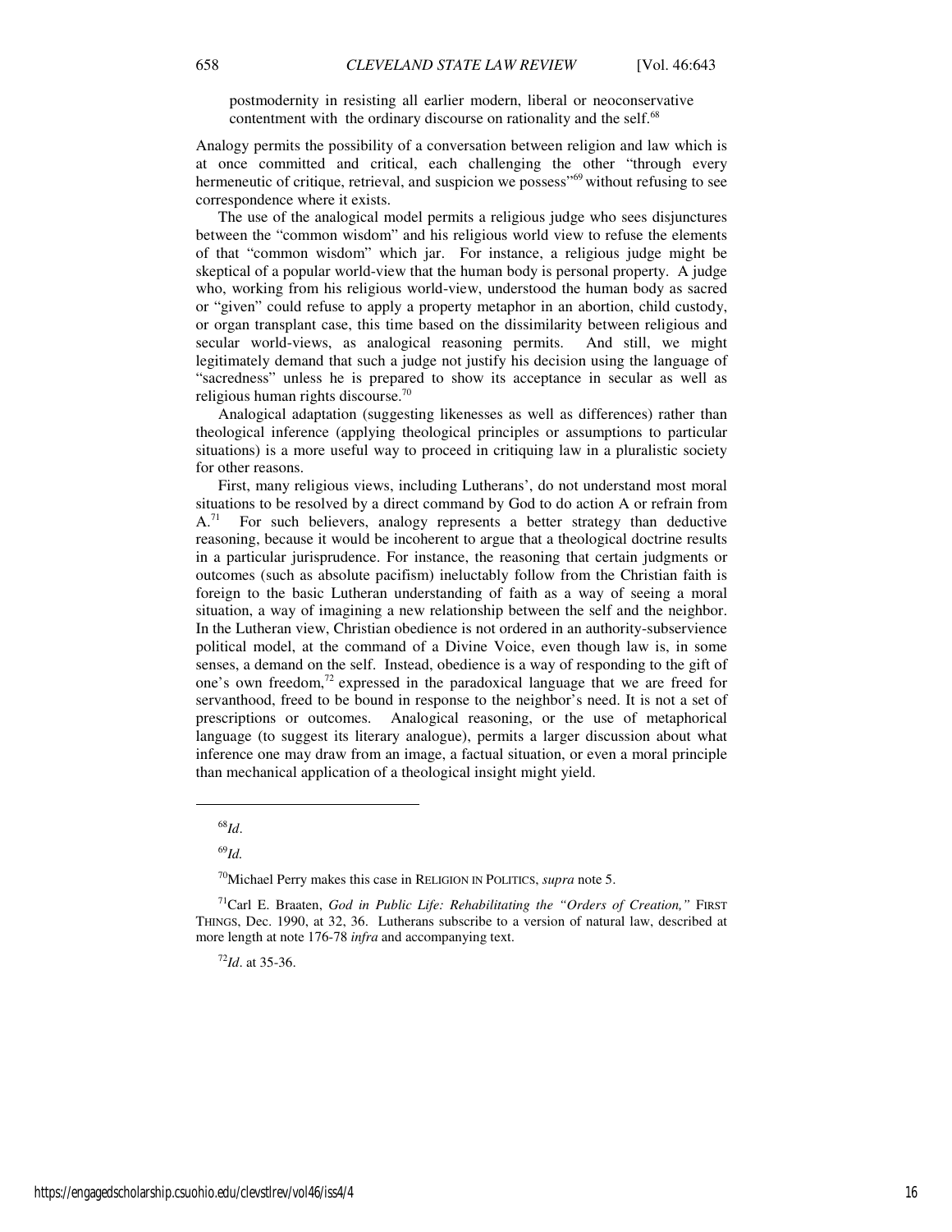> postmodernity in resisting all earlier modern, liberal or neoconservative contentment with the ordinary discourse on rationality and the self.[68]

Analogy permits the possibility of a conversation between religion and law which is at once committed and critical, each challenging the other "through every hermeneutic of critique, retrieval, and suspicion we possess"[69] without refusing to see correspondence where it exists.

The use of the analogical model permits a religious judge who sees disjunctures between the "common wisdom" and his religious world view to refuse the elements of that "common wisdom" which jar. For instance, a religious judge might be skeptical of a popular world-view that the human body is personal property. A judge who, working from his religious world-view, understood the human body as sacred or "given" could refuse to apply a property metaphor in an abortion, child custody, or organ transplant case, this time based on the dissimilarity between religious and secular world-views, as analogical reasoning permits. And still, we might legitimately demand that such a judge not justify his decision using the language of "sacredness" unless he is prepared to show its acceptance in secular as well as religious human rights discourse.[70]

Analogical adaptation (suggesting likenesses as well as differences) rather than theological inference (applying theological principles or assumptions to particular situations) is a more useful way to proceed in critiquing law in a pluralistic society for other reasons.

First, many religious views, including Lutherans', do not understand most moral situations to be resolved by a direct command by God to do action A or refrain from A.[71] For such believers, analogy represents a better strategy than deductive reasoning, because it would be incoherent to argue that a theological doctrine results in a particular jurisprudence. For instance, the reasoning that certain judgments or outcomes (such as absolute pacifism) ineluctably follow from the Christian faith is foreign to the basic Lutheran understanding of faith as a way of seeing a moral situation, a way of imagining a new relationship between the self and the neighbor. In the Lutheran view, Christian obedience is not ordered in an authority-subservience political model, at the command of a Divine Voice, even though law is, in some senses, a demand on the self. Instead, obedience is a way of responding to the gift of one's own freedom,[72] expressed in the paradoxical language that we are freed for servanthood, freed to be bound in response to the neighbor's need. It is not a set of prescriptions or outcomes. Analogical reasoning, or the use of metaphorical language (to suggest its literary analogue), permits a larger discussion about what inference one may draw from an image, a factual situation, or even a moral principle than mechanical application of a theological insight might yield.

---

[68] *Id*.

[69] *Id.*

[70] Michael Perry makes this case in RELIGION IN POLITICS, *supra* note 5.

[71] Carl E. Braaten, *God in Public Life: Rehabilitating the "Orders of Creation,"* FIRST THINGS, Dec. 1990, at 32, 36. Lutherans subscribe to a version of natural law, described at more length at note 176-78 *infra* and accompanying text.

[72] *Id*. at 35-36.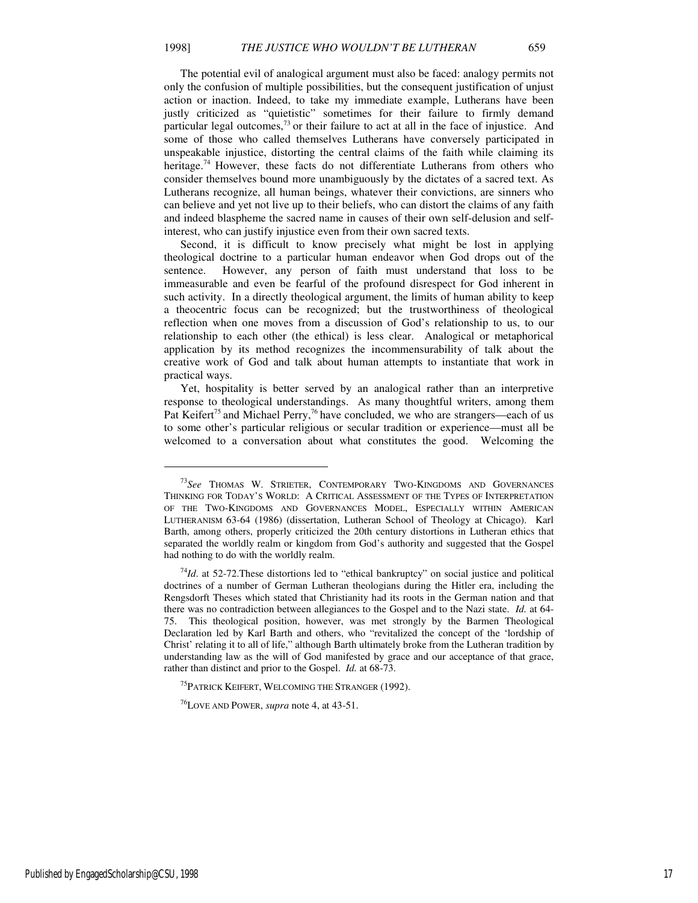The potential evil of analogical argument must also be faced: analogy permits not only the confusion of multiple possibilities, but the consequent justification of unjust action or inaction. Indeed, to take my immediate example, Lutherans have been justly criticized as "quietistic" sometimes for their failure to firmly demand particular legal outcomes,[73] or their failure to act at all in the face of injustice. And some of those who called themselves Lutherans have conversely participated in unspeakable injustice, distorting the central claims of the faith while claiming its heritage.[74] However, these facts do not differentiate Lutherans from others who consider themselves bound more unambiguously by the dictates of a sacred text. As Lutherans recognize, all human beings, whatever their convictions, are sinners who can believe and yet not live up to their beliefs, who can distort the claims of any faith and indeed blaspheme the sacred name in causes of their own self-delusion and self-interest, who can justify injustice even from their own sacred texts.

Second, it is difficult to know precisely what might be lost in applying theological doctrine to a particular human endeavor when God drops out of the sentence. However, any person of faith must understand that loss to be immeasurable and even be fearful of the profound disrespect for God inherent in such activity. In a directly theological argument, the limits of human ability to keep a theocentric focus can be recognized; but the trustworthiness of theological reflection when one moves from a discussion of God's relationship to us, to our relationship to each other (the ethical) is less clear. Analogical or metaphorical application by its method recognizes the incommensurability of talk about the creative work of God and talk about human attempts to instantiate that work in practical ways.

Yet, hospitality is better served by an analogical rather than an interpretive response to theological understandings. As many thoughtful writers, among them Pat Keifert[75] and Michael Perry,[76] have concluded, we who are strangers—each of us to some other's particular religious or secular tradition or experience—must all be welcomed to a conversation about what constitutes the good. Welcoming the

---

[73] *See* THOMAS W. STRIETER, CONTEMPORARY TWO-KINGDOMS AND GOVERNANCES THINKING FOR TODAY'S WORLD: A CRITICAL ASSESSMENT OF THE TYPES OF INTERPRETATION OF THE TWO-KINGDOMS AND GOVERNANCES MODEL, ESPECIALLY WITHIN AMERICAN LUTHERANISM 63-64 (1986) (dissertation, Lutheran School of Theology at Chicago). Karl Barth, among others, properly criticized the 20th century distortions in Lutheran ethics that separated the worldly realm or kingdom from God's authority and suggested that the Gospel had nothing to do with the worldly realm.

[74] *Id.* at 52-72.These distortions led to "ethical bankruptcy" on social justice and political doctrines of a number of German Lutheran theologians during the Hitler era, including the Rengsdorft Theses which stated that Christianity had its roots in the German nation and that there was no contradiction between allegiances to the Gospel and to the Nazi state. *Id.* at 64-75. This theological position, however, was met strongly by the Barmen Theological Declaration led by Karl Barth and others, who "revitalized the concept of the 'lordship of Christ' relating it to all of life," although Barth ultimately broke from the Lutheran tradition by understanding law as the will of God manifested by grace and our acceptance of that grace, rather than distinct and prior to the Gospel. *Id.* at 68-73.

[75] PATRICK KEIFERT, WELCOMING THE STRANGER (1992).

[76] LOVE AND POWER, *supra* note 4, at 43-51.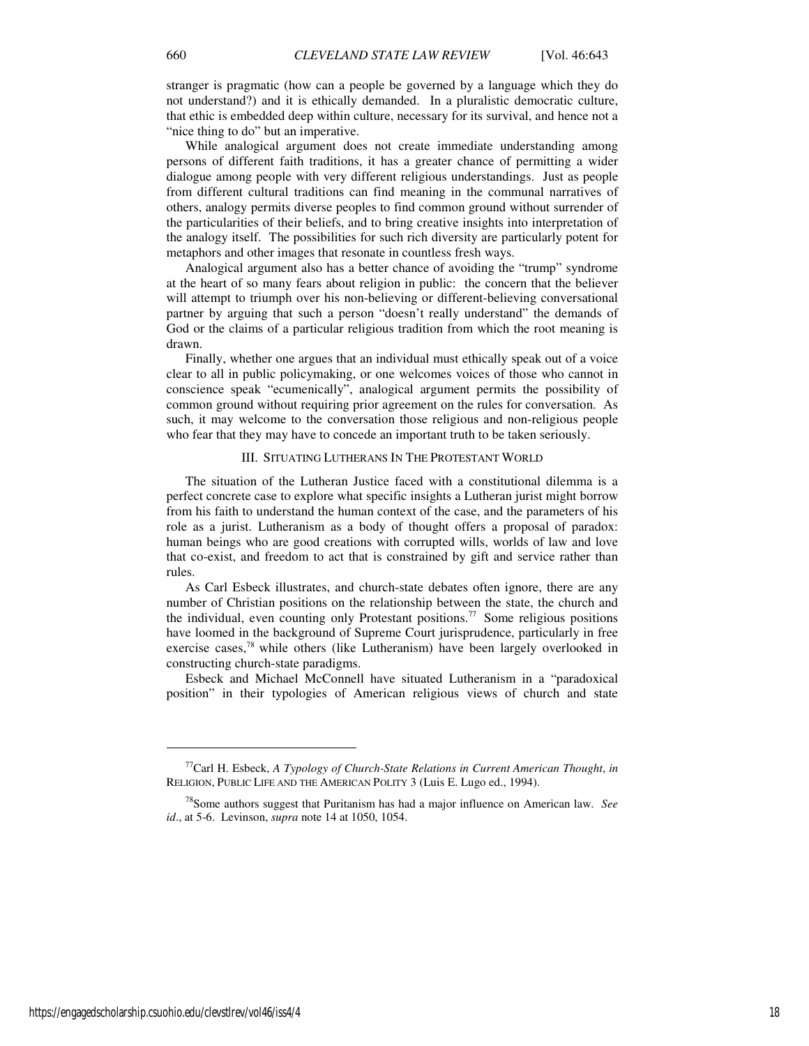stranger is pragmatic (how can a people be governed by a language which they do not understand?) and it is ethically demanded. In a pluralistic democratic culture, that ethic is embedded deep within culture, necessary for its survival, and hence not a "nice thing to do" but an imperative.

While analogical argument does not create immediate understanding among persons of different faith traditions, it has a greater chance of permitting a wider dialogue among people with very different religious understandings. Just as people from different cultural traditions can find meaning in the communal narratives of others, analogy permits diverse peoples to find common ground without surrender of the particularities of their beliefs, and to bring creative insights into interpretation of the analogy itself. The possibilities for such rich diversity are particularly potent for metaphors and other images that resonate in countless fresh ways.

Analogical argument also has a better chance of avoiding the "trump" syndrome at the heart of so many fears about religion in public: the concern that the believer will attempt to triumph over his non-believing or different-believing conversational partner by arguing that such a person "doesn't really understand" the demands of God or the claims of a particular religious tradition from which the root meaning is drawn.

Finally, whether one argues that an individual must ethically speak out of a voice clear to all in public policymaking, or one welcomes voices of those who cannot in conscience speak "ecumenically", analogical argument permits the possibility of common ground without requiring prior agreement on the rules for conversation. As such, it may welcome to the conversation those religious and non-religious people who fear that they may have to concede an important truth to be taken seriously.

## III. Situating Lutherans In The Protestant World

The situation of the Lutheran Justice faced with a constitutional dilemma is a perfect concrete case to explore what specific insights a Lutheran jurist might borrow from his faith to understand the human context of the case, and the parameters of his role as a jurist. Lutheranism as a body of thought offers a proposal of paradox: human beings who are good creations with corrupted wills, worlds of law and love that co-exist, and freedom to act that is constrained by gift and service rather than rules.

As Carl Esbeck illustrates, and church-state debates often ignore, there are any number of Christian positions on the relationship between the state, the church and the individual, even counting only Protestant positions.[77] Some religious positions have loomed in the background of Supreme Court jurisprudence, particularly in free exercise cases,[78] while others (like Lutheranism) have been largely overlooked in constructing church-state paradigms.

Esbeck and Michael McConnell have situated Lutheranism in a "paradoxical position" in their typologies of American religious views of church and state

---

[77] Carl H. Esbeck, *A Typology of Church-State Relations in Current American Thought*, *in* Religion, Public Life and the American Polity 3 (Luis E. Lugo ed., 1994).

[78] Some authors suggest that Puritanism has had a major influence on American law. *See id*., at 5-6. Levinson, *supra* note 14 at 1050, 1054.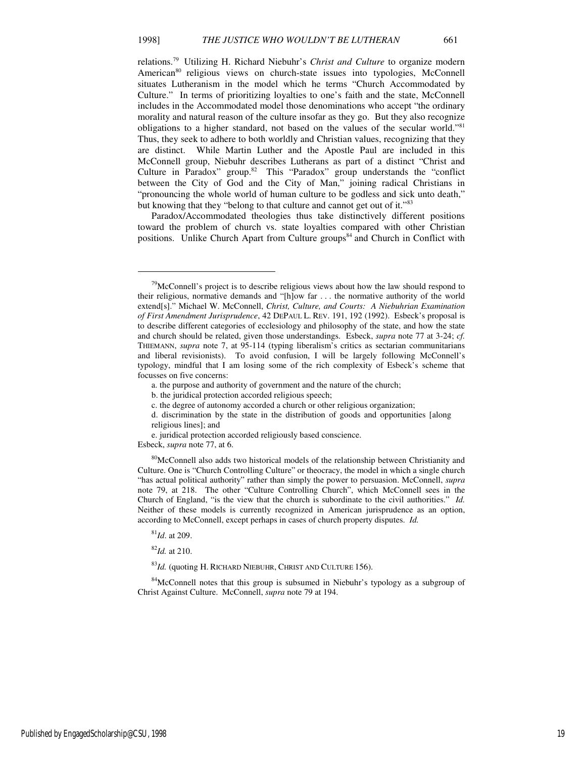relations.[79] Utilizing H. Richard Niebuhr's *Christ and Culture* to organize modern American[80] religious views on church-state issues into typologies, McConnell situates Lutheranism in the model which he terms "Church Accommodated by Culture." In terms of prioritizing loyalties to one's faith and the state, McConnell includes in the Accommodated model those denominations who accept "the ordinary morality and natural reason of the culture insofar as they go. But they also recognize obligations to a higher standard, not based on the values of the secular world."[81] Thus, they seek to adhere to both worldly and Christian values, recognizing that they are distinct. While Martin Luther and the Apostle Paul are included in this McConnell group, Niebuhr describes Lutherans as part of a distinct "Christ and Culture in Paradox" group.[82] This "Paradox" group understands the "conflict between the City of God and the City of Man," joining radical Christians in "pronouncing the whole world of human culture to be godless and sick unto death," but knowing that they "belong to that culture and cannot get out of it."[83]

Paradox/Accommodated theologies thus take distinctively different positions toward the problem of church vs. state loyalties compared with other Christian positions. Unlike Church Apart from Culture groups[84] and Church in Conflict with

---

[79]McConnell's project is to describe religious views about how the law should respond to their religious, normative demands and "[h]ow far . . . the normative authority of the world extend[s]." Michael W. McConnell, *Christ, Culture, and Courts: A Niebuhrian Examination of First Amendment Jurisprudence*, 42 DEPAUL L. REV. 191, 192 (1992). Esbeck's proposal is to describe different categories of ecclesiology and philosophy of the state, and how the state and church should be related, given those understandings. Esbeck, *supra* note 77 at 3-24; *cf.* THIEMANN, *supra* note 7, at 95-114 (typing liberalism's critics as sectarian communitarians and liberal revisionists). To avoid confusion, I will be largely following McConnell's typology, mindful that I am losing some of the rich complexity of Esbeck's scheme that focusses on five concerns:

a. the purpose and authority of government and the nature of the church;

b. the juridical protection accorded religious speech;

c. the degree of autonomy accorded a church or other religious organization;

d. discrimination by the state in the distribution of goods and opportunities [along religious lines]; and

e. juridical protection accorded religiously based conscience.

Esbeck, *supra* note 77, at 6.

[80]McConnell also adds two historical models of the relationship between Christianity and Culture. One is "Church Controlling Culture" or theocracy, the model in which a single church "has actual political authority" rather than simply the power to persuasion. McConnell, *supra* note 79, at 218. The other "Culture Controlling Church", which McConnell sees in the Church of England, "is the view that the church is subordinate to the civil authorities." *Id.* Neither of these models is currently recognized in American jurisprudence as an option, according to McConnell, except perhaps in cases of church property disputes. *Id.*

[81]*Id*. at 209.

[82]*Id.* at 210.

[83]*Id.* (quoting H. RICHARD NIEBUHR, CHRIST AND CULTURE 156).

[84]McConnell notes that this group is subsumed in Niebuhr's typology as a subgroup of Christ Against Culture. McConnell, *supra* note 79 at 194.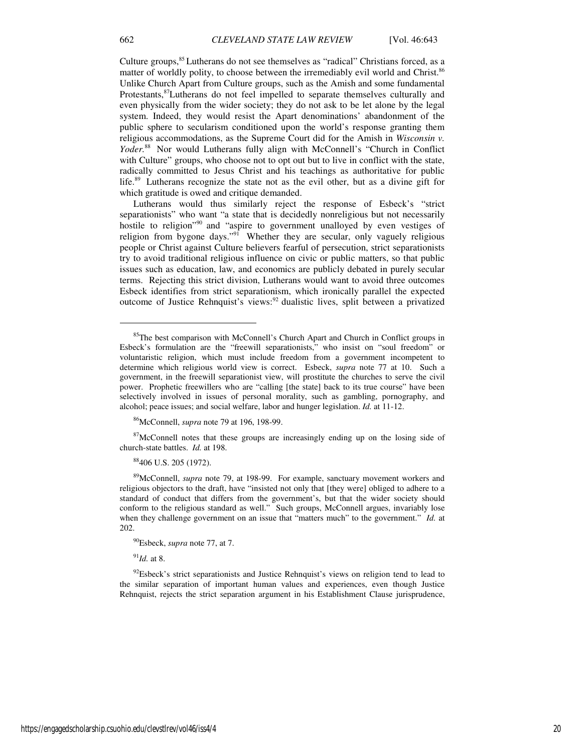Culture groups,[85] Lutherans do not see themselves as "radical" Christians forced, as a matter of worldly polity, to choose between the irremediably evil world and Christ.[86] Unlike Church Apart from Culture groups, such as the Amish and some fundamental Protestants,[87] Lutherans do not feel impelled to separate themselves culturally and even physically from the wider society; they do not ask to be let alone by the legal system. Indeed, they would resist the Apart denominations' abandonment of the public sphere to secularism conditioned upon the world's response granting them religious accommodations, as the Supreme Court did for the Amish in *Wisconsin v. Yoder*.[88] Nor would Lutherans fully align with McConnell's "Church in Conflict with Culture" groups, who choose not to opt out but to live in conflict with the state, radically committed to Jesus Christ and his teachings as authoritative for public life.[89] Lutherans recognize the state not as the evil other, but as a divine gift for which gratitude is owed and critique demanded.

Lutherans would thus similarly reject the response of Esbeck's "strict separationists" who want "a state that is decidedly nonreligious but not necessarily hostile to religion"[90] and "aspire to government unalloyed by even vestiges of religion from bygone days."[91] Whether they are secular, only vaguely religious people or Christ against Culture believers fearful of persecution, strict separationists try to avoid traditional religious influence on civic or public matters, so that public issues such as education, law, and economics are publicly debated in purely secular terms. Rejecting this strict division, Lutherans would want to avoid three outcomes Esbeck identifies from strict separationism, which ironically parallel the expected outcome of Justice Rehnquist's views:[92] dualistic lives, split between a privatized

---

[85] The best comparison with McConnell's Church Apart and Church in Conflict groups in Esbeck's formulation are the "freewill separationists," who insist on "soul freedom" or voluntaristic religion, which must include freedom from a government incompetent to determine which religious world view is correct. Esbeck, *supra* note 77 at 10. Such a government, in the freewill separationist view, will prostitute the churches to serve the civil power. Prophetic freewillers who are "calling [the state] back to its true course" have been selectively involved in issues of personal morality, such as gambling, pornography, and alcohol; peace issues; and social welfare, labor and hunger legislation. *Id.* at 11-12.

[86] McConnell, *supra* note 79 at 196, 198-99.

[87] McConnell notes that these groups are increasingly ending up on the losing side of church-state battles. *Id.* at 198.

[88] 406 U.S. 205 (1972).

[89] McConnell, *supra* note 79, at 198-99. For example, sanctuary movement workers and religious objectors to the draft, have "insisted not only that [they were] obliged to adhere to a standard of conduct that differs from the government's, but that the wider society should conform to the religious standard as well." Such groups, McConnell argues, invariably lose when they challenge government on an issue that "matters much" to the government." *Id.* at 202.

[90] Esbeck, *supra* note 77, at 7.

[91] *Id.* at 8.

[92] Esbeck's strict separationists and Justice Rehnquist's views on religion tend to lead to the similar separation of important human values and experiences, even though Justice Rehnquist, rejects the strict separation argument in his Establishment Clause jurisprudence,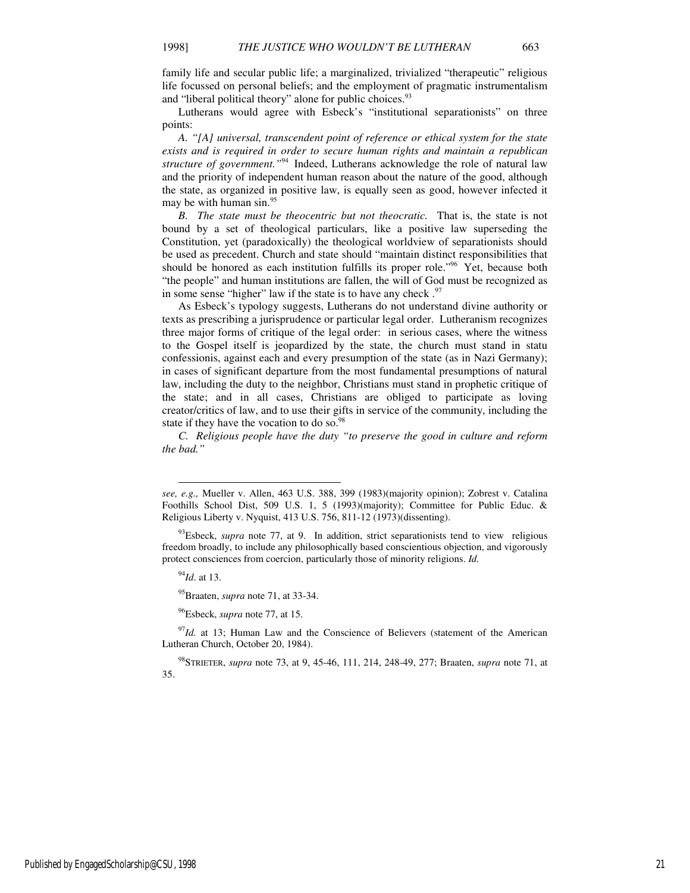family life and secular public life; a marginalized, trivialized "therapeutic" religious life focussed on personal beliefs; and the employment of pragmatic instrumentalism and "liberal political theory" alone for public choices.[93]

Lutherans would agree with Esbeck's "institutional separationists" on three points:

*A. "[A] universal, transcendent point of reference or ethical system for the state exists and is required in order to secure human rights and maintain a republican structure of government."*[94] Indeed, Lutherans acknowledge the role of natural law and the priority of independent human reason about the nature of the good, although the state, as organized in positive law, is equally seen as good, however infected it may be with human sin.[95]

*B. The state must be theocentric but not theocratic.* That is, the state is not bound by a set of theological particulars, like a positive law superseding the Constitution, yet (paradoxically) the theological worldview of separationists should be used as precedent. Church and state should "maintain distinct responsibilities that should be honored as each institution fulfills its proper role."[96] Yet, because both "the people" and human institutions are fallen, the will of God must be recognized as in some sense "higher" law if the state is to have any check .[97]

As Esbeck's typology suggests, Lutherans do not understand divine authority or texts as prescribing a jurisprudence or particular legal order. Lutheranism recognizes three major forms of critique of the legal order: in serious cases, where the witness to the Gospel itself is jeopardized by the state, the church must stand in statu confessionis, against each and every presumption of the state (as in Nazi Germany); in cases of significant departure from the most fundamental presumptions of natural law, including the duty to the neighbor, Christians must stand in prophetic critique of the state; and in all cases, Christians are obliged to participate as loving creator/critics of law, and to use their gifts in service of the community, including the state if they have the vocation to do so.[98]

*C. Religious people have the duty "to preserve the good in culture and reform the bad."*

---

*see, e.g.,* Mueller v. Allen, 463 U.S. 388, 399 (1983)(majority opinion); Zobrest v. Catalina Foothills School Dist, 509 U.S. 1, 5 (1993)(majority); Committee for Public Educ. & Religious Liberty v. Nyquist, 413 U.S. 756, 811-12 (1973)(dissenting).

[93]Esbeck, *supra* note 77, at 9. In addition, strict separationists tend to view religious freedom broadly, to include any philosophically based conscientious objection, and vigorously protect consciences from coercion, particularly those of minority religions. *Id.*

[94]*Id*. at 13.

[95]Braaten, *supra* note 71, at 33-34.

[96]Esbeck, *supra* note 77, at 15.

[97]*Id.* at 13; Human Law and the Conscience of Believers (statement of the American Lutheran Church, October 20, 1984).

[98]STRIETER, *supra* note 73, at 9, 45-46, 111, 214, 248-49, 277; Braaten, *supra* note 71, at 35.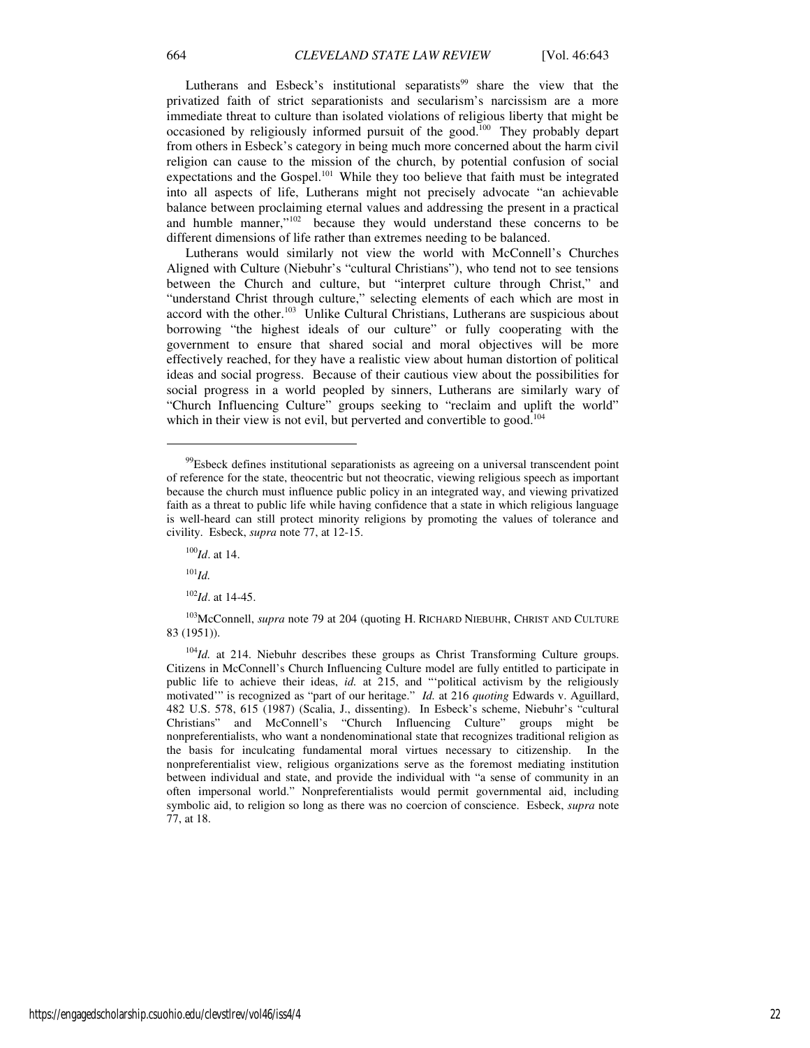Lutherans and Esbeck's institutional separatists[99] share the view that the privatized faith of strict separationists and secularism's narcissism are a more immediate threat to culture than isolated violations of religious liberty that might be occasioned by religiously informed pursuit of the good.[100] They probably depart from others in Esbeck's category in being much more concerned about the harm civil religion can cause to the mission of the church, by potential confusion of social expectations and the Gospel.[101] While they too believe that faith must be integrated into all aspects of life, Lutherans might not precisely advocate "an achievable balance between proclaiming eternal values and addressing the present in a practical and humble manner,"[102] because they would understand these concerns to be different dimensions of life rather than extremes needing to be balanced.

Lutherans would similarly not view the world with McConnell's Churches Aligned with Culture (Niebuhr's "cultural Christians"), who tend not to see tensions between the Church and culture, but "interpret culture through Christ," and "understand Christ through culture," selecting elements of each which are most in accord with the other.[103] Unlike Cultural Christians, Lutherans are suspicious about borrowing "the highest ideals of our culture" or fully cooperating with the government to ensure that shared social and moral objectives will be more effectively reached, for they have a realistic view about human distortion of political ideas and social progress. Because of their cautious view about the possibilities for social progress in a world peopled by sinners, Lutherans are similarly wary of "Church Influencing Culture" groups seeking to "reclaim and uplift the world" which in their view is not evil, but perverted and convertible to good.[104]

---

[99]Esbeck defines institutional separationists as agreeing on a universal transcendent point of reference for the state, theocentric but not theocratic, viewing religious speech as important because the church must influence public policy in an integrated way, and viewing privatized faith as a threat to public life while having confidence that a state in which religious language is well-heard can still protect minority religions by promoting the values of tolerance and civility. Esbeck, *supra* note 77, at 12-15.

[100]*Id*. at 14.

[101]*Id.*

[102]*Id*. at 14-45.

[103]McConnell, *supra* note 79 at 204 (quoting H. RICHARD NIEBUHR, CHRIST AND CULTURE 83 (1951)).

[104]*Id.* at 214. Niebuhr describes these groups as Christ Transforming Culture groups. Citizens in McConnell's Church Influencing Culture model are fully entitled to participate in public life to achieve their ideas, *id.* at 215, and "'political activism by the religiously motivated'" is recognized as "part of our heritage." *Id.* at 216 *quoting* Edwards v. Aguillard, 482 U.S. 578, 615 (1987) (Scalia, J., dissenting). In Esbeck's scheme, Niebuhr's "cultural Christians" and McConnell's "Church Influencing Culture" groups might be nonpreferentialists, who want a nondenominational state that recognizes traditional religion as the basis for inculcating fundamental moral virtues necessary to citizenship. In the nonpreferentialist view, religious organizations serve as the foremost mediating institution between individual and state, and provide the individual with "a sense of community in an often impersonal world." Nonpreferentialists would permit governmental aid, including symbolic aid, to religion so long as there was no coercion of conscience. Esbeck, *supra* note 77, at 18.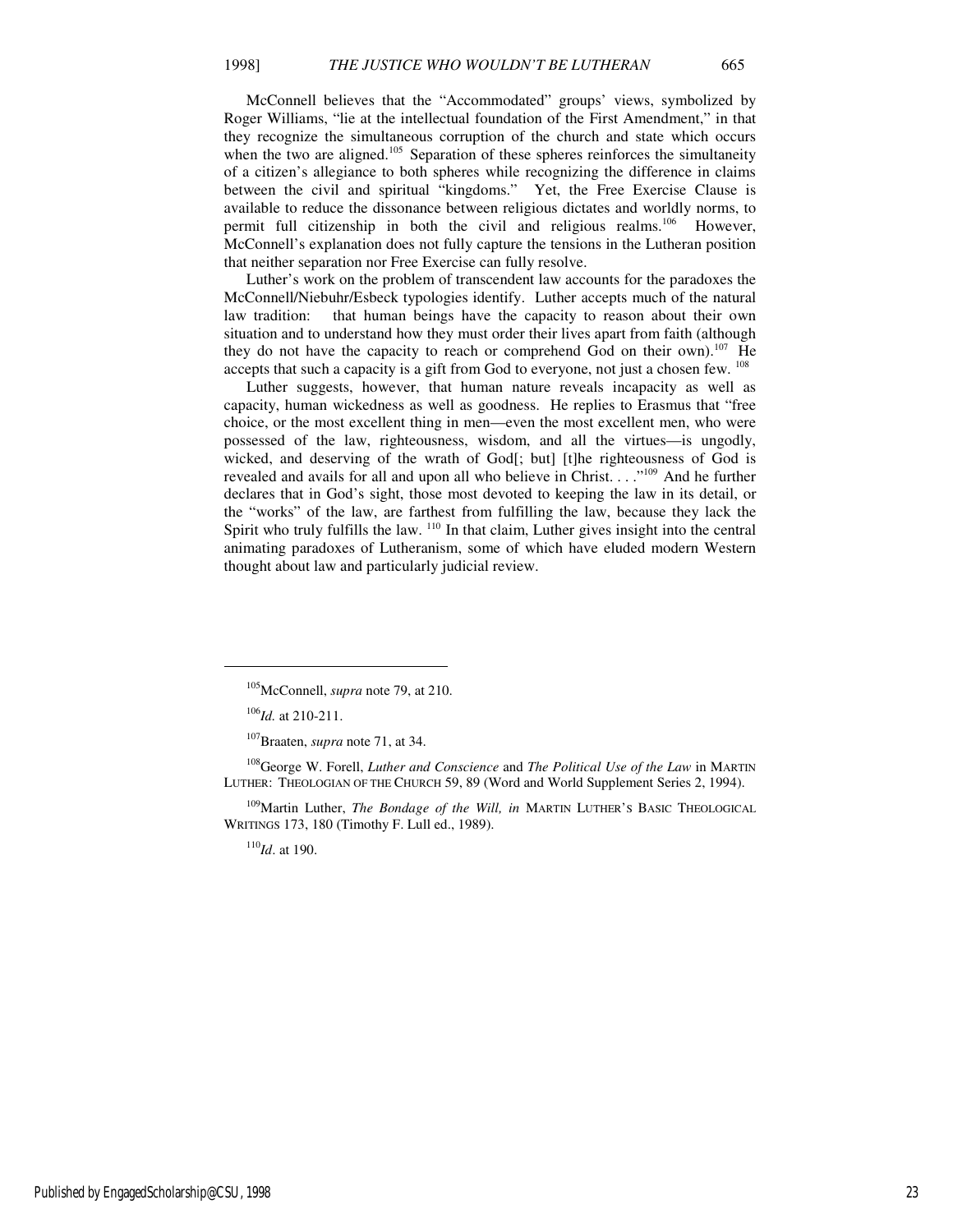McConnell believes that the "Accommodated" groups' views, symbolized by Roger Williams, "lie at the intellectual foundation of the First Amendment," in that they recognize the simultaneous corruption of the church and state which occurs when the two are aligned.[105] Separation of these spheres reinforces the simultaneity of a citizen's allegiance to both spheres while recognizing the difference in claims between the civil and spiritual "kingdoms." Yet, the Free Exercise Clause is available to reduce the dissonance between religious dictates and worldly norms, to permit full citizenship in both the civil and religious realms.[106] However, McConnell's explanation does not fully capture the tensions in the Lutheran position that neither separation nor Free Exercise can fully resolve.

Luther's work on the problem of transcendent law accounts for the paradoxes the McConnell/Niebuhr/Esbeck typologies identify. Luther accepts much of the natural law tradition: that human beings have the capacity to reason about their own situation and to understand how they must order their lives apart from faith (although they do not have the capacity to reach or comprehend God on their own).[107] He accepts that such a capacity is a gift from God to everyone, not just a chosen few.[108]

Luther suggests, however, that human nature reveals incapacity as well as capacity, human wickedness as well as goodness. He replies to Erasmus that "free choice, or the most excellent thing in men—even the most excellent men, who were possessed of the law, righteousness, wisdom, and all the virtues—is ungodly, wicked, and deserving of the wrath of God[; but] [t]he righteousness of God is revealed and avails for all and upon all who believe in Christ. . . ."[109] And he further declares that in God's sight, those most devoted to keeping the law in its detail, or the "works" of the law, are farthest from fulfilling the law, because they lack the Spirit who truly fulfills the law.[110] In that claim, Luther gives insight into the central animating paradoxes of Lutheranism, some of which have eluded modern Western thought about law and particularly judicial review.

---

[105] McConnell, *supra* note 79, at 210.

[106] *Id.* at 210-211.

[107] Braaten, *supra* note 71, at 34.

[108] George W. Forell, *Luther and Conscience* and *The Political Use of the Law* in MARTIN LUTHER: THEOLOGIAN OF THE CHURCH 59, 89 (Word and World Supplement Series 2, 1994).

[109] Martin Luther, *The Bondage of the Will, in* MARTIN LUTHER'S BASIC THEOLOGICAL WRITINGS 173, 180 (Timothy F. Lull ed., 1989).

[110] *Id*. at 190.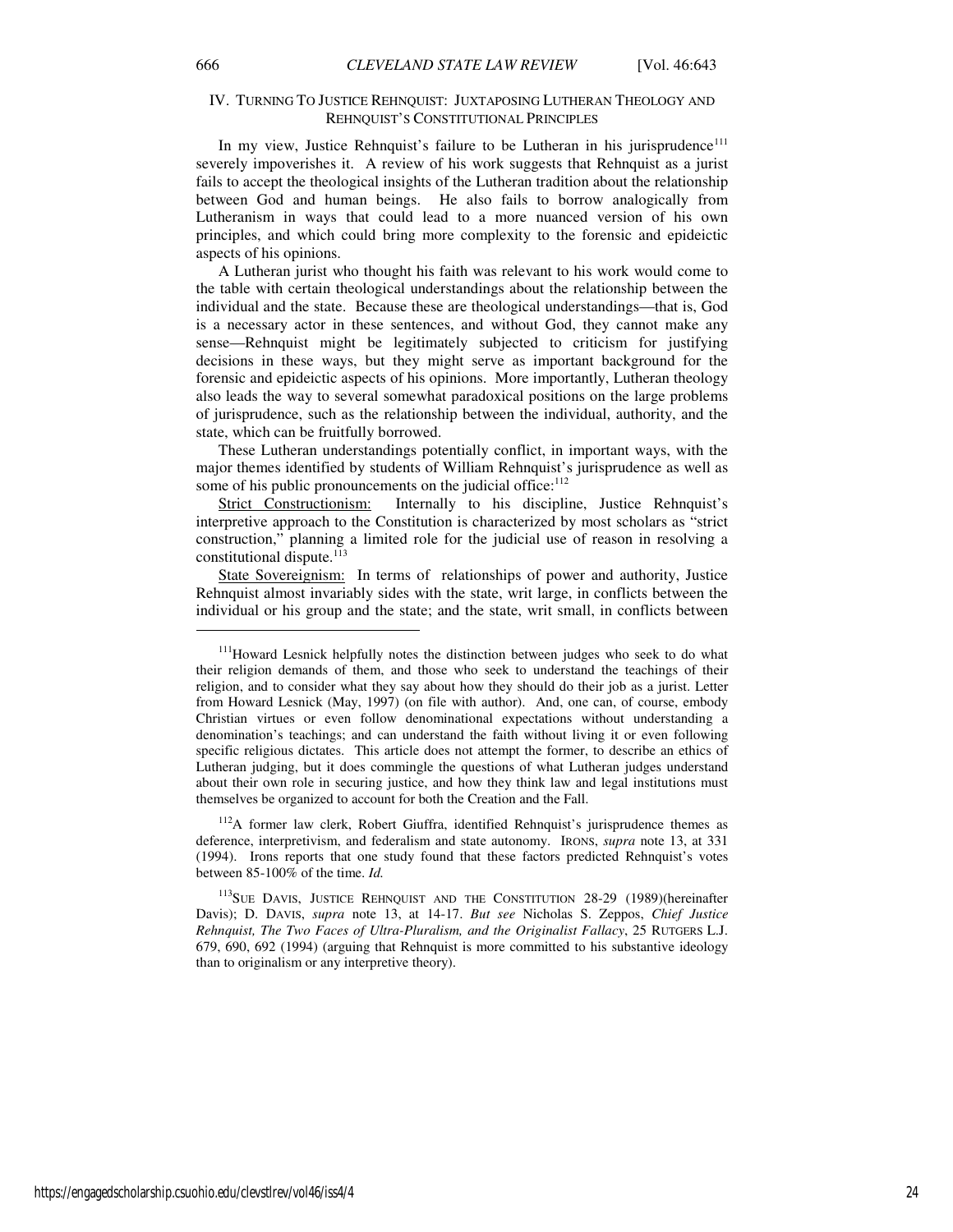## IV. TURNING TO JUSTICE REHNQUIST: JUXTAPOSING LUTHERAN THEOLOGY AND REHNQUIST'S CONSTITUTIONAL PRINCIPLES

In my view, Justice Rehnquist's failure to be Lutheran in his jurisprudence[111] severely impoverishes it. A review of his work suggests that Rehnquist as a jurist fails to accept the theological insights of the Lutheran tradition about the relationship between God and human beings. He also fails to borrow analogically from Lutheranism in ways that could lead to a more nuanced version of his own principles, and which could bring more complexity to the forensic and epideictic aspects of his opinions.

A Lutheran jurist who thought his faith was relevant to his work would come to the table with certain theological understandings about the relationship between the individual and the state. Because these are theological understandings—that is, God is a necessary actor in these sentences, and without God, they cannot make any sense—Rehnquist might be legitimately subjected to criticism for justifying decisions in these ways, but they might serve as important background for the forensic and epideictic aspects of his opinions. More importantly, Lutheran theology also leads the way to several somewhat paradoxical positions on the large problems of jurisprudence, such as the relationship between the individual, authority, and the state, which can be fruitfully borrowed.

These Lutheran understandings potentially conflict, in important ways, with the major themes identified by students of William Rehnquist's jurisprudence as well as some of his public pronouncements on the judicial office:[112]

<u>Strict Constructionism:</u> Internally to his discipline, Justice Rehnquist's interpretive approach to the Constitution is characterized by most scholars as "strict construction," planning a limited role for the judicial use of reason in resolving a constitutional dispute.[113]

<u>State Sovereignism:</u> In terms of relationships of power and authority, Justice Rehnquist almost invariably sides with the state, writ large, in conflicts between the individual or his group and the state; and the state, writ small, in conflicts between

---

[111] Howard Lesnick helpfully notes the distinction between judges who seek to do what their religion demands of them, and those who seek to understand the teachings of their religion, and to consider what they say about how they should do their job as a jurist. Letter from Howard Lesnick (May, 1997) (on file with author). And, one can, of course, embody Christian virtues or even follow denominational expectations without understanding a denomination's teachings; and can understand the faith without living it or even following specific religious dictates. This article does not attempt the former, to describe an ethics of Lutheran judging, but it does commingle the questions of what Lutheran judges understand about their own role in securing justice, and how they think law and legal institutions must themselves be organized to account for both the Creation and the Fall.

[112] A former law clerk, Robert Giuffra, identified Rehnquist's jurisprudence themes as deference, interpretivism, and federalism and state autonomy. IRONS, *supra* note 13, at 331 (1994). Irons reports that one study found that these factors predicted Rehnquist's votes between 85-100% of the time. *Id.*

[113] SUE DAVIS, JUSTICE REHNQUIST AND THE CONSTITUTION 28-29 (1989)(hereinafter Davis); D. DAVIS, *supra* note 13, at 14-17. *But see* Nicholas S. Zeppos, *Chief Justice Rehnquist, The Two Faces of Ultra-Pluralism, and the Originalist Fallacy*, 25 RUTGERS L.J. 679, 690, 692 (1994) (arguing that Rehnquist is more committed to his substantive ideology than to originalism or any interpretive theory).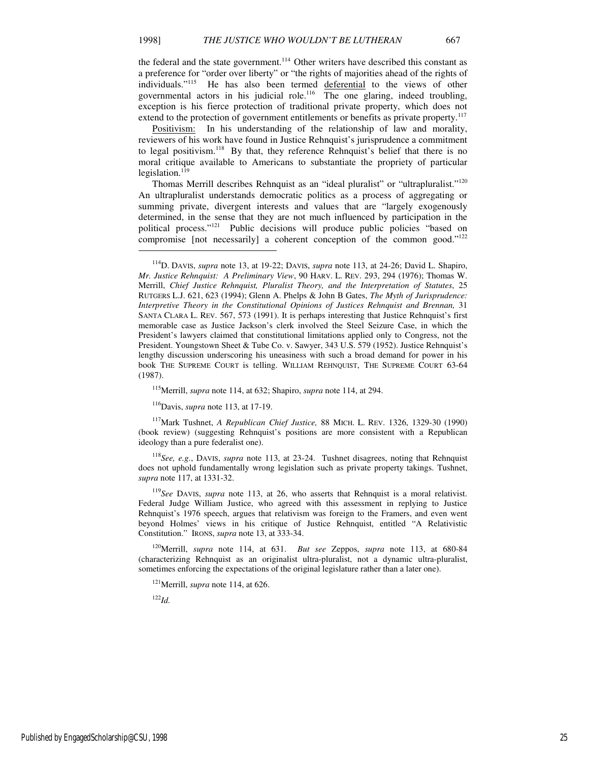the federal and the state government.[114] Other writers have described this constant as a preference for "order over liberty" or "the rights of majorities ahead of the rights of individuals."[115] He has also been termed deferential to the views of other governmental actors in his judicial role.[116] The one glaring, indeed troubling, exception is his fierce protection of traditional private property, which does not extend to the protection of government entitlements or benefits as private property.[117]

Positivism: In his understanding of the relationship of law and morality, reviewers of his work have found in Justice Rehnquist's jurisprudence a commitment to legal positivism.[118] By that, they reference Rehnquist's belief that there is no moral critique available to Americans to substantiate the propriety of particular legislation.[119]

Thomas Merrill describes Rehnquist as an "ideal pluralist" or "ultrapluralist."[120] An ultrapluralist understands democratic politics as a process of aggregating or summing private, divergent interests and values that are "largely exogenously determined, in the sense that they are not much influenced by participation in the political process."[121] Public decisions will produce public policies "based on compromise [not necessarily] a coherent conception of the common good."[122]

---

[114] D. DAVIS, *supra* note 13, at 19-22; DAVIS, *supra* note 113, at 24-26; David L. Shapiro, *Mr. Justice Rehnquist: A Preliminary View*, 90 HARV. L. REV. 293, 294 (1976); Thomas W. Merrill, *Chief Justice Rehnquist, Pluralist Theory, and the Interpretation of Statutes*, 25 RUTGERS L.J. 621, 623 (1994); Glenn A. Phelps & John B Gates, *The Myth of Jurisprudence: Interpretive Theory in the Constitutional Opinions of Justices Rehnquist and Brennan,* 31 SANTA CLARA L. REV. 567, 573 (1991). It is perhaps interesting that Justice Rehnquist's first memorable case as Justice Jackson's clerk involved the Steel Seizure Case, in which the President's lawyers claimed that constitutional limitations applied only to Congress, not the President. Youngstown Sheet & Tube Co. v. Sawyer, 343 U.S. 579 (1952). Justice Rehnquist's lengthy discussion underscoring his uneasiness with such a broad demand for power in his book THE SUPREME COURT is telling. WILLIAM REHNQUIST, THE SUPREME COURT 63-64 (1987).

[115] Merrill, *supra* note 114, at 632; Shapiro, *supra* note 114, at 294.

[116] Davis, *supra* note 113, at 17-19.

[117] Mark Tushnet, *A Republican Chief Justice,* 88 MICH. L. REV. 1326, 1329-30 (1990) (book review) (suggesting Rehnquist's positions are more consistent with a Republican ideology than a pure federalist one).

[118] *See, e.g.*, DAVIS, *supra* note 113, at 23-24. Tushnet disagrees, noting that Rehnquist does not uphold fundamentally wrong legislation such as private property takings. Tushnet, *supra* note 117, at 1331-32.

[119] *See* DAVIS, *supra* note 113, at 26, who asserts that Rehnquist is a moral relativist. Federal Judge William Justice, who agreed with this assessment in replying to Justice Rehnquist's 1976 speech, argues that relativism was foreign to the Framers, and even went beyond Holmes' views in his critique of Justice Rehnquist, entitled "A Relativistic Constitution." IRONS, *supra* note 13, at 333-34.

[120] Merrill, *supra* note 114, at 631. *But see* Zeppos, *supra* note 113, at 680-84 (characterizing Rehnquist as an originalist ultra-pluralist, not a dynamic ultra-pluralist, sometimes enforcing the expectations of the original legislature rather than a later one).

[121] Merrill, *supra* note 114, at 626.

[122] *Id.*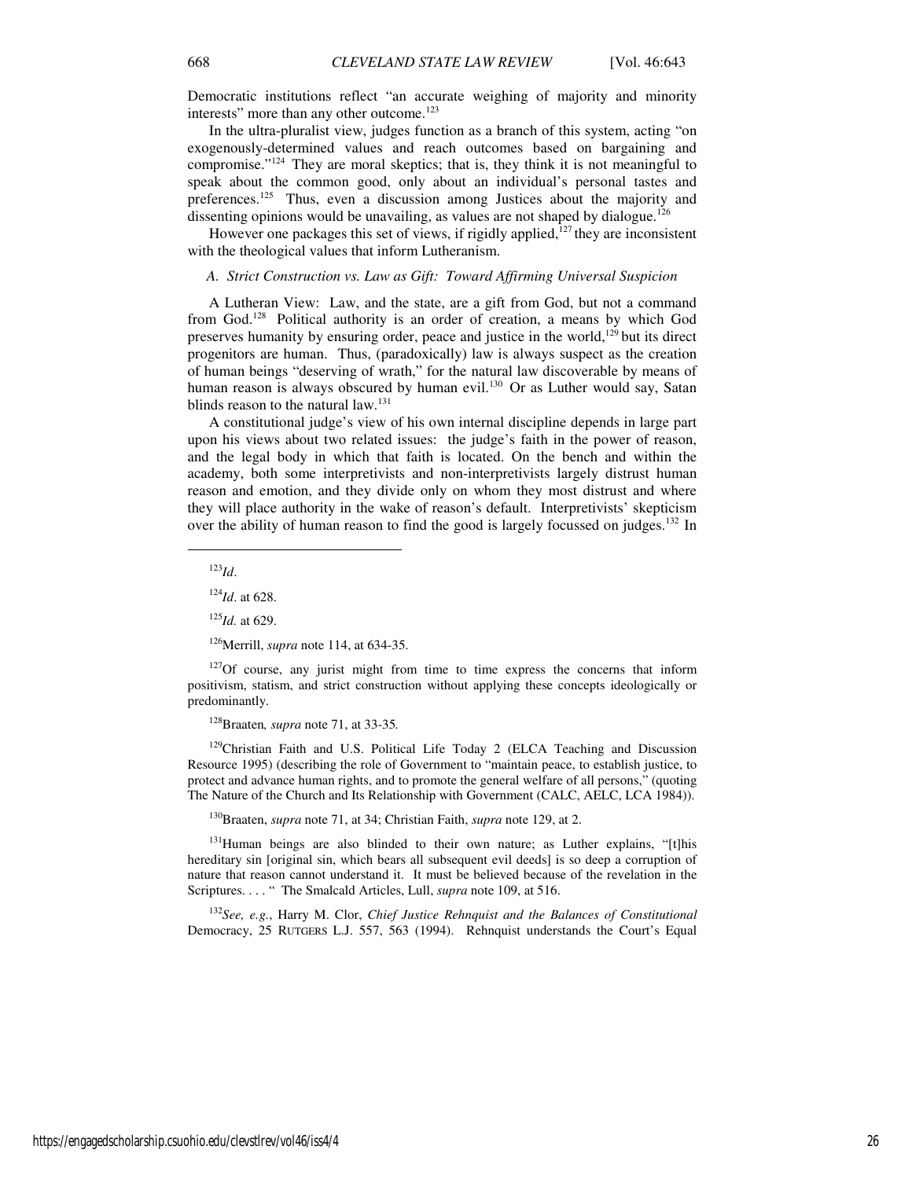Democratic institutions reflect "an accurate weighing of majority and minority interests" more than any other outcome.[123]

In the ultra-pluralist view, judges function as a branch of this system, acting "on exogenously-determined values and reach outcomes based on bargaining and compromise."[124] They are moral skeptics; that is, they think it is not meaningful to speak about the common good, only about an individual's personal tastes and preferences.[125] Thus, even a discussion among Justices about the majority and dissenting opinions would be unavailing, as values are not shaped by dialogue.[126]

However one packages this set of views, if rigidly applied,[127] they are inconsistent with the theological values that inform Lutheranism.

### *A. Strict Construction vs. Law as Gift: Toward Affirming Universal Suspicion*

A Lutheran View: Law, and the state, are a gift from God, but not a command from God.[128] Political authority is an order of creation, a means by which God preserves humanity by ensuring order, peace and justice in the world,[129] but its direct progenitors are human. Thus, (paradoxically) law is always suspect as the creation of human beings "deserving of wrath," for the natural law discoverable by means of human reason is always obscured by human evil.[130] Or as Luther would say, Satan blinds reason to the natural law.[131]

A constitutional judge's view of his own internal discipline depends in large part upon his views about two related issues: the judge's faith in the power of reason, and the legal body in which that faith is located. On the bench and within the academy, both some interpretivists and non-interpretivists largely distrust human reason and emotion, and they divide only on whom they most distrust and where they will place authority in the wake of reason's default. Interpretivists' skepticism over the ability of human reason to find the good is largely focussed on judges.[132] In

---

[123] *Id*.

[124] *Id*. at 628.

[125] *Id.* at 629.

[126] Merrill, *supra* note 114, at 634-35.

[127] Of course, any jurist might from time to time express the concerns that inform positivism, statism, and strict construction without applying these concepts ideologically or predominantly.

[128] Braaten*, supra* note 71, at 33-35*.*

[129] Christian Faith and U.S. Political Life Today 2 (ELCA Teaching and Discussion Resource 1995) (describing the role of Government to "maintain peace, to establish justice, to protect and advance human rights, and to promote the general welfare of all persons," (quoting The Nature of the Church and Its Relationship with Government (CALC, AELC, LCA 1984)).

[130] Braaten, *supra* note 71, at 34; Christian Faith, *supra* note 129, at 2.

[131] Human beings are also blinded to their own nature; as Luther explains, "[t]his hereditary sin [original sin, which bears all subsequent evil deeds] is so deep a corruption of nature that reason cannot understand it. It must be believed because of the revelation in the Scriptures. . . . " The Smalcald Articles, Lull, *supra* note 109, at 516.

[132] *See, e.g.*, Harry M. Clor, *Chief Justice Rehnquist and the Balances of Constitutional* Democracy, 25 RUTGERS L.J. 557, 563 (1994). Rehnquist understands the Court's Equal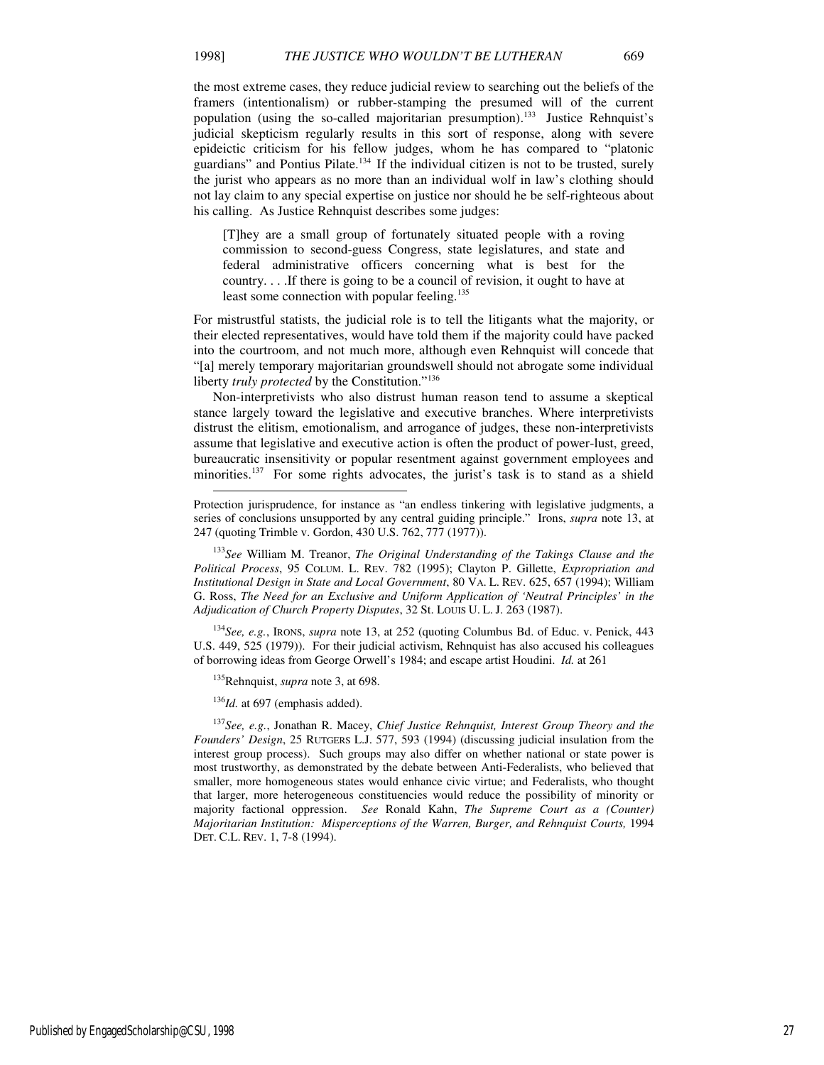the most extreme cases, they reduce judicial review to searching out the beliefs of the framers (intentionalism) or rubber-stamping the presumed will of the current population (using the so-called majoritarian presumption).[133] Justice Rehnquist's judicial skepticism regularly results in this sort of response, along with severe epideictic criticism for his fellow judges, whom he has compared to "platonic guardians" and Pontius Pilate.[134] If the individual citizen is not to be trusted, surely the jurist who appears as no more than an individual wolf in law's clothing should not lay claim to any special expertise on justice nor should he be self-righteous about his calling. As Justice Rehnquist describes some judges:

> [T]hey are a small group of fortunately situated people with a roving commission to second-guess Congress, state legislatures, and state and federal administrative officers concerning what is best for the country. . . .If there is going to be a council of revision, it ought to have at least some connection with popular feeling.[135]

For mistrustful statists, the judicial role is to tell the litigants what the majority, or their elected representatives, would have told them if the majority could have packed into the courtroom, and not much more, although even Rehnquist will concede that "[a] merely temporary majoritarian groundswell should not abrogate some individual liberty *truly protected* by the Constitution."[136]

Non-interpretivists who also distrust human reason tend to assume a skeptical stance largely toward the legislative and executive branches. Where interpretivists distrust the elitism, emotionalism, and arrogance of judges, these non-interpretivists assume that legislative and executive action is often the product of power-lust, greed, bureaucratic insensitivity or popular resentment against government employees and minorities.[137] For some rights advocates, the jurist's task is to stand as a shield

---

Protection jurisprudence, for instance as "an endless tinkering with legislative judgments, a series of conclusions unsupported by any central guiding principle." Irons, *supra* note 13, at 247 (quoting Trimble v. Gordon, 430 U.S. 762, 777 (1977)).

[133] *See* William M. Treanor, *The Original Understanding of the Takings Clause and the Political Process*, 95 COLUM. L. REV. 782 (1995); Clayton P. Gillette, *Expropriation and Institutional Design in State and Local Government*, 80 VA. L. REV. 625, 657 (1994); William G. Ross, *The Need for an Exclusive and Uniform Application of 'Neutral Principles' in the Adjudication of Church Property Disputes*, 32 ST. LOUIS U. L. J. 263 (1987).

[134] *See, e.g.*, IRONS, *supra* note 13, at 252 (quoting Columbus Bd. of Educ. v. Penick, 443 U.S. 449, 525 (1979)). For their judicial activism, Rehnquist has also accused his colleagues of borrowing ideas from George Orwell's 1984; and escape artist Houdini. *Id.* at 261

[135] Rehnquist, *supra* note 3, at 698.

[136] *Id.* at 697 (emphasis added).

[137] *See, e.g.*, Jonathan R. Macey, *Chief Justice Rehnquist, Interest Group Theory and the Founders' Design*, 25 RUTGERS L.J. 577, 593 (1994) (discussing judicial insulation from the interest group process). Such groups may also differ on whether national or state power is most trustworthy, as demonstrated by the debate between Anti-Federalists, who believed that smaller, more homogeneous states would enhance civic virtue; and Federalists, who thought that larger, more heterogeneous constituencies would reduce the possibility of minority or majority factional oppression. *See* Ronald Kahn, *The Supreme Court as a (Counter) Majoritarian Institution: Misperceptions of the Warren, Burger, and Rehnquist Courts,* 1994 DET. C.L. REV. 1, 7-8 (1994).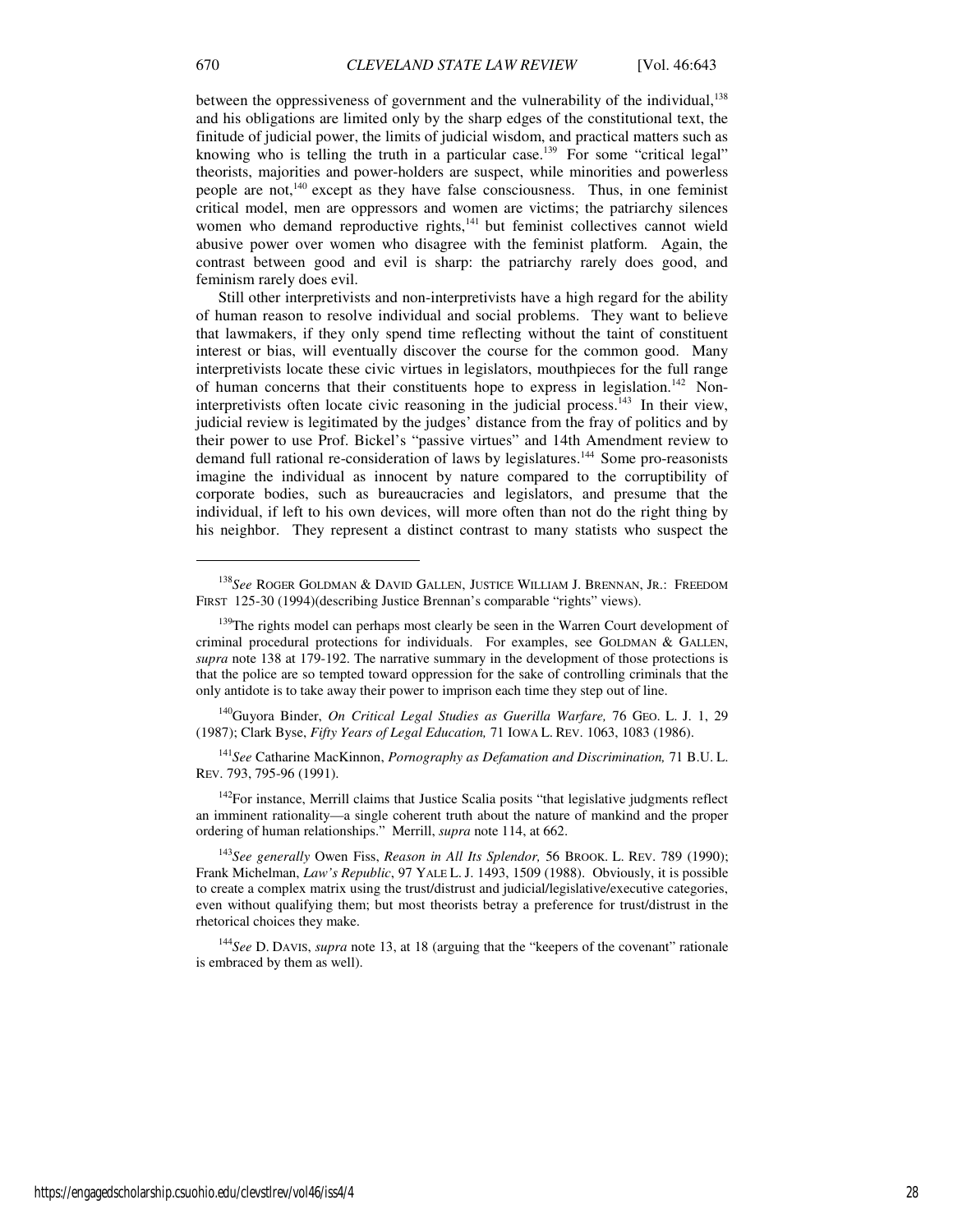between the oppressiveness of government and the vulnerability of the individual,[138] and his obligations are limited only by the sharp edges of the constitutional text, the finitude of judicial power, the limits of judicial wisdom, and practical matters such as knowing who is telling the truth in a particular case.[139] For some "critical legal" theorists, majorities and power-holders are suspect, while minorities and powerless people are not,[140] except as they have false consciousness. Thus, in one feminist critical model, men are oppressors and women are victims; the patriarchy silences women who demand reproductive rights,[141] but feminist collectives cannot wield abusive power over women who disagree with the feminist platform. Again, the contrast between good and evil is sharp: the patriarchy rarely does good, and feminism rarely does evil.

Still other interpretivists and non-interpretivists have a high regard for the ability of human reason to resolve individual and social problems. They want to believe that lawmakers, if they only spend time reflecting without the taint of constituent interest or bias, will eventually discover the course for the common good. Many interpretivists locate these civic virtues in legislators, mouthpieces for the full range of human concerns that their constituents hope to express in legislation.[142] Non-interpretivists often locate civic reasoning in the judicial process.[143] In their view, judicial review is legitimated by the judges' distance from the fray of politics and by their power to use Prof. Bickel's "passive virtues" and 14th Amendment review to demand full rational re-consideration of laws by legislatures.[144] Some pro-reasonists imagine the individual as innocent by nature compared to the corruptibility of corporate bodies, such as bureaucracies and legislators, and presume that the individual, if left to his own devices, will more often than not do the right thing by his neighbor. They represent a distinct contrast to many statists who suspect the

---

[138] *See* ROGER GOLDMAN & DAVID GALLEN, JUSTICE WILLIAM J. BRENNAN, JR.: FREEDOM FIRST 125-30 (1994)(describing Justice Brennan's comparable "rights" views).

[139] The rights model can perhaps most clearly be seen in the Warren Court development of criminal procedural protections for individuals. For examples, see GOLDMAN & GALLEN, *supra* note 138 at 179-192. The narrative summary in the development of those protections is that the police are so tempted toward oppression for the sake of controlling criminals that the only antidote is to take away their power to imprison each time they step out of line.

[140] Guyora Binder, *On Critical Legal Studies as Guerilla Warfare,* 76 GEO. L. J. 1, 29 (1987); Clark Byse, *Fifty Years of Legal Education,* 71 IOWA L. REV. 1063, 1083 (1986).

[141] *See* Catharine MacKinnon, *Pornography as Defamation and Discrimination,* 71 B.U. L. REV. 793, 795-96 (1991).

[142] For instance, Merrill claims that Justice Scalia posits "that legislative judgments reflect an imminent rationality—a single coherent truth about the nature of mankind and the proper ordering of human relationships." Merrill, *supra* note 114, at 662.

[143] *See generally* Owen Fiss, *Reason in All Its Splendor,* 56 BROOK. L. REV. 789 (1990); Frank Michelman, *Law's Republic*, 97 YALE L. J. 1493, 1509 (1988). Obviously, it is possible to create a complex matrix using the trust/distrust and judicial/legislative/executive categories, even without qualifying them; but most theorists betray a preference for trust/distrust in the rhetorical choices they make.

[144] *See* D. DAVIS, *supra* note 13, at 18 (arguing that the "keepers of the covenant" rationale is embraced by them as well).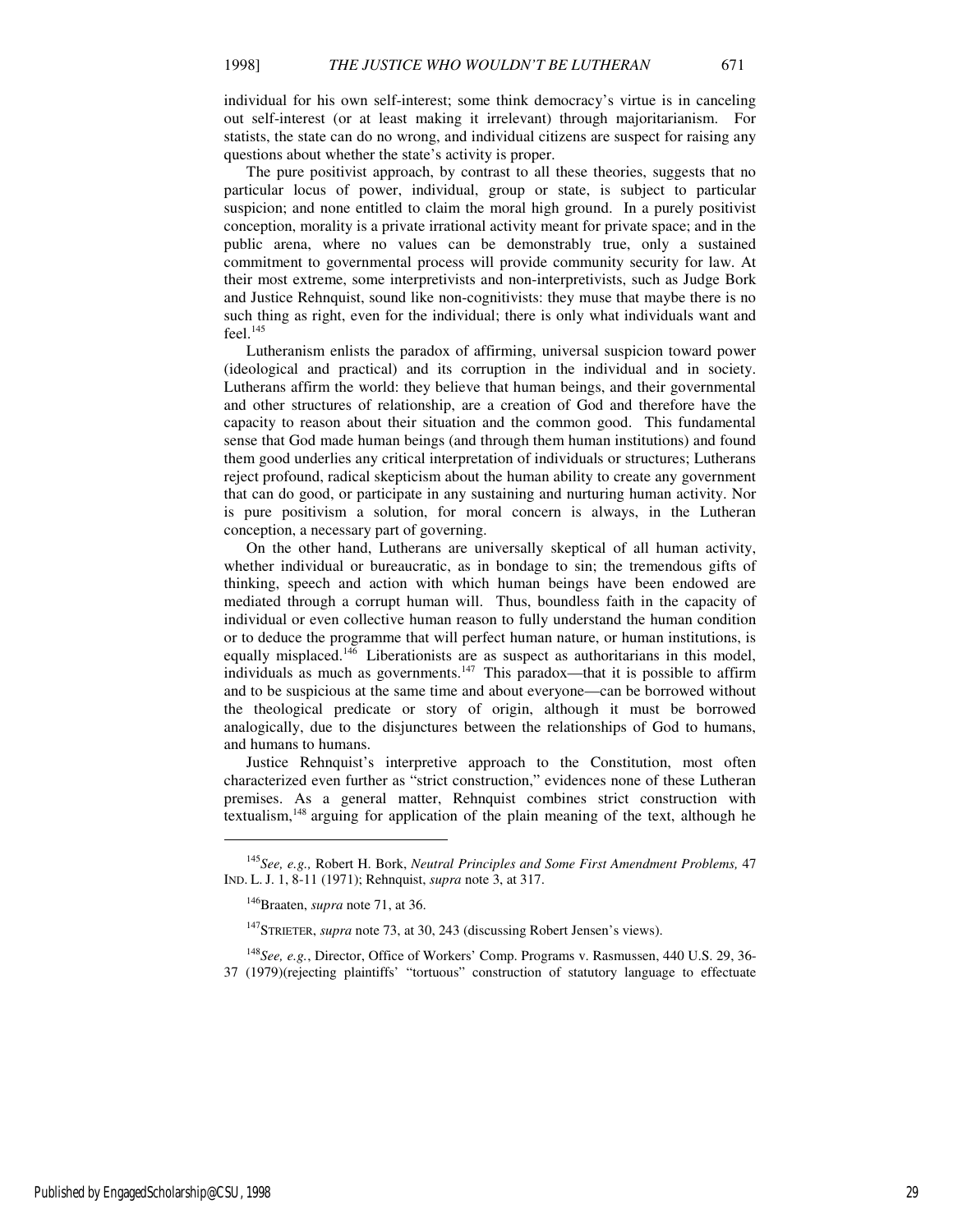individual for his own self-interest; some think democracy's virtue is in canceling out self-interest (or at least making it irrelevant) through majoritarianism. For statists, the state can do no wrong, and individual citizens are suspect for raising any questions about whether the state's activity is proper.

The pure positivist approach, by contrast to all these theories, suggests that no particular locus of power, individual, group or state, is subject to particular suspicion; and none entitled to claim the moral high ground. In a purely positivist conception, morality is a private irrational activity meant for private space; and in the public arena, where no values can be demonstrably true, only a sustained commitment to governmental process will provide community security for law. At their most extreme, some interpretivists and non-interpretivists, such as Judge Bork and Justice Rehnquist, sound like non-cognitivists: they muse that maybe there is no such thing as right, even for the individual; there is only what individuals want and feel.[145]

Lutheranism enlists the paradox of affirming, universal suspicion toward power (ideological and practical) and its corruption in the individual and in society. Lutherans affirm the world: they believe that human beings, and their governmental and other structures of relationship, are a creation of God and therefore have the capacity to reason about their situation and the common good. This fundamental sense that God made human beings (and through them human institutions) and found them good underlies any critical interpretation of individuals or structures; Lutherans reject profound, radical skepticism about the human ability to create any government that can do good, or participate in any sustaining and nurturing human activity. Nor is pure positivism a solution, for moral concern is always, in the Lutheran conception, a necessary part of governing.

On the other hand, Lutherans are universally skeptical of all human activity, whether individual or bureaucratic, as in bondage to sin; the tremendous gifts of thinking, speech and action with which human beings have been endowed are mediated through a corrupt human will. Thus, boundless faith in the capacity of individual or even collective human reason to fully understand the human condition or to deduce the programme that will perfect human nature, or human institutions, is equally misplaced.[146] Liberationists are as suspect as authoritarians in this model, individuals as much as governments.[147] This paradox—that it is possible to affirm and to be suspicious at the same time and about everyone—can be borrowed without the theological predicate or story of origin, although it must be borrowed analogically, due to the disjunctures between the relationships of God to humans, and humans to humans.

Justice Rehnquist's interpretive approach to the Constitution, most often characterized even further as "strict construction," evidences none of these Lutheran premises. As a general matter, Rehnquist combines strict construction with textualism,[148] arguing for application of the plain meaning of the text, although he

---

[145] *See, e.g.,* Robert H. Bork, *Neutral Principles and Some First Amendment Problems,* 47 IND. L. J. 1, 8-11 (1971); Rehnquist, *supra* note 3, at 317.

[146] Braaten, *supra* note 71, at 36.

[147] STRIETER, *supra* note 73, at 30, 243 (discussing Robert Jensen's views).

[148] *See, e.g.*, Director, Office of Workers' Comp. Programs v. Rasmussen, 440 U.S. 29, 36-37 (1979)(rejecting plaintiffs' "tortuous" construction of statutory language to effectuate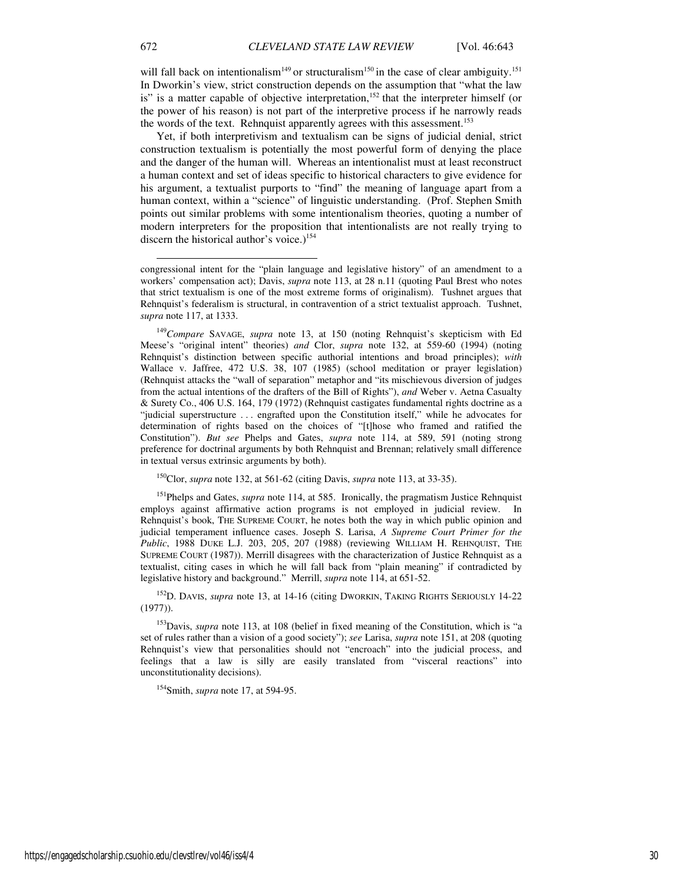will fall back on intentionalism[149] or structuralism[150] in the case of clear ambiguity.[151] In Dworkin's view, strict construction depends on the assumption that "what the law is" is a matter capable of objective interpretation,[152] that the interpreter himself (or the power of his reason) is not part of the interpretive process if he narrowly reads the words of the text. Rehnquist apparently agrees with this assessment.[153]

Yet, if both interpretivism and textualism can be signs of judicial denial, strict construction textualism is potentially the most powerful form of denying the place and the danger of the human will. Whereas an intentionalist must at least reconstruct a human context and set of ideas specific to historical characters to give evidence for his argument, a textualist purports to "find" the meaning of language apart from a human context, within a "science" of linguistic understanding. (Prof. Stephen Smith points out similar problems with some intentionalism theories, quoting a number of modern interpreters for the proposition that intentionalists are not really trying to discern the historical author's voice.)[154]

---

congressional intent for the "plain language and legislative history" of an amendment to a workers' compensation act); Davis, *supra* note 113, at 28 n.11 (quoting Paul Brest who notes that strict textualism is one of the most extreme forms of originalism). Tushnet argues that Rehnquist's federalism is structural, in contravention of a strict textualist approach. Tushnet, *supra* note 117, at 1333.

[149] *Compare* SAVAGE, *supra* note 13, at 150 (noting Rehnquist's skepticism with Ed Meese's "original intent" theories) *and* Clor, *supra* note 132, at 559-60 (1994) (noting Rehnquist's distinction between specific authorial intentions and broad principles); *with* Wallace v. Jaffree, 472 U.S. 38, 107 (1985) (school meditation or prayer legislation) (Rehnquist attacks the "wall of separation" metaphor and "its mischievous diversion of judges from the actual intentions of the drafters of the Bill of Rights"), *and* Weber v. Aetna Casualty & Surety Co., 406 U.S. 164, 179 (1972) (Rehnquist castigates fundamental rights doctrine as a "judicial superstructure . . . engrafted upon the Constitution itself," while he advocates for determination of rights based on the choices of "[t]hose who framed and ratified the Constitution"). *But see* Phelps and Gates, *supra* note 114, at 589, 591 (noting strong preference for doctrinal arguments by both Rehnquist and Brennan; relatively small difference in textual versus extrinsic arguments by both).

[150] Clor, *supra* note 132, at 561-62 (citing Davis, *supra* note 113, at 33-35).

[151] Phelps and Gates, *supra* note 114, at 585. Ironically, the pragmatism Justice Rehnquist employs against affirmative action programs is not employed in judicial review. In Rehnquist's book, THE SUPREME COURT, he notes both the way in which public opinion and judicial temperament influence cases. Joseph S. Larisa, *A Supreme Court Primer for the Public*, 1988 DUKE L.J. 203, 205, 207 (1988) (reviewing WILLIAM H. REHNQUIST, THE SUPREME COURT (1987)). Merrill disagrees with the characterization of Justice Rehnquist as a textualist, citing cases in which he will fall back from "plain meaning" if contradicted by legislative history and background." Merrill, *supra* note 114, at 651-52.

[152] D. DAVIS, *supra* note 13, at 14-16 (citing DWORKIN, TAKING RIGHTS SERIOUSLY 14-22 (1977)).

[153] Davis, *supra* note 113, at 108 (belief in fixed meaning of the Constitution, which is "a set of rules rather than a vision of a good society"); *see* Larisa, *supra* note 151, at 208 (quoting Rehnquist's view that personalities should not "encroach" into the judicial process, and feelings that a law is silly are easily translated from "visceral reactions" into unconstitutionality decisions).

[154] Smith, *supra* note 17, at 594-95.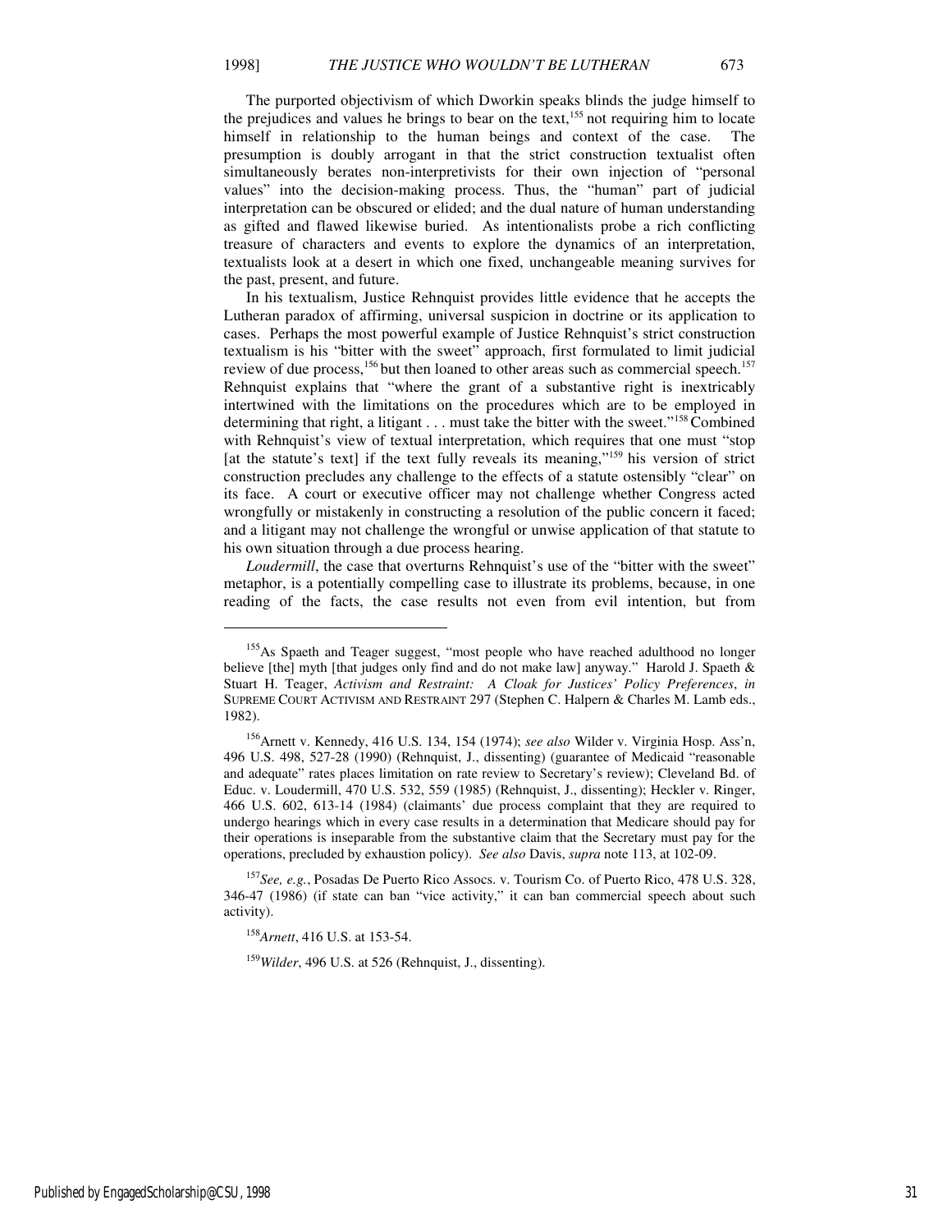The purported objectivism of which Dworkin speaks blinds the judge himself to the prejudices and values he brings to bear on the text,[155] not requiring him to locate himself in relationship to the human beings and context of the case. The presumption is doubly arrogant in that the strict construction textualist often simultaneously berates non-interpretivists for their own injection of "personal values" into the decision-making process. Thus, the "human" part of judicial interpretation can be obscured or elided; and the dual nature of human understanding as gifted and flawed likewise buried. As intentionalists probe a rich conflicting treasure of characters and events to explore the dynamics of an interpretation, textualists look at a desert in which one fixed, unchangeable meaning survives for the past, present, and future.

In his textualism, Justice Rehnquist provides little evidence that he accepts the Lutheran paradox of affirming, universal suspicion in doctrine or its application to cases. Perhaps the most powerful example of Justice Rehnquist's strict construction textualism is his "bitter with the sweet" approach, first formulated to limit judicial review of due process,[156] but then loaned to other areas such as commercial speech.[157] Rehnquist explains that "where the grant of a substantive right is inextricably intertwined with the limitations on the procedures which are to be employed in determining that right, a litigant . . . must take the bitter with the sweet."[158] Combined with Rehnquist's view of textual interpretation, which requires that one must "stop [at the statute's text] if the text fully reveals its meaning,"[159] his version of strict construction precludes any challenge to the effects of a statute ostensibly "clear" on its face. A court or executive officer may not challenge whether Congress acted wrongfully or mistakenly in constructing a resolution of the public concern it faced; and a litigant may not challenge the wrongful or unwise application of that statute to his own situation through a due process hearing.

*Loudermill*, the case that overturns Rehnquist's use of the "bitter with the sweet" metaphor, is a potentially compelling case to illustrate its problems, because, in one reading of the facts, the case results not even from evil intention, but from

---

[155] As Spaeth and Teager suggest, "most people who have reached adulthood no longer believe [the] myth [that judges only find and do not make law] anyway." Harold J. Spaeth & Stuart H. Teager, *Activism and Restraint: A Cloak for Justices' Policy Preferences*, *in* SUPREME COURT ACTIVISM AND RESTRAINT 297 (Stephen C. Halpern & Charles M. Lamb eds., 1982).

[156] Arnett v. Kennedy, 416 U.S. 134, 154 (1974); *see also* Wilder v. Virginia Hosp. Ass'n, 496 U.S. 498, 527-28 (1990) (Rehnquist, J., dissenting) (guarantee of Medicaid "reasonable and adequate" rates places limitation on rate review to Secretary's review); Cleveland Bd. of Educ. v. Loudermill, 470 U.S. 532, 559 (1985) (Rehnquist, J., dissenting); Heckler v. Ringer, 466 U.S. 602, 613-14 (1984) (claimants' due process complaint that they are required to undergo hearings which in every case results in a determination that Medicare should pay for their operations is inseparable from the substantive claim that the Secretary must pay for the operations, precluded by exhaustion policy). *See also* Davis, *supra* note 113, at 102-09.

[157] *See, e.g.*, Posadas De Puerto Rico Assocs. v. Tourism Co. of Puerto Rico, 478 U.S. 328, 346-47 (1986) (if state can ban "vice activity," it can ban commercial speech about such activity).

[158] *Arnett*, 416 U.S. at 153-54.

[159] *Wilder*, 496 U.S. at 526 (Rehnquist, J., dissenting).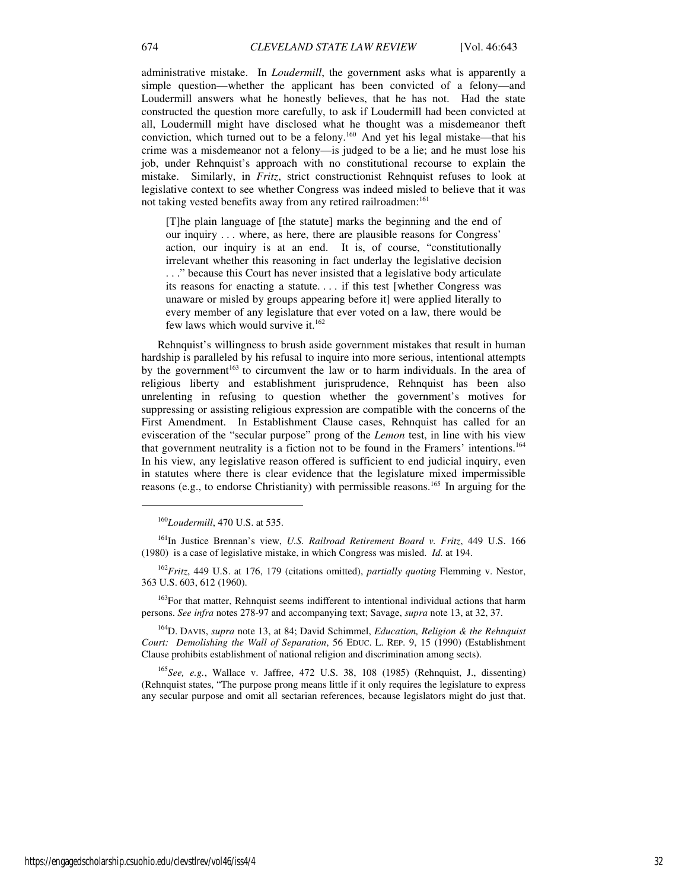administrative mistake. In *Loudermill*, the government asks what is apparently a simple question—whether the applicant has been convicted of a felony—and Loudermill answers what he honestly believes, that he has not. Had the state constructed the question more carefully, to ask if Loudermill had been convicted at all, Loudermill might have disclosed what he thought was a misdemeanor theft conviction, which turned out to be a felony.[160] And yet his legal mistake—that his crime was a misdemeanor not a felony—is judged to be a lie; and he must lose his job, under Rehnquist's approach with no constitutional recourse to explain the mistake. Similarly, in *Fritz*, strict constructionist Rehnquist refuses to look at legislative context to see whether Congress was indeed misled to believe that it was not taking vested benefits away from any retired railroadmen:[161]

> [T]he plain language of [the statute] marks the beginning and the end of our inquiry . . . where, as here, there are plausible reasons for Congress' action, our inquiry is at an end. It is, of course, "constitutionally irrelevant whether this reasoning in fact underlay the legislative decision . . ." because this Court has never insisted that a legislative body articulate its reasons for enacting a statute. . . . if this test [whether Congress was unaware or misled by groups appearing before it] were applied literally to every member of any legislature that ever voted on a law, there would be few laws which would survive it.[162]

Rehnquist's willingness to brush aside government mistakes that result in human hardship is paralleled by his refusal to inquire into more serious, intentional attempts by the government[163] to circumvent the law or to harm individuals. In the area of religious liberty and establishment jurisprudence, Rehnquist has been also unrelenting in refusing to question whether the government's motives for suppressing or assisting religious expression are compatible with the concerns of the First Amendment. In Establishment Clause cases, Rehnquist has called for an evisceration of the "secular purpose" prong of the *Lemon* test, in line with his view that government neutrality is a fiction not to be found in the Framers' intentions.[164] In his view, any legislative reason offered is sufficient to end judicial inquiry, even in statutes where there is clear evidence that the legislature mixed impermissible reasons (e.g., to endorse Christianity) with permissible reasons.[165] In arguing for the

---

[160] *Loudermill*, 470 U.S. at 535.

[161] In Justice Brennan's view, *U.S. Railroad Retirement Board v. Fritz*, 449 U.S. 166 (1980) is a case of legislative mistake, in which Congress was misled. *Id.* at 194.

[162] *Fritz*, 449 U.S. at 176, 179 (citations omitted), *partially quoting* Flemming v. Nestor, 363 U.S. 603, 612 (1960).

[163] For that matter, Rehnquist seems indifferent to intentional individual actions that harm persons. *See infra* notes 278-97 and accompanying text; Savage, *supra* note 13, at 32, 37.

[164] D. DAVIS, *supra* note 13, at 84; David Schimmel, *Education, Religion & the Rehnquist Court: Demolishing the Wall of Separation*, 56 EDUC. L. REP. 9, 15 (1990) (Establishment Clause prohibits establishment of national religion and discrimination among sects).

[165] *See, e.g.*, Wallace v. Jaffree, 472 U.S. 38, 108 (1985) (Rehnquist, J., dissenting) (Rehnquist states, "The purpose prong means little if it only requires the legislature to express any secular purpose and omit all sectarian references, because legislators might do just that.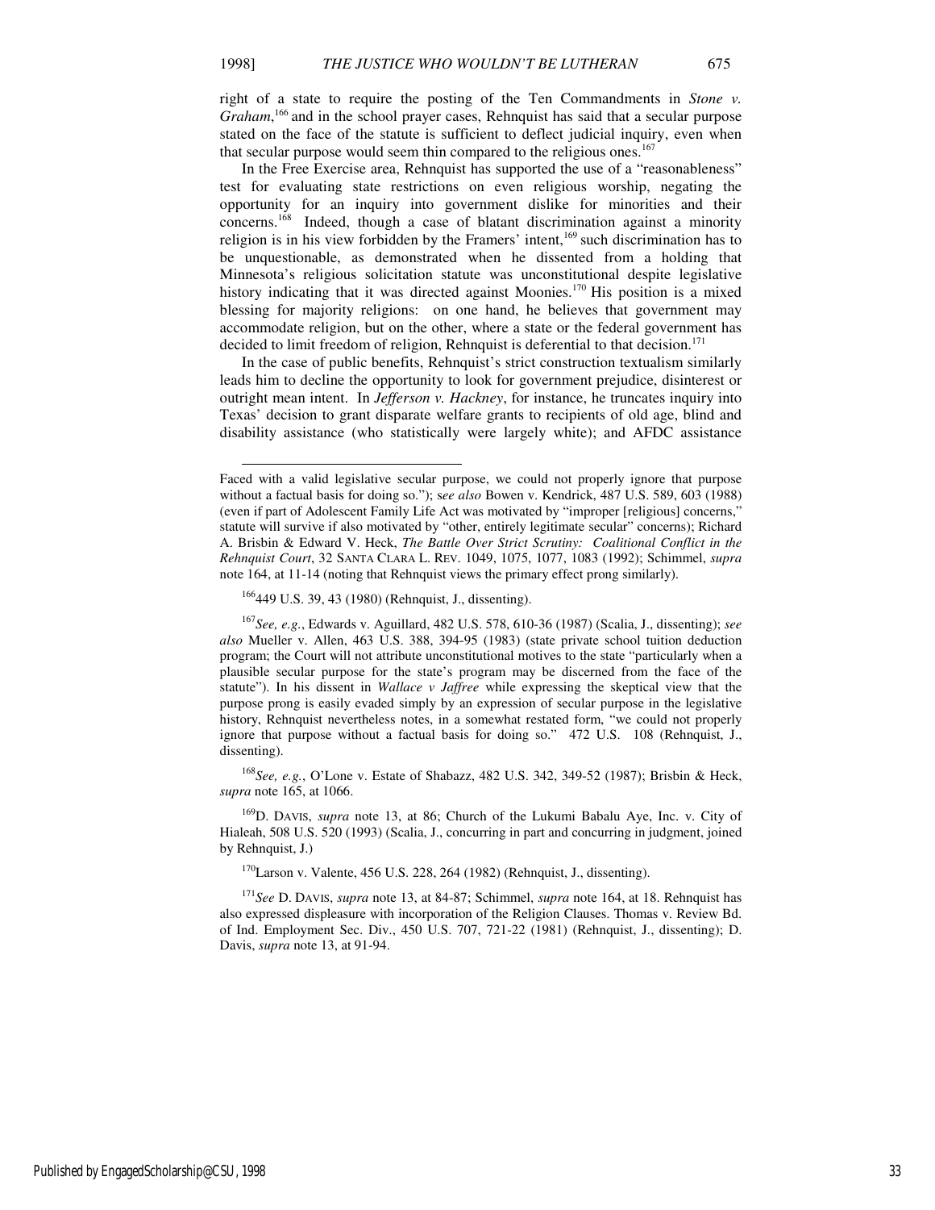right of a state to require the posting of the Ten Commandments in *Stone v. Graham*,[166] and in the school prayer cases, Rehnquist has said that a secular purpose stated on the face of the statute is sufficient to deflect judicial inquiry, even when that secular purpose would seem thin compared to the religious ones.[167]

In the Free Exercise area, Rehnquist has supported the use of a "reasonableness" test for evaluating state restrictions on even religious worship, negating the opportunity for an inquiry into government dislike for minorities and their concerns.[168] Indeed, though a case of blatant discrimination against a minority religion is in his view forbidden by the Framers' intent,[169] such discrimination has to be unquestionable, as demonstrated when he dissented from a holding that Minnesota's religious solicitation statute was unconstitutional despite legislative history indicating that it was directed against Moonies.[170] His position is a mixed blessing for majority religions: on one hand, he believes that government may accommodate religion, but on the other, where a state or the federal government has decided to limit freedom of religion, Rehnquist is deferential to that decision.[171]

In the case of public benefits, Rehnquist's strict construction textualism similarly leads him to decline the opportunity to look for government prejudice, disinterest or outright mean intent. In *Jefferson v. Hackney*, for instance, he truncates inquiry into Texas' decision to grant disparate welfare grants to recipients of old age, blind and disability assistance (who statistically were largely white); and AFDC assistance

---

Faced with a valid legislative secular purpose, we could not properly ignore that purpose without a factual basis for doing so."); s*ee also* Bowen v. Kendrick, 487 U.S. 589, 603 (1988) (even if part of Adolescent Family Life Act was motivated by "improper [religious] concerns," statute will survive if also motivated by "other, entirely legitimate secular" concerns); Richard A. Brisbin & Edward V. Heck, *The Battle Over Strict Scrutiny: Coalitional Conflict in the Rehnquist Court*, 32 SANTA CLARA L. REV. 1049, 1075, 1077, 1083 (1992); Schimmel, *supra* note 164, at 11-14 (noting that Rehnquist views the primary effect prong similarly).

[166] 449 U.S. 39, 43 (1980) (Rehnquist, J., dissenting).

[167] *See, e.g.*, Edwards v. Aguillard, 482 U.S. 578, 610-36 (1987) (Scalia, J., dissenting); *see also* Mueller v. Allen, 463 U.S. 388, 394-95 (1983) (state private school tuition deduction program; the Court will not attribute unconstitutional motives to the state "particularly when a plausible secular purpose for the state's program may be discerned from the face of the statute"). In his dissent in *Wallace v Jaffree* while expressing the skeptical view that the purpose prong is easily evaded simply by an expression of secular purpose in the legislative history, Rehnquist nevertheless notes, in a somewhat restated form, "we could not properly ignore that purpose without a factual basis for doing so." 472 U.S. 108 (Rehnquist, J., dissenting).

[168] *See, e.g.*, O'Lone v. Estate of Shabazz, 482 U.S. 342, 349-52 (1987); Brisbin & Heck, *supra* note 165, at 1066.

[169] D. DAVIS, *supra* note 13, at 86; Church of the Lukumi Babalu Aye, Inc. v. City of Hialeah, 508 U.S. 520 (1993) (Scalia, J., concurring in part and concurring in judgment, joined by Rehnquist, J.)

[170] Larson v. Valente, 456 U.S. 228, 264 (1982) (Rehnquist, J., dissenting).

[171] *See* D. DAVIS, *supra* note 13, at 84-87; Schimmel, *supra* note 164, at 18. Rehnquist has also expressed displeasure with incorporation of the Religion Clauses. Thomas v. Review Bd. of Ind. Employment Sec. Div., 450 U.S. 707, 721-22 (1981) (Rehnquist, J., dissenting); D. Davis, *supra* note 13, at 91-94.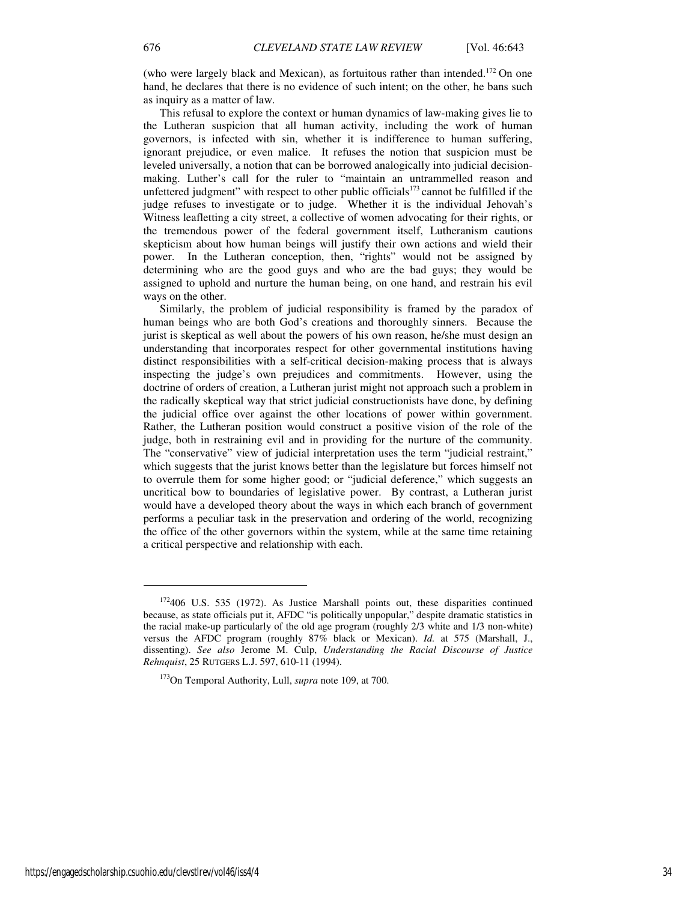(who were largely black and Mexican), as fortuitous rather than intended.[172] On one hand, he declares that there is no evidence of such intent; on the other, he bans such as inquiry as a matter of law.

This refusal to explore the context or human dynamics of law-making gives lie to the Lutheran suspicion that all human activity, including the work of human governors, is infected with sin, whether it is indifference to human suffering, ignorant prejudice, or even malice. It refuses the notion that suspicion must be leveled universally, a notion that can be borrowed analogically into judicial decision-making. Luther's call for the ruler to "maintain an untrammelled reason and unfettered judgment" with respect to other public officials[173] cannot be fulfilled if the judge refuses to investigate or to judge. Whether it is the individual Jehovah's Witness leafletting a city street, a collective of women advocating for their rights, or the tremendous power of the federal government itself, Lutheranism cautions skepticism about how human beings will justify their own actions and wield their power. In the Lutheran conception, then, "rights" would not be assigned by determining who are the good guys and who are the bad guys; they would be assigned to uphold and nurture the human being, on one hand, and restrain his evil ways on the other.

Similarly, the problem of judicial responsibility is framed by the paradox of human beings who are both God's creations and thoroughly sinners. Because the jurist is skeptical as well about the powers of his own reason, he/she must design an understanding that incorporates respect for other governmental institutions having distinct responsibilities with a self-critical decision-making process that is always inspecting the judge's own prejudices and commitments. However, using the doctrine of orders of creation, a Lutheran jurist might not approach such a problem in the radically skeptical way that strict judicial constructionists have done, by defining the judicial office over against the other locations of power within government. Rather, the Lutheran position would construct a positive vision of the role of the judge, both in restraining evil and in providing for the nurture of the community. The "conservative" view of judicial interpretation uses the term "judicial restraint," which suggests that the jurist knows better than the legislature but forces himself not to overrule them for some higher good; or "judicial deference," which suggests an uncritical bow to boundaries of legislative power. By contrast, a Lutheran jurist would have a developed theory about the ways in which each branch of government performs a peculiar task in the preservation and ordering of the world, recognizing the office of the other governors within the system, while at the same time retaining a critical perspective and relationship with each.

---

[172] 406 U.S. 535 (1972). As Justice Marshall points out, these disparities continued because, as state officials put it, AFDC "is politically unpopular," despite dramatic statistics in the racial make-up particularly of the old age program (roughly 2/3 white and 1/3 non-white) versus the AFDC program (roughly 87% black or Mexican). *Id.* at 575 (Marshall, J., dissenting). *See also* Jerome M. Culp, *Understanding the Racial Discourse of Justice Rehnquist*, 25 RUTGERS L.J. 597, 610-11 (1994).

[173] On Temporal Authority, Lull, *supra* note 109, at 700.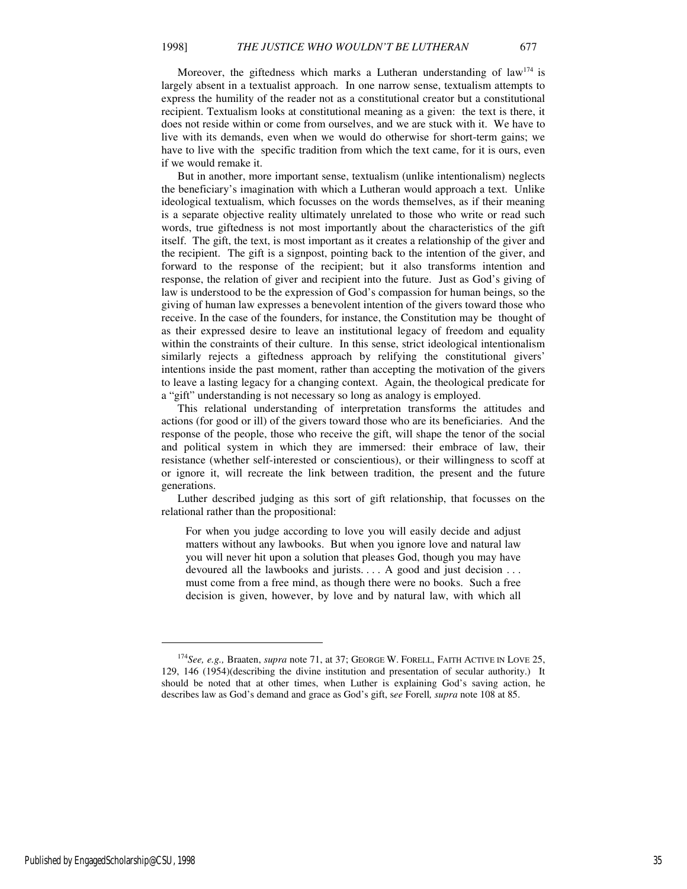Moreover, the giftedness which marks a Lutheran understanding of law[174] is largely absent in a textualist approach. In one narrow sense, textualism attempts to express the humility of the reader not as a constitutional creator but a constitutional recipient. Textualism looks at constitutional meaning as a given: the text is there, it does not reside within or come from ourselves, and we are stuck with it. We have to live with its demands, even when we would do otherwise for short-term gains; we have to live with the specific tradition from which the text came, for it is ours, even if we would remake it.

But in another, more important sense, textualism (unlike intentionalism) neglects the beneficiary's imagination with which a Lutheran would approach a text. Unlike ideological textualism, which focusses on the words themselves, as if their meaning is a separate objective reality ultimately unrelated to those who write or read such words, true giftedness is not most importantly about the characteristics of the gift itself. The gift, the text, is most important as it creates a relationship of the giver and the recipient. The gift is a signpost, pointing back to the intention of the giver, and forward to the response of the recipient; but it also transforms intention and response, the relation of giver and recipient into the future. Just as God's giving of law is understood to be the expression of God's compassion for human beings, so the giving of human law expresses a benevolent intention of the givers toward those who receive. In the case of the founders, for instance, the Constitution may be thought of as their expressed desire to leave an institutional legacy of freedom and equality within the constraints of their culture. In this sense, strict ideological intentionalism similarly rejects a giftedness approach by relifying the constitutional givers' intentions inside the past moment, rather than accepting the motivation of the givers to leave a lasting legacy for a changing context. Again, the theological predicate for a "gift" understanding is not necessary so long as analogy is employed.

This relational understanding of interpretation transforms the attitudes and actions (for good or ill) of the givers toward those who are its beneficiaries. And the response of the people, those who receive the gift, will shape the tenor of the social and political system in which they are immersed: their embrace of law, their resistance (whether self-interested or conscientious), or their willingness to scoff at or ignore it, will recreate the link between tradition, the present and the future generations.

Luther described judging as this sort of gift relationship, that focusses on the relational rather than the propositional:

> For when you judge according to love you will easily decide and adjust matters without any lawbooks. But when you ignore love and natural law you will never hit upon a solution that pleases God, though you may have devoured all the lawbooks and jurists. . . . A good and just decision . . . must come from a free mind, as though there were no books. Such a free decision is given, however, by love and by natural law, with which all

---

[174] *See, e.g.,* Braaten, *supra* note 71, at 37; GEORGE W. FORELL, FAITH ACTIVE IN LOVE 25, 129, 146 (1954)(describing the divine institution and presentation of secular authority.) It should be noted that at other times, when Luther is explaining God's saving action, he describes law as God's demand and grace as God's gift, s*ee* Forell*, supra* note 108 at 85.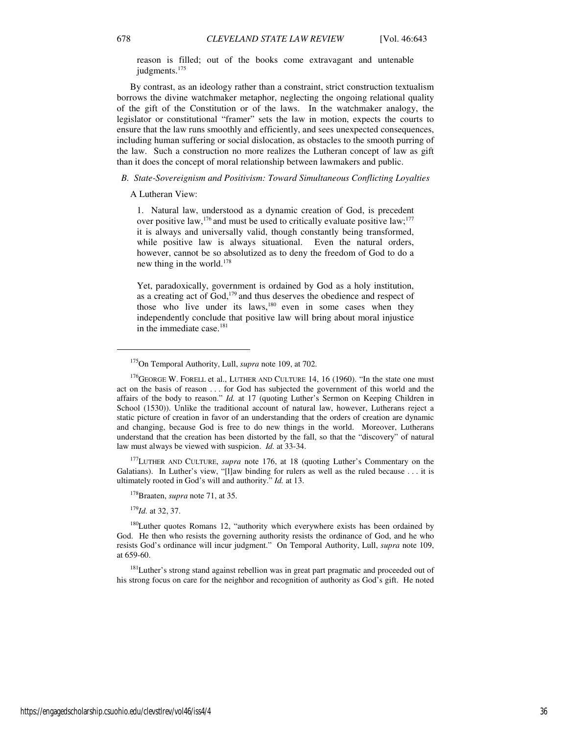reason is filled; out of the books come extravagant and untenable judgments.[175]

By contrast, as an ideology rather than a constraint, strict construction textualism borrows the divine watchmaker metaphor, neglecting the ongoing relational quality of the gift of the Constitution or of the laws. In the watchmaker analogy, the legislator or constitutional "framer" sets the law in motion, expects the courts to ensure that the law runs smoothly and efficiently, and sees unexpected consequences, including human suffering or social dislocation, as obstacles to the smooth purring of the law. Such a construction no more realizes the Lutheran concept of law as gift than it does the concept of moral relationship between lawmakers and public.

### *B. State-Sovereignism and Positivism: Toward Simultaneous Conflicting Loyalties*

A Lutheran View:

> 1. Natural law, understood as a dynamic creation of God, is precedent over positive law,[176] and must be used to critically evaluate positive law;[177] it is always and universally valid, though constantly being transformed, while positive law is always situational. Even the natural orders, however, cannot be so absolutized as to deny the freedom of God to do a new thing in the world.[178]
>
> Yet, paradoxically, government is ordained by God as a holy institution, as a creating act of God,[179] and thus deserves the obedience and respect of those who live under its laws,[180] even in some cases when they independently conclude that positive law will bring about moral injustice in the immediate case.[181]

---

[175] On Temporal Authority, Lull, *supra* note 109, at 702.

[176] GEORGE W. FORELL et al., LUTHER AND CULTURE 14, 16 (1960). "In the state one must act on the basis of reason . . . for God has subjected the government of this world and the affairs of the body to reason." *Id.* at 17 (quoting Luther's Sermon on Keeping Children in School (1530)). Unlike the traditional account of natural law, however, Lutherans reject a static picture of creation in favor of an understanding that the orders of creation are dynamic and changing, because God is free to do new things in the world. Moreover, Lutherans understand that the creation has been distorted by the fall, so that the "discovery" of natural law must always be viewed with suspicion. *Id.* at 33-34.

[177] LUTHER AND CULTURE, *supra* note 176, at 18 (quoting Luther's Commentary on the Galatians). In Luther's view, "[l]aw binding for rulers as well as the ruled because . . . it is ultimately rooted in God's will and authority." *Id.* at 13.

[178] Braaten, *supra* note 71, at 35.

[179] *Id.* at 32, 37.

[180] Luther quotes Romans 12, "authority which everywhere exists has been ordained by God. He then who resists the governing authority resists the ordinance of God, and he who resists God's ordinance will incur judgment." On Temporal Authority, Lull, *supra* note 109, at 659-60.

[181] Luther's strong stand against rebellion was in great part pragmatic and proceeded out of his strong focus on care for the neighbor and recognition of authority as God's gift. He noted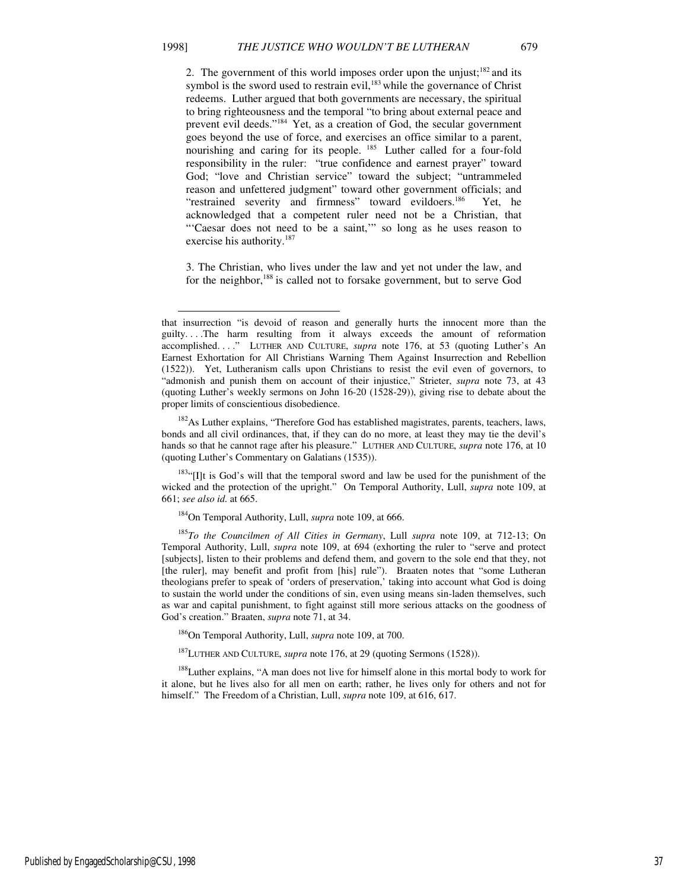2. The government of this world imposes order upon the unjust;[182] and its symbol is the sword used to restrain evil,[183] while the governance of Christ redeems. Luther argued that both governments are necessary, the spiritual to bring righteousness and the temporal "to bring about external peace and prevent evil deeds."[184] Yet, as a creation of God, the secular government goes beyond the use of force, and exercises an office similar to a parent, nourishing and caring for its people.[185] Luther called for a four-fold responsibility in the ruler: "true confidence and earnest prayer" toward God; "love and Christian service" toward the subject; "untrammeled reason and unfettered judgment" toward other government officials; and "restrained severity and firmness" toward evildoers.[186] Yet, he acknowledged that a competent ruler need not be a Christian, that "'Caesar does not need to be a saint,'" so long as he uses reason to exercise his authority.[187]

3. The Christian, who lives under the law and yet not under the law, and for the neighbor,[188] is called not to forsake government, but to serve God

---

that insurrection "is devoid of reason and generally hurts the innocent more than the guilty. . . .The harm resulting from it always exceeds the amount of reformation accomplished. . . ." LUTHER AND CULTURE, *supra* note 176, at 53 (quoting Luther's An Earnest Exhortation for All Christians Warning Them Against Insurrection and Rebellion (1522)). Yet, Lutheranism calls upon Christians to resist the evil even of governors, to "admonish and punish them on account of their injustice," Strieter, *supra* note 73, at 43 (quoting Luther's weekly sermons on John 16-20 (1528-29)), giving rise to debate about the proper limits of conscientious disobedience.

[182] As Luther explains, "Therefore God has established magistrates, parents, teachers, laws, bonds and all civil ordinances, that, if they can do no more, at least they may tie the devil's hands so that he cannot rage after his pleasure." LUTHER AND CULTURE, *supra* note 176, at 10 (quoting Luther's Commentary on Galatians (1535)).

[183] "[I]t is God's will that the temporal sword and law be used for the punishment of the wicked and the protection of the upright." On Temporal Authority, Lull, *supra* note 109, at 661; *see also id.* at 665.

[184] On Temporal Authority, Lull, *supra* note 109, at 666.

[185] *To the Councilmen of All Cities in Germany*, Lull *supra* note 109, at 712-13; On Temporal Authority, Lull, *supra* note 109, at 694 (exhorting the ruler to "serve and protect [subjects], listen to their problems and defend them, and govern to the sole end that they, not [the ruler], may benefit and profit from [his] rule"). Braaten notes that "some Lutheran theologians prefer to speak of 'orders of preservation,' taking into account what God is doing to sustain the world under the conditions of sin, even using means sin-laden themselves, such as war and capital punishment, to fight against still more serious attacks on the goodness of God's creation." Braaten, *supra* note 71, at 34.

[186] On Temporal Authority, Lull, *supra* note 109, at 700.

[187] LUTHER AND CULTURE, *supra* note 176, at 29 (quoting Sermons (1528)).

[188] Luther explains, "A man does not live for himself alone in this mortal body to work for it alone, but he lives also for all men on earth; rather, he lives only for others and not for himself." The Freedom of a Christian, Lull, *supra* note 109, at 616, 617.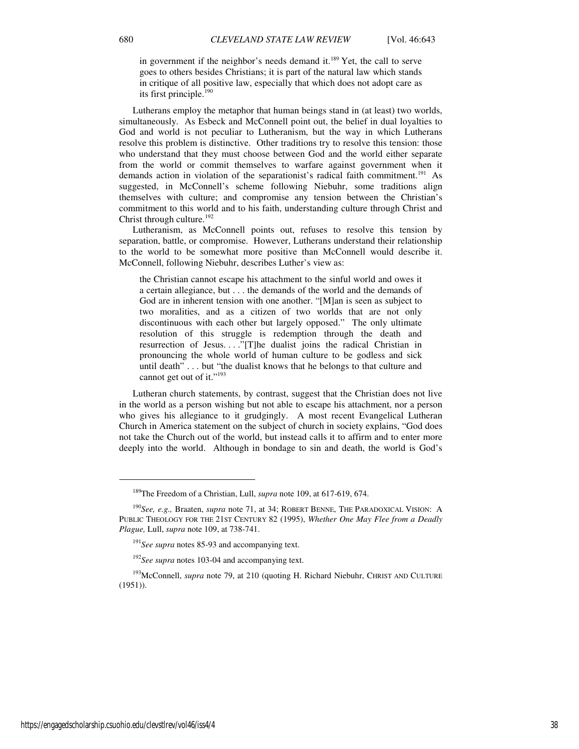in government if the neighbor's needs demand it.[189] Yet, the call to serve goes to others besides Christians; it is part of the natural law which stands in critique of all positive law, especially that which does not adopt care as its first principle.[190]

Lutherans employ the metaphor that human beings stand in (at least) two worlds, simultaneously. As Esbeck and McConnell point out, the belief in dual loyalties to God and world is not peculiar to Lutheranism, but the way in which Lutherans resolve this problem is distinctive. Other traditions try to resolve this tension: those who understand that they must choose between God and the world either separate from the world or commit themselves to warfare against government when it demands action in violation of the separationist's radical faith commitment.[191] As suggested, in McConnell's scheme following Niebuhr, some traditions align themselves with culture; and compromise any tension between the Christian's commitment to this world and to his faith, understanding culture through Christ and Christ through culture.[192]

Lutheranism, as McConnell points out, refuses to resolve this tension by separation, battle, or compromise. However, Lutherans understand their relationship to the world to be somewhat more positive than McConnell would describe it. McConnell, following Niebuhr, describes Luther's view as:

> the Christian cannot escape his attachment to the sinful world and owes it a certain allegiance, but . . . the demands of the world and the demands of God are in inherent tension with one another. "[M]an is seen as subject to two moralities, and as a citizen of two worlds that are not only discontinuous with each other but largely opposed." The only ultimate resolution of this struggle is redemption through the death and resurrection of Jesus. . . ."[T]he dualist joins the radical Christian in pronouncing the whole world of human culture to be godless and sick until death" . . . but "the dualist knows that he belongs to that culture and cannot get out of it."[193]

Lutheran church statements, by contrast, suggest that the Christian does not live in the world as a person wishing but not able to escape his attachment, nor a person who gives his allegiance to it grudgingly. A most recent Evangelical Lutheran Church in America statement on the subject of church in society explains, "God does not take the Church out of the world, but instead calls it to affirm and to enter more deeply into the world. Although in bondage to sin and death, the world is God's

---

[189] The Freedom of a Christian, Lull, *supra* note 109, at 617-619, 674.

[190] *See, e.g.,* Braaten, *supra* note 71, at 34; ROBERT BENNE, THE PARADOXICAL VISION: A PUBLIC THEOLOGY FOR THE 21ST CENTURY 82 (1995), *Whether One May Flee from a Deadly Plague,* Lull, *supra* note 109, at 738-741.

[191] *See supra* notes 85-93 and accompanying text.

[192] *See supra* notes 103-04 and accompanying text.

[193] McConnell, *supra* note 79, at 210 (quoting H. Richard Niebuhr, CHRIST AND CULTURE (1951)).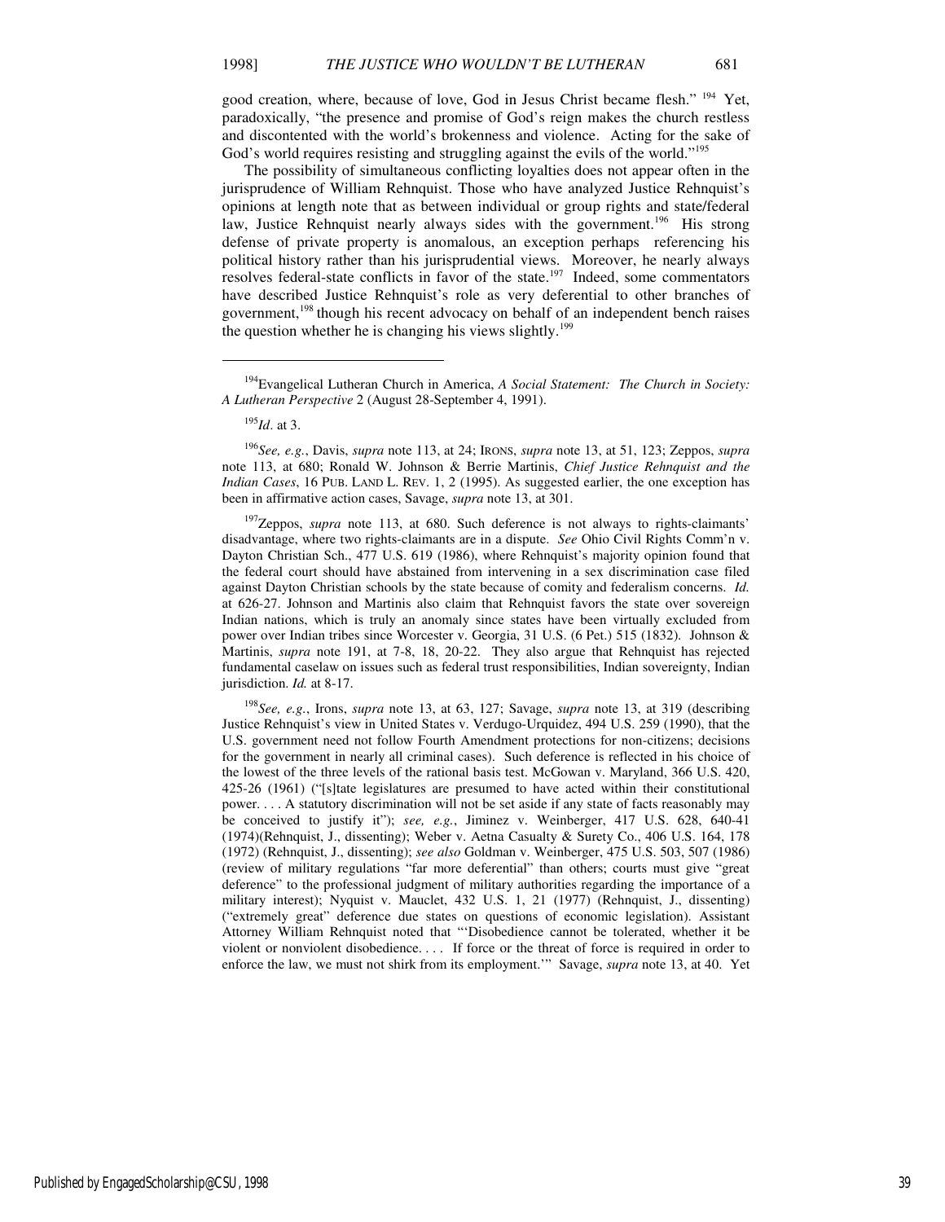good creation, where, because of love, God in Jesus Christ became flesh." [194] Yet, paradoxically, "the presence and promise of God's reign makes the church restless and discontented with the world's brokenness and violence. Acting for the sake of God's world requires resisting and struggling against the evils of the world."[195]

The possibility of simultaneous conflicting loyalties does not appear often in the jurisprudence of William Rehnquist. Those who have analyzed Justice Rehnquist's opinions at length note that as between individual or group rights and state/federal law, Justice Rehnquist nearly always sides with the government.[196] His strong defense of private property is anomalous, an exception perhaps referencing his political history rather than his jurisprudential views. Moreover, he nearly always resolves federal-state conflicts in favor of the state.[197] Indeed, some commentators have described Justice Rehnquist's role as very deferential to other branches of government,[198] though his recent advocacy on behalf of an independent bench raises the question whether he is changing his views slightly.[199]

---

[194] Evangelical Lutheran Church in America, *A Social Statement: The Church in Society: A Lutheran Perspective* 2 (August 28-September 4, 1991).

[195] *Id*. at 3.

[196] *See, e.g.*, Davis, *supra* note 113, at 24; IRONS, *supra* note 13, at 51, 123; Zeppos, *supra* note 113, at 680; Ronald W. Johnson & Berrie Martinis, *Chief Justice Rehnquist and the Indian Cases*, 16 PUB. LAND L. REV. 1, 2 (1995). As suggested earlier, the one exception has been in affirmative action cases, Savage, *supra* note 13, at 301.

[197] Zeppos, *supra* note 113, at 680. Such deference is not always to rights-claimants' disadvantage, where two rights-claimants are in a dispute. *See* Ohio Civil Rights Comm'n v. Dayton Christian Sch., 477 U.S. 619 (1986), where Rehnquist's majority opinion found that the federal court should have abstained from intervening in a sex discrimination case filed against Dayton Christian schools by the state because of comity and federalism concerns. *Id.* at 626-27. Johnson and Martinis also claim that Rehnquist favors the state over sovereign Indian nations, which is truly an anomaly since states have been virtually excluded from power over Indian tribes since Worcester v. Georgia, 31 U.S. (6 Pet.) 515 (1832). Johnson & Martinis, *supra* note 191, at 7-8, 18, 20-22. They also argue that Rehnquist has rejected fundamental caselaw on issues such as federal trust responsibilities, Indian sovereignty, Indian jurisdiction. *Id.* at 8-17.

[198] *See, e.g.*, Irons, *supra* note 13, at 63, 127; Savage, *supra* note 13, at 319 (describing Justice Rehnquist's view in United States v. Verdugo-Urquidez, 494 U.S. 259 (1990), that the U.S. government need not follow Fourth Amendment protections for non-citizens; decisions for the government in nearly all criminal cases). Such deference is reflected in his choice of the lowest of the three levels of the rational basis test. McGowan v. Maryland, 366 U.S. 420, 425-26 (1961) ("[s]tate legislatures are presumed to have acted within their constitutional power. . . . A statutory discrimination will not be set aside if any state of facts reasonably may be conceived to justify it"); *see, e.g.*, Jiminez v. Weinberger, 417 U.S. 628, 640-41 (1974)(Rehnquist, J., dissenting); Weber v. Aetna Casualty & Surety Co., 406 U.S. 164, 178 (1972) (Rehnquist, J., dissenting); *see also* Goldman v. Weinberger, 475 U.S. 503, 507 (1986) (review of military regulations "far more deferential" than others; courts must give "great deference" to the professional judgment of military authorities regarding the importance of a military interest); Nyquist v. Mauclet, 432 U.S. 1, 21 (1977) (Rehnquist, J., dissenting) ("extremely great" deference due states on questions of economic legislation). Assistant Attorney William Rehnquist noted that "'Disobedience cannot be tolerated, whether it be violent or nonviolent disobedience. . . . If force or the threat of force is required in order to enforce the law, we must not shirk from its employment.'" Savage, *supra* note 13, at 40. Yet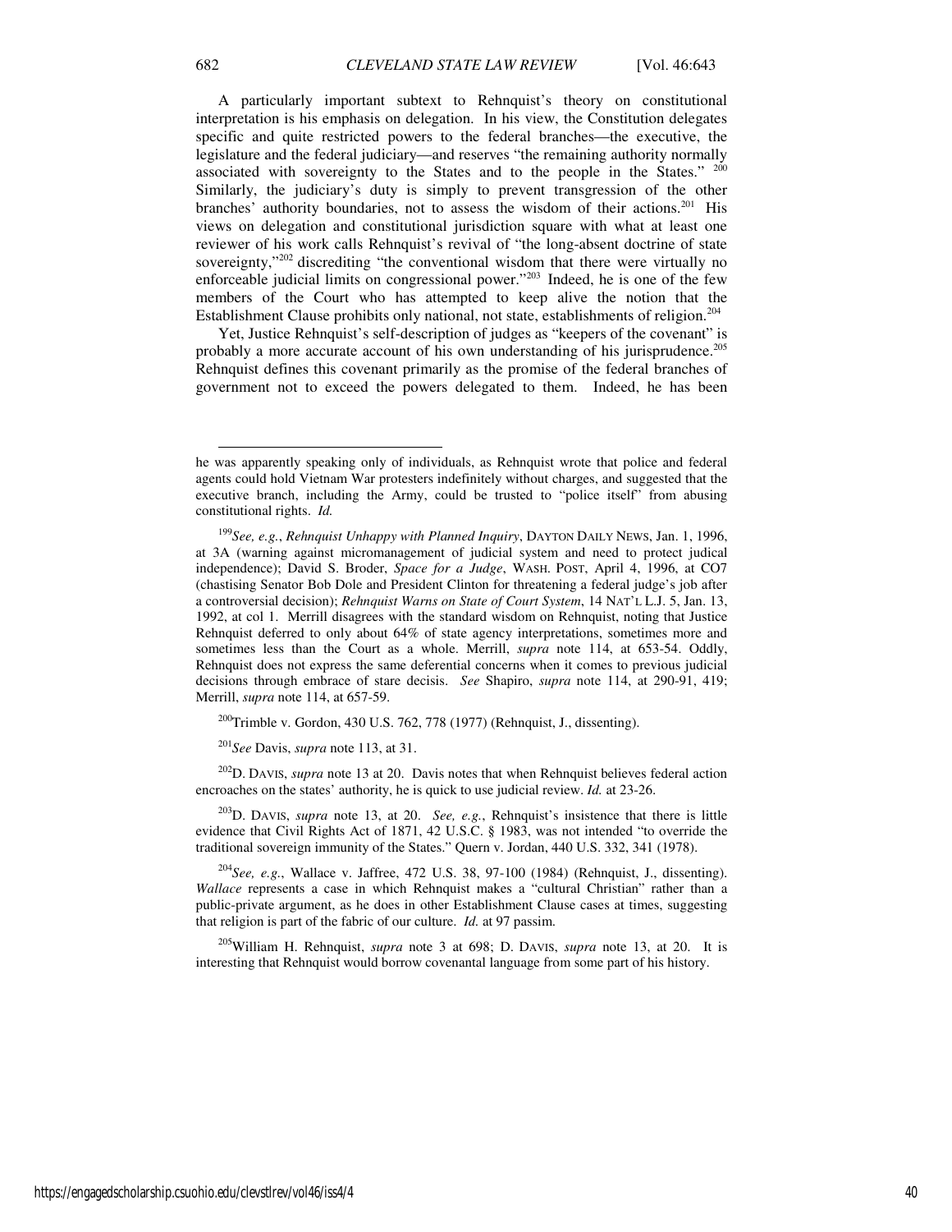A particularly important subtext to Rehnquist's theory on constitutional interpretation is his emphasis on delegation. In his view, the Constitution delegates specific and quite restricted powers to the federal branches—the executive, the legislature and the federal judiciary—and reserves "the remaining authority normally associated with sovereignty to the States and to the people in the States." [200] Similarly, the judiciary's duty is simply to prevent transgression of the other branches' authority boundaries, not to assess the wisdom of their actions.[201] His views on delegation and constitutional jurisdiction square with what at least one reviewer of his work calls Rehnquist's revival of "the long-absent doctrine of state sovereignty,"[202] discrediting "the conventional wisdom that there were virtually no enforceable judicial limits on congressional power."[203] Indeed, he is one of the few members of the Court who has attempted to keep alive the notion that the Establishment Clause prohibits only national, not state, establishments of religion.[204]

Yet, Justice Rehnquist's self-description of judges as "keepers of the covenant" is probably a more accurate account of his own understanding of his jurisprudence.[205] Rehnquist defines this covenant primarily as the promise of the federal branches of government not to exceed the powers delegated to them. Indeed, he has been

---

he was apparently speaking only of individuals, as Rehnquist wrote that police and federal agents could hold Vietnam War protesters indefinitely without charges, and suggested that the executive branch, including the Army, could be trusted to "police itself" from abusing constitutional rights. *Id.*

[199] *See, e.g.*, *Rehnquist Unhappy with Planned Inquiry*, DAYTON DAILY NEWS, Jan. 1, 1996, at 3A (warning against micromanagement of judicial system and need to protect judical independence); David S. Broder, *Space for a Judge*, WASH. POST, April 4, 1996, at CO7 (chastising Senator Bob Dole and President Clinton for threatening a federal judge's job after a controversial decision); *Rehnquist Warns on State of Court System*, 14 NAT'L L.J. 5, Jan. 13, 1992, at col 1. Merrill disagrees with the standard wisdom on Rehnquist, noting that Justice Rehnquist deferred to only about 64% of state agency interpretations, sometimes more and sometimes less than the Court as a whole. Merrill, *supra* note 114, at 653-54. Oddly, Rehnquist does not express the same deferential concerns when it comes to previous judicial decisions through embrace of stare decisis. *See* Shapiro, *supra* note 114, at 290-91, 419; Merrill, *supra* note 114, at 657-59.

[200] Trimble v. Gordon, 430 U.S. 762, 778 (1977) (Rehnquist, J., dissenting).

[201] *See* Davis, *supra* note 113, at 31.

[202] D. DAVIS, *supra* note 13 at 20. Davis notes that when Rehnquist believes federal action encroaches on the states' authority, he is quick to use judicial review. *Id.* at 23-26.

[203] D. DAVIS, *supra* note 13, at 20. *See, e.g.*, Rehnquist's insistence that there is little evidence that Civil Rights Act of 1871, 42 U.S.C. § 1983, was not intended "to override the traditional sovereign immunity of the States." Quern v. Jordan, 440 U.S. 332, 341 (1978).

[204] *See, e.g.*, Wallace v. Jaffree, 472 U.S. 38, 97-100 (1984) (Rehnquist, J., dissenting). *Wallace* represents a case in which Rehnquist makes a "cultural Christian" rather than a public-private argument, as he does in other Establishment Clause cases at times, suggesting that religion is part of the fabric of our culture. *Id.* at 97 passim.

[205] William H. Rehnquist, *supra* note 3 at 698; D. DAVIS, *supra* note 13, at 20. It is interesting that Rehnquist would borrow covenantal language from some part of his history.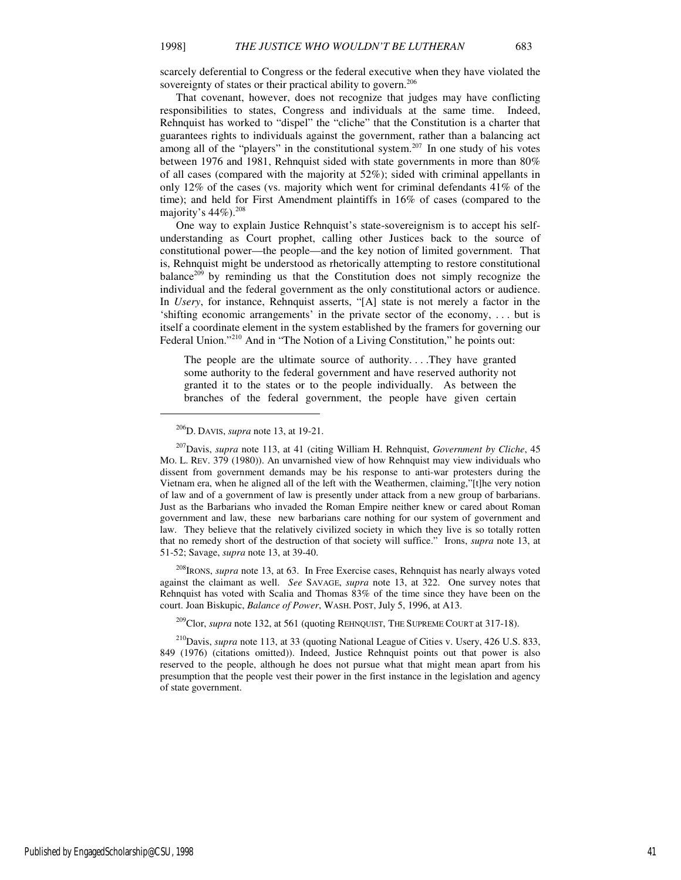scarcely deferential to Congress or the federal executive when they have violated the sovereignty of states or their practical ability to govern.[206]

That covenant, however, does not recognize that judges may have conflicting responsibilities to states, Congress and individuals at the same time. Indeed, Rehnquist has worked to "dispel" the "cliche" that the Constitution is a charter that guarantees rights to individuals against the government, rather than a balancing act among all of the "players" in the constitutional system.[207] In one study of his votes between 1976 and 1981, Rehnquist sided with state governments in more than 80% of all cases (compared with the majority at 52%); sided with criminal appellants in only 12% of the cases (vs. majority which went for criminal defendants 41% of the time); and held for First Amendment plaintiffs in 16% of cases (compared to the majority's 44%).[208]

One way to explain Justice Rehnquist's state-sovereignism is to accept his self-understanding as Court prophet, calling other Justices back to the source of constitutional power—the people—and the key notion of limited government. That is, Rehnquist might be understood as rhetorically attempting to restore constitutional balance[209] by reminding us that the Constitution does not simply recognize the individual and the federal government as the only constitutional actors or audience. In *Usery*, for instance, Rehnquist asserts, "[A] state is not merely a factor in the 'shifting economic arrangements' in the private sector of the economy, . . . but is itself a coordinate element in the system established by the framers for governing our Federal Union."[210] And in "The Notion of a Living Constitution," he points out:

> The people are the ultimate source of authority. . . .They have granted some authority to the federal government and have reserved authority not granted it to the states or to the people individually. As between the branches of the federal government, the people have given certain

---

[206] D. DAVIS, *supra* note 13, at 19-21.

[207] Davis, *supra* note 113, at 41 (citing William H. Rehnquist, *Government by Cliche*, 45 MO. L. REV. 379 (1980)). An unvarnished view of how Rehnquist may view individuals who dissent from government demands may be his response to anti-war protesters during the Vietnam era, when he aligned all of the left with the Weathermen, claiming,"[t]he very notion of law and of a government of law is presently under attack from a new group of barbarians. Just as the Barbarians who invaded the Roman Empire neither knew or cared about Roman government and law, these new barbarians care nothing for our system of government and law. They believe that the relatively civilized society in which they live is so totally rotten that no remedy short of the destruction of that society will suffice." Irons, *supra* note 13, at 51-52; Savage, *supra* note 13, at 39-40.

[208] IRONS, *supra* note 13, at 63. In Free Exercise cases, Rehnquist has nearly always voted against the claimant as well. *See* SAVAGE, *supra* note 13, at 322. One survey notes that Rehnquist has voted with Scalia and Thomas 83% of the time since they have been on the court. Joan Biskupic, *Balance of Power*, WASH. POST, July 5, 1996, at A13.

[209] Clor, *supra* note 132, at 561 (quoting REHNQUIST, THE SUPREME COURT at 317-18).

[210] Davis, *supra* note 113, at 33 (quoting National League of Cities v. Usery, 426 U.S. 833, 849 (1976) (citations omitted)). Indeed, Justice Rehnquist points out that power is also reserved to the people, although he does not pursue what that might mean apart from his presumption that the people vest their power in the first instance in the legislation and agency of state government.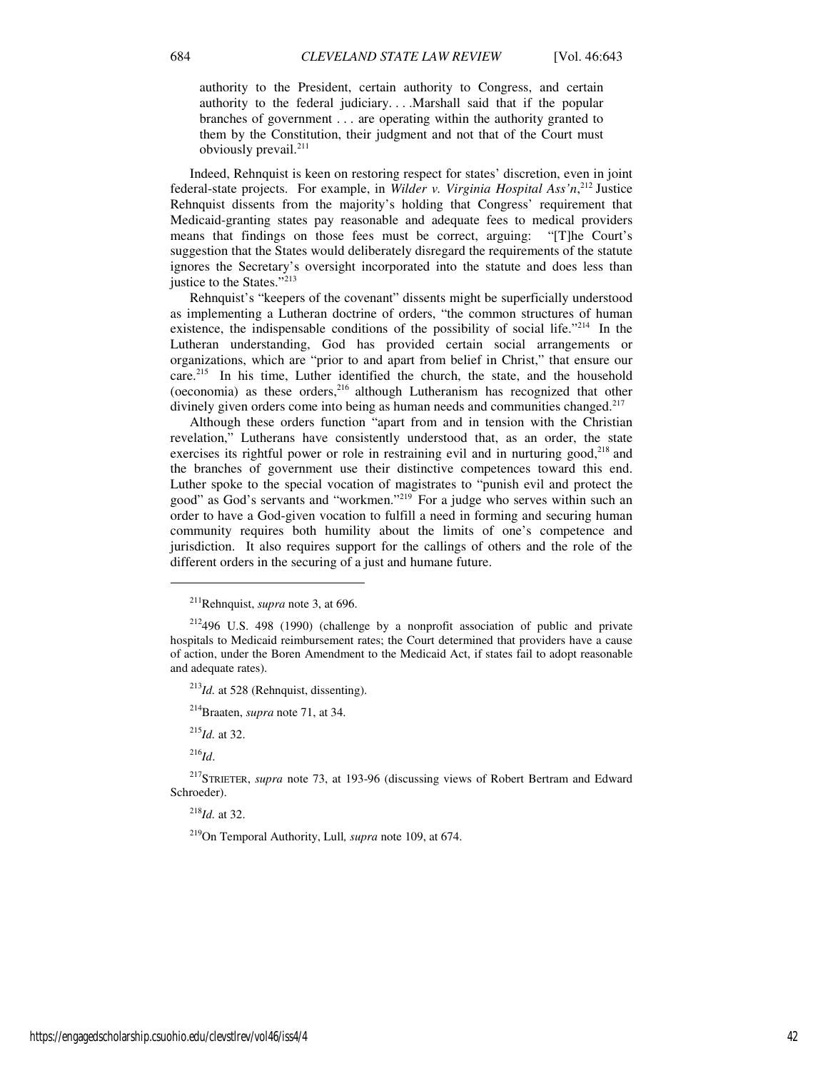> authority to the President, certain authority to Congress, and certain authority to the federal judiciary. . . .Marshall said that if the popular branches of government . . . are operating within the authority granted to them by the Constitution, their judgment and not that of the Court must obviously prevail.[211]

Indeed, Rehnquist is keen on restoring respect for states' discretion, even in joint federal-state projects. For example, in *Wilder v. Virginia Hospital Ass'n*,[212] Justice Rehnquist dissents from the majority's holding that Congress' requirement that Medicaid-granting states pay reasonable and adequate fees to medical providers means that findings on those fees must be correct, arguing: "[T]he Court's suggestion that the States would deliberately disregard the requirements of the statute ignores the Secretary's oversight incorporated into the statute and does less than justice to the States."[213]

Rehnquist's "keepers of the covenant" dissents might be superficially understood as implementing a Lutheran doctrine of orders, "the common structures of human existence, the indispensable conditions of the possibility of social life."[214] In the Lutheran understanding, God has provided certain social arrangements or organizations, which are "prior to and apart from belief in Christ," that ensure our care.[215] In his time, Luther identified the church, the state, and the household (oeconomia) as these orders,[216] although Lutheranism has recognized that other divinely given orders come into being as human needs and communities changed.[217]

Although these orders function "apart from and in tension with the Christian revelation," Lutherans have consistently understood that, as an order, the state exercises its rightful power or role in restraining evil and in nurturing good,[218] and the branches of government use their distinctive competences toward this end. Luther spoke to the special vocation of magistrates to "punish evil and protect the good" as God's servants and "workmen."[219] For a judge who serves within such an order to have a God-given vocation to fulfill a need in forming and securing human community requires both humility about the limits of one's competence and jurisdiction. It also requires support for the callings of others and the role of the different orders in the securing of a just and humane future.

---

[211] Rehnquist, *supra* note 3, at 696.

[212] 496 U.S. 498 (1990) (challenge by a nonprofit association of public and private hospitals to Medicaid reimbursement rates; the Court determined that providers have a cause of action, under the Boren Amendment to the Medicaid Act, if states fail to adopt reasonable and adequate rates).

[213] *Id.* at 528 (Rehnquist, dissenting).

[214] Braaten, *supra* note 71, at 34.

[215] *Id.* at 32.

[216] *Id*.

[217] STRIETER, *supra* note 73, at 193-96 (discussing views of Robert Bertram and Edward Schroeder).

[218] *Id.* at 32.

[219] On Temporal Authority, Lull*, supra* note 109, at 674.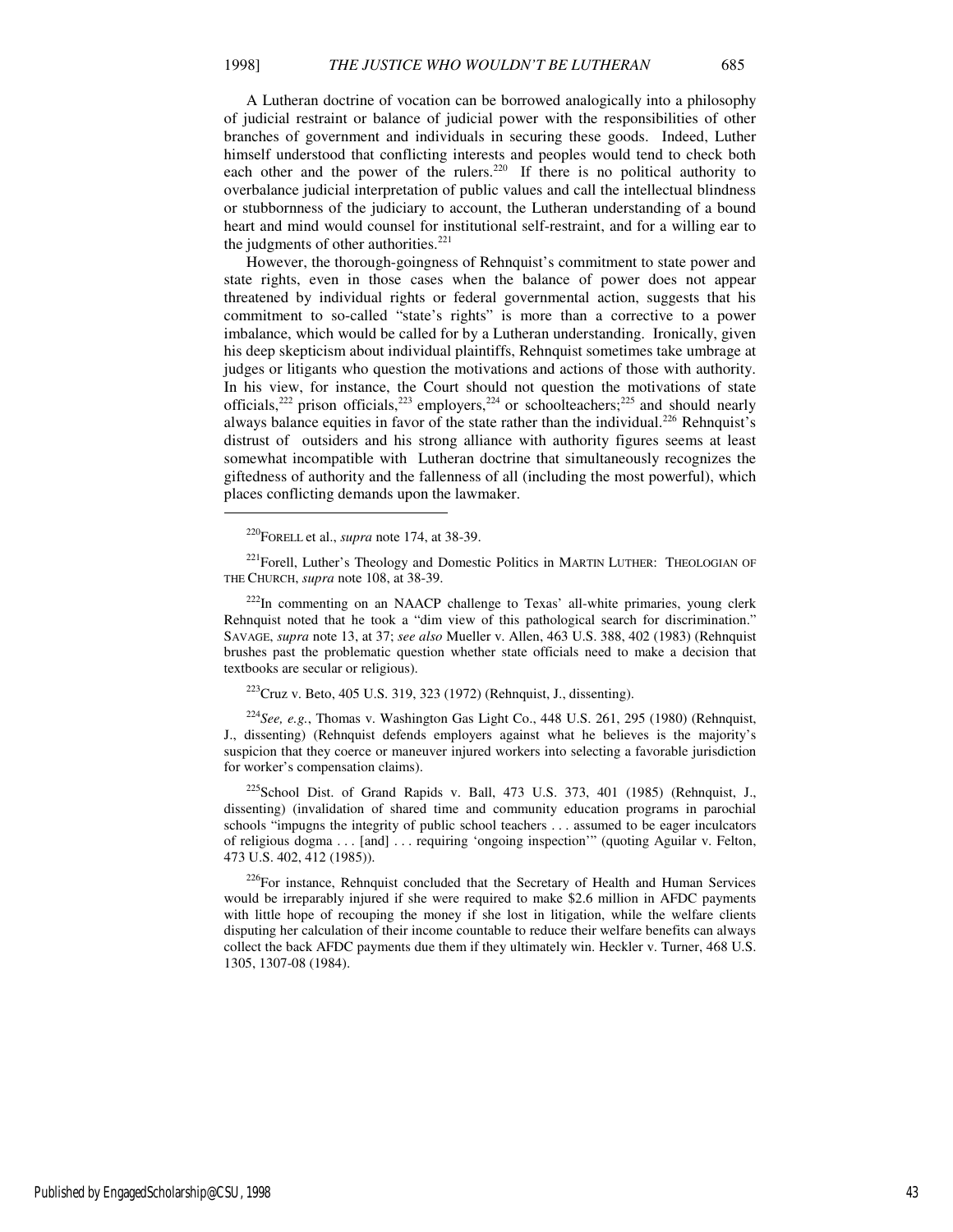A Lutheran doctrine of vocation can be borrowed analogically into a philosophy of judicial restraint or balance of judicial power with the responsibilities of other branches of government and individuals in securing these goods. Indeed, Luther himself understood that conflicting interests and peoples would tend to check both each other and the power of the rulers.[220] If there is no political authority to overbalance judicial interpretation of public values and call the intellectual blindness or stubbornness of the judiciary to account, the Lutheran understanding of a bound heart and mind would counsel for institutional self-restraint, and for a willing ear to the judgments of other authorities.[221]

However, the thorough-goingness of Rehnquist's commitment to state power and state rights, even in those cases when the balance of power does not appear threatened by individual rights or federal governmental action, suggests that his commitment to so-called "state's rights" is more than a corrective to a power imbalance, which would be called for by a Lutheran understanding. Ironically, given his deep skepticism about individual plaintiffs, Rehnquist sometimes take umbrage at judges or litigants who question the motivations and actions of those with authority. In his view, for instance, the Court should not question the motivations of state officials,[222] prison officials,[223] employers,[224] or schoolteachers;[225] and should nearly always balance equities in favor of the state rather than the individual.[226] Rehnquist's distrust of outsiders and his strong alliance with authority figures seems at least somewhat incompatible with Lutheran doctrine that simultaneously recognizes the giftedness of authority and the fallenness of all (including the most powerful), which places conflicting demands upon the lawmaker.

---

[220] FORELL et al., *supra* note 174, at 38-39.

[221] Forell, Luther's Theology and Domestic Politics in MARTIN LUTHER: THEOLOGIAN OF THE CHURCH, *supra* note 108, at 38-39.

[222] In commenting on an NAACP challenge to Texas' all-white primaries, young clerk Rehnquist noted that he took a "dim view of this pathological search for discrimination." SAVAGE, *supra* note 13, at 37; *see also* Mueller v. Allen, 463 U.S. 388, 402 (1983) (Rehnquist brushes past the problematic question whether state officials need to make a decision that textbooks are secular or religious).

[223] Cruz v. Beto, 405 U.S. 319, 323 (1972) (Rehnquist, J., dissenting).

[224] *See, e.g.*, Thomas v. Washington Gas Light Co., 448 U.S. 261, 295 (1980) (Rehnquist, J., dissenting) (Rehnquist defends employers against what he believes is the majority's suspicion that they coerce or maneuver injured workers into selecting a favorable jurisdiction for worker's compensation claims).

[225] School Dist. of Grand Rapids v. Ball, 473 U.S. 373, 401 (1985) (Rehnquist, J., dissenting) (invalidation of shared time and community education programs in parochial schools "impugns the integrity of public school teachers . . . assumed to be eager inculcators of religious dogma . . . [and] . . . requiring 'ongoing inspection'" (quoting Aguilar v. Felton, 473 U.S. 402, 412 (1985)).

[226] For instance, Rehnquist concluded that the Secretary of Health and Human Services would be irreparably injured if she were required to make $2.6 million in AFDC payments with little hope of recouping the money if she lost in litigation, while the welfare clients disputing her calculation of their income countable to reduce their welfare benefits can always collect the back AFDC payments due them if they ultimately win. Heckler v. Turner, 468 U.S. 1305, 1307-08 (1984).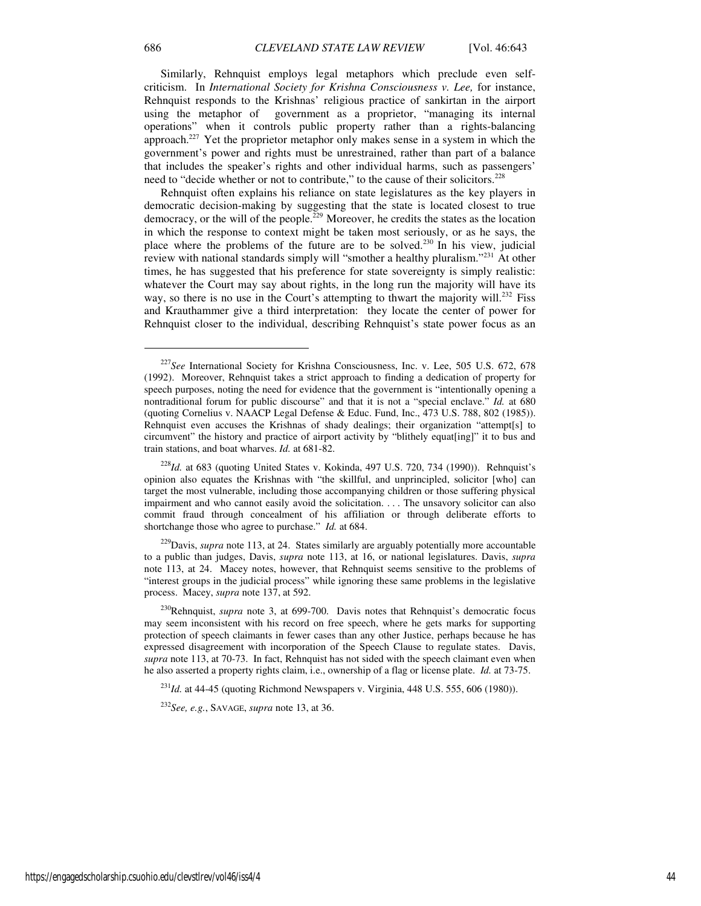Similarly, Rehnquist employs legal metaphors which preclude even self-criticism. In *International Society for Krishna Consciousness v. Lee,* for instance, Rehnquist responds to the Krishnas' religious practice of sankirtan in the airport using the metaphor of government as a proprietor, "managing its internal operations" when it controls public property rather than a rights-balancing approach.[227] Yet the proprietor metaphor only makes sense in a system in which the government's power and rights must be unrestrained, rather than part of a balance that includes the speaker's rights and other individual harms, such as passengers' need to "decide whether or not to contribute," to the cause of their solicitors.[228]

Rehnquist often explains his reliance on state legislatures as the key players in democratic decision-making by suggesting that the state is located closest to true democracy, or the will of the people.[229] Moreover, he credits the states as the location in which the response to context might be taken most seriously, or as he says, the place where the problems of the future are to be solved.[230] In his view, judicial review with national standards simply will "smother a healthy pluralism."[231] At other times, he has suggested that his preference for state sovereignty is simply realistic: whatever the Court may say about rights, in the long run the majority will have its way, so there is no use in the Court's attempting to thwart the majority will.[232] Fiss and Krauthammer give a third interpretation: they locate the center of power for Rehnquist closer to the individual, describing Rehnquist's state power focus as an

---

[227]*See* International Society for Krishna Consciousness, Inc. v. Lee, 505 U.S. 672, 678 (1992). Moreover, Rehnquist takes a strict approach to finding a dedication of property for speech purposes, noting the need for evidence that the government is "intentionally opening a nontraditional forum for public discourse" and that it is not a "special enclave." *Id.* at 680 (quoting Cornelius v. NAACP Legal Defense & Educ. Fund, Inc., 473 U.S. 788, 802 (1985)). Rehnquist even accuses the Krishnas of shady dealings; their organization "attempt[s] to circumvent" the history and practice of airport activity by "blithely equat[ing]" it to bus and train stations, and boat wharves. *Id.* at 681-82.

[228]*Id.* at 683 (quoting United States v. Kokinda, 497 U.S. 720, 734 (1990)). Rehnquist's opinion also equates the Krishnas with "the skillful, and unprincipled, solicitor [who] can target the most vulnerable, including those accompanying children or those suffering physical impairment and who cannot easily avoid the solicitation. . . . The unsavory solicitor can also commit fraud through concealment of his affiliation or through deliberate efforts to shortchange those who agree to purchase." *Id.* at 684.

[229]Davis, *supra* note 113, at 24. States similarly are arguably potentially more accountable to a public than judges, Davis, *supra* note 113, at 16, or national legislatures. Davis, *supra* note 113, at 24. Macey notes, however, that Rehnquist seems sensitive to the problems of "interest groups in the judicial process" while ignoring these same problems in the legislative process. Macey, *supra* note 137, at 592.

[230]Rehnquist, *supra* note 3, at 699-700. Davis notes that Rehnquist's democratic focus may seem inconsistent with his record on free speech, where he gets marks for supporting protection of speech claimants in fewer cases than any other Justice, perhaps because he has expressed disagreement with incorporation of the Speech Clause to regulate states. Davis, *supra* note 113, at 70-73. In fact, Rehnquist has not sided with the speech claimant even when he also asserted a property rights claim, i.e., ownership of a flag or license plate. *Id.* at 73-75.

[231]*Id.* at 44-45 (quoting Richmond Newspapers v. Virginia, 448 U.S. 555, 606 (1980)).

[232]*See, e.g.*, SAVAGE, *supra* note 13, at 36.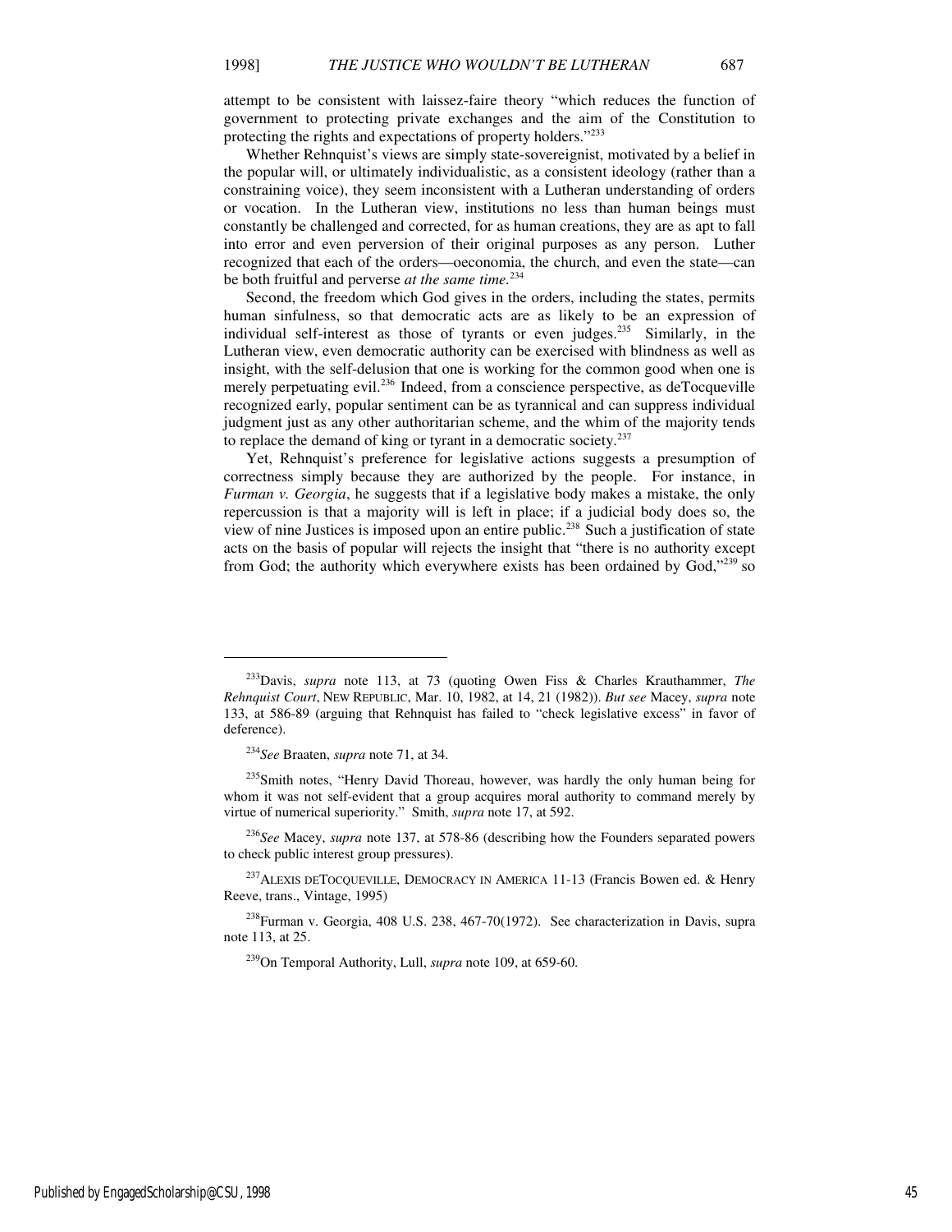attempt to be consistent with laissez-faire theory "which reduces the function of government to protecting private exchanges and the aim of the Constitution to protecting the rights and expectations of property holders."[233]

Whether Rehnquist's views are simply state-sovereignist, motivated by a belief in the popular will, or ultimately individualistic, as a consistent ideology (rather than a constraining voice), they seem inconsistent with a Lutheran understanding of orders or vocation. In the Lutheran view, institutions no less than human beings must constantly be challenged and corrected, for as human creations, they are as apt to fall into error and even perversion of their original purposes as any person. Luther recognized that each of the orders—oeconomia, the church, and even the state—can be both fruitful and perverse *at the same time*.[234]

Second, the freedom which God gives in the orders, including the states, permits human sinfulness, so that democratic acts are as likely to be an expression of individual self-interest as those of tyrants or even judges.[235] Similarly, in the Lutheran view, even democratic authority can be exercised with blindness as well as insight, with the self-delusion that one is working for the common good when one is merely perpetuating evil.[236] Indeed, from a conscience perspective, as deTocqueville recognized early, popular sentiment can be as tyrannical and can suppress individual judgment just as any other authoritarian scheme, and the whim of the majority tends to replace the demand of king or tyrant in a democratic society.[237]

Yet, Rehnquist's preference for legislative actions suggests a presumption of correctness simply because they are authorized by the people. For instance, in *Furman v. Georgia*, he suggests that if a legislative body makes a mistake, the only repercussion is that a majority will is left in place; if a judicial body does so, the view of nine Justices is imposed upon an entire public.[238] Such a justification of state acts on the basis of popular will rejects the insight that "there is no authority except from God; the authority which everywhere exists has been ordained by God,"[239] so

---

[233]Davis, *supra* note 113, at 73 (quoting Owen Fiss & Charles Krauthammer, *The Rehnquist Court*, NEW REPUBLIC, Mar. 10, 1982, at 14, 21 (1982)). *But see* Macey, *supra* note 133, at 586-89 (arguing that Rehnquist has failed to "check legislative excess" in favor of deference).

[234]*See* Braaten, *supra* note 71, at 34.

[235]Smith notes, "Henry David Thoreau, however, was hardly the only human being for whom it was not self-evident that a group acquires moral authority to command merely by virtue of numerical superiority." Smith, *supra* note 17, at 592.

[236]*See* Macey, *supra* note 137, at 578-86 (describing how the Founders separated powers to check public interest group pressures).

[237]ALEXIS DETOCQUEVILLE, DEMOCRACY IN AMERICA 11-13 (Francis Bowen ed. & Henry Reeve, trans., Vintage, 1995)

[238]Furman v. Georgia, 408 U.S. 238, 467-70(1972). See characterization in Davis, supra note 113, at 25.

[239]On Temporal Authority, Lull, *supra* note 109, at 659-60.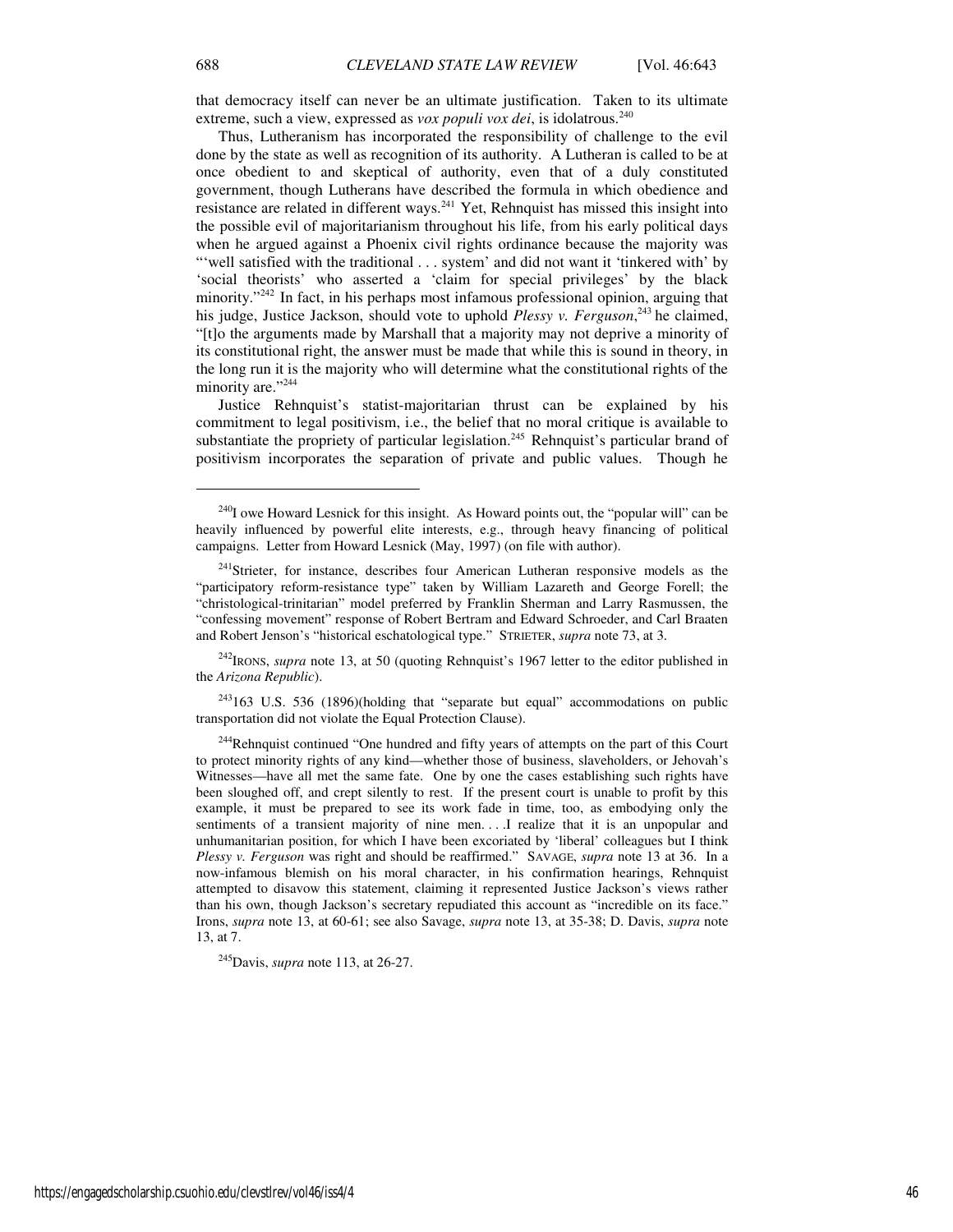that democracy itself can never be an ultimate justification. Taken to its ultimate extreme, such a view, expressed as *vox populi vox dei*, is idolatrous.[240]

Thus, Lutheranism has incorporated the responsibility of challenge to the evil done by the state as well as recognition of its authority. A Lutheran is called to be at once obedient to and skeptical of authority, even that of a duly constituted government, though Lutherans have described the formula in which obedience and resistance are related in different ways.[241] Yet, Rehnquist has missed this insight into the possible evil of majoritarianism throughout his life, from his early political days when he argued against a Phoenix civil rights ordinance because the majority was "'well satisfied with the traditional . . . system' and did not want it 'tinkered with' by 'social theorists' who asserted a 'claim for special privileges' by the black minority."[242] In fact, in his perhaps most infamous professional opinion, arguing that his judge, Justice Jackson, should vote to uphold *Plessy v. Ferguson*,[243] he claimed, "[t]o the arguments made by Marshall that a majority may not deprive a minority of its constitutional right, the answer must be made that while this is sound in theory, in the long run it is the majority who will determine what the constitutional rights of the minority are."[244]

Justice Rehnquist's statist-majoritarian thrust can be explained by his commitment to legal positivism, i.e., the belief that no moral critique is available to substantiate the propriety of particular legislation.[245] Rehnquist's particular brand of positivism incorporates the separation of private and public values. Though he

---

[240] I owe Howard Lesnick for this insight. As Howard points out, the "popular will" can be heavily influenced by powerful elite interests, e.g., through heavy financing of political campaigns. Letter from Howard Lesnick (May, 1997) (on file with author).

[241] Strieter, for instance, describes four American Lutheran responsive models as the "participatory reform-resistance type" taken by William Lazareth and George Forell; the "christological-trinitarian" model preferred by Franklin Sherman and Larry Rasmussen, the "confessing movement" response of Robert Bertram and Edward Schroeder, and Carl Braaten and Robert Jenson's "historical eschatological type." STRIETER, *supra* note 73, at 3.

[242] IRONS, *supra* note 13, at 50 (quoting Rehnquist's 1967 letter to the editor published in the *Arizona Republic*).

[243] 163 U.S. 536 (1896)(holding that "separate but equal" accommodations on public transportation did not violate the Equal Protection Clause).

[244] Rehnquist continued "One hundred and fifty years of attempts on the part of this Court to protect minority rights of any kind—whether those of business, slaveholders, or Jehovah's Witnesses—have all met the same fate. One by one the cases establishing such rights have been sloughed off, and crept silently to rest. If the present court is unable to profit by this example, it must be prepared to see its work fade in time, too, as embodying only the sentiments of a transient majority of nine men. . . .I realize that it is an unpopular and unhumanitarian position, for which I have been excoriated by 'liberal' colleagues but I think *Plessy v. Ferguson* was right and should be reaffirmed." SAVAGE, *supra* note 13 at 36. In a now-infamous blemish on his moral character, in his confirmation hearings, Rehnquist attempted to disavow this statement, claiming it represented Justice Jackson's views rather than his own, though Jackson's secretary repudiated this account as "incredible on its face." Irons, *supra* note 13, at 60-61; see also Savage, *supra* note 13, at 35-38; D. Davis, *supra* note 13, at 7.

[245] Davis, *supra* note 113, at 26-27.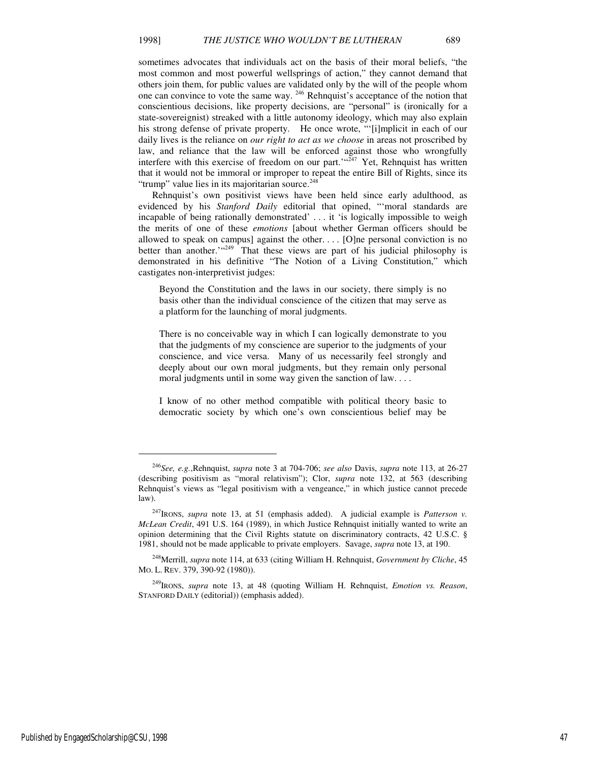sometimes advocates that individuals act on the basis of their moral beliefs, "the most common and most powerful wellsprings of action," they cannot demand that others join them, for public values are validated only by the will of the people whom one can convince to vote the same way. [246] Rehnquist's acceptance of the notion that conscientious decisions, like property decisions, are "personal" is (ironically for a state-sovereignist) streaked with a little autonomy ideology, which may also explain his strong defense of private property. He once wrote, "'[i]mplicit in each of our daily lives is the reliance on *our right to act as we choose* in areas not proscribed by law, and reliance that the law will be enforced against those who wrongfully interfere with this exercise of freedom on our part.'"[247] Yet, Rehnquist has written that it would not be immoral or improper to repeat the entire Bill of Rights, since its "trump" value lies in its majoritarian source.[248]

Rehnquist's own positivist views have been held since early adulthood, as evidenced by his *Stanford Daily* editorial that opined, "'moral standards are incapable of being rationally demonstrated' . . . it 'is logically impossible to weigh the merits of one of these *emotions* [about whether German officers should be allowed to speak on campus] against the other. . . . [O]ne personal conviction is no better than another.'"[249] That these views are part of his judicial philosophy is demonstrated in his definitive "The Notion of a Living Constitution," which castigates non-interpretivist judges:

> Beyond the Constitution and the laws in our society, there simply is no basis other than the individual conscience of the citizen that may serve as a platform for the launching of moral judgments.
>
> There is no conceivable way in which I can logically demonstrate to you that the judgments of my conscience are superior to the judgments of your conscience, and vice versa. Many of us necessarily feel strongly and deeply about our own moral judgments, but they remain only personal moral judgments until in some way given the sanction of law. . . .
>
> I know of no other method compatible with political theory basic to democratic society by which one's own conscientious belief may be

---

[246] *See, e.g.*,Rehnquist, *supra* note 3 at 704-706; *see also* Davis, *supra* note 113, at 26-27 (describing positivism as "moral relativism"); Clor, *supra* note 132, at 563 (describing Rehnquist's views as "legal positivism with a vengeance," in which justice cannot precede law).

[247] IRONS, *supra* note 13, at 51 (emphasis added). A judicial example is *Patterson v. McLean Credit*, 491 U.S. 164 (1989), in which Justice Rehnquist initially wanted to write an opinion determining that the Civil Rights statute on discriminatory contracts, 42 U.S.C. § 1981, should not be made applicable to private employers. Savage, *supra* note 13, at 190.

[248] Merrill, *supra* note 114, at 633 (citing William H. Rehnquist, *Government by Cliche*, 45 MO. L. REV. 379, 390-92 (1980)).

[249] IRONS, *supra* note 13, at 48 (quoting William H. Rehnquist, *Emotion vs. Reason*, STANFORD DAILY (editorial)) (emphasis added).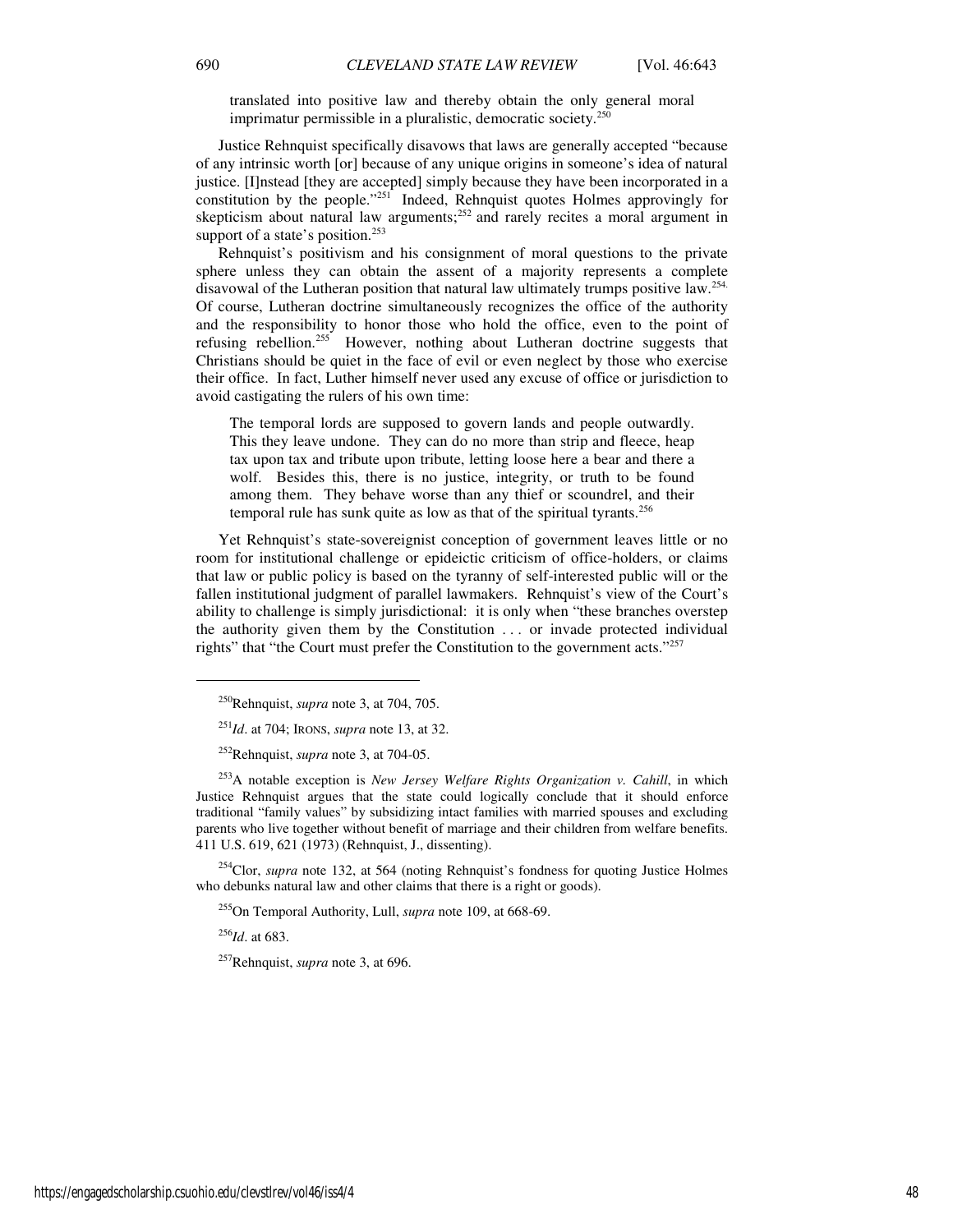translated into positive law and thereby obtain the only general moral imprimatur permissible in a pluralistic, democratic society.[250]

Justice Rehnquist specifically disavows that laws are generally accepted "because of any intrinsic worth [or] because of any unique origins in someone's idea of natural justice. [I]nstead [they are accepted] simply because they have been incorporated in a constitution by the people."[251] Indeed, Rehnquist quotes Holmes approvingly for skepticism about natural law arguments;[252] and rarely recites a moral argument in support of a state's position.[253]

Rehnquist's positivism and his consignment of moral questions to the private sphere unless they can obtain the assent of a majority represents a complete disavowal of the Lutheran position that natural law ultimately trumps positive law.[254] Of course, Lutheran doctrine simultaneously recognizes the office of the authority and the responsibility to honor those who hold the office, even to the point of refusing rebellion.[255] However, nothing about Lutheran doctrine suggests that Christians should be quiet in the face of evil or even neglect by those who exercise their office. In fact, Luther himself never used any excuse of office or jurisdiction to avoid castigating the rulers of his own time:

> The temporal lords are supposed to govern lands and people outwardly. This they leave undone. They can do no more than strip and fleece, heap tax upon tax and tribute upon tribute, letting loose here a bear and there a wolf. Besides this, there is no justice, integrity, or truth to be found among them. They behave worse than any thief or scoundrel, and their temporal rule has sunk quite as low as that of the spiritual tyrants.[256]

Yet Rehnquist's state-sovereignist conception of government leaves little or no room for institutional challenge or epideictic criticism of office-holders, or claims that law or public policy is based on the tyranny of self-interested public will or the fallen institutional judgment of parallel lawmakers. Rehnquist's view of the Court's ability to challenge is simply jurisdictional: it is only when "these branches overstep the authority given them by the Constitution . . . or invade protected individual rights" that "the Court must prefer the Constitution to the government acts."[257]

---

[250] Rehnquist, *supra* note 3, at 704, 705.

[251] *Id*. at 704; IRONS, *supra* note 13, at 32.

[252] Rehnquist, *supra* note 3, at 704-05.

[253] A notable exception is *New Jersey Welfare Rights Organization v. Cahill*, in which Justice Rehnquist argues that the state could logically conclude that it should enforce traditional "family values" by subsidizing intact families with married spouses and excluding parents who live together without benefit of marriage and their children from welfare benefits. 411 U.S. 619, 621 (1973) (Rehnquist, J., dissenting).

[254] Clor, *supra* note 132, at 564 (noting Rehnquist's fondness for quoting Justice Holmes who debunks natural law and other claims that there is a right or goods).

[255] On Temporal Authority, Lull, *supra* note 109, at 668-69.

[256] *Id*. at 683.

[257] Rehnquist, *supra* note 3, at 696.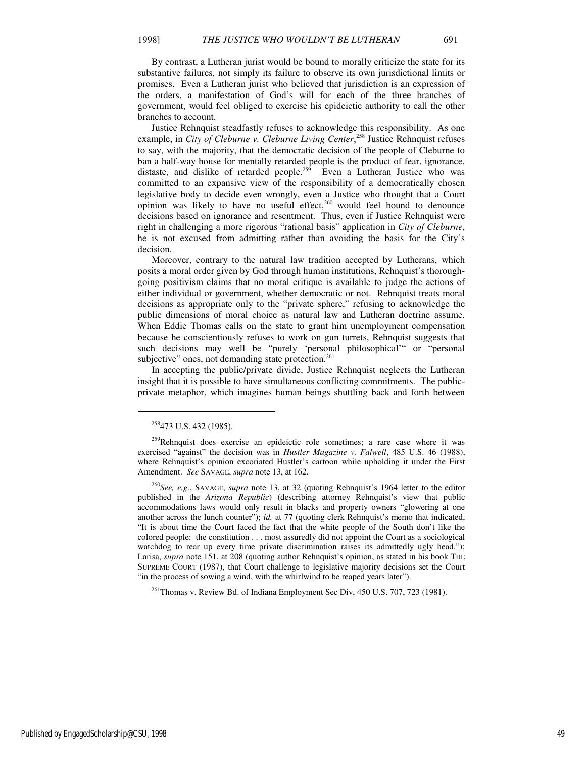By contrast, a Lutheran jurist would be bound to morally criticize the state for its substantive failures, not simply its failure to observe its own jurisdictional limits or promises. Even a Lutheran jurist who believed that jurisdiction is an expression of the orders, a manifestation of God's will for each of the three branches of government, would feel obliged to exercise his epideictic authority to call the other branches to account.

Justice Rehnquist steadfastly refuses to acknowledge this responsibility. As one example, in *City of Cleburne v. Cleburne Living Center*,[258] Justice Rehnquist refuses to say, with the majority, that the democratic decision of the people of Cleburne to ban a half-way house for mentally retarded people is the product of fear, ignorance, distaste, and dislike of retarded people.[259] Even a Lutheran Justice who was committed to an expansive view of the responsibility of a democratically chosen legislative body to decide even wrongly, even a Justice who thought that a Court opinion was likely to have no useful effect,[260] would feel bound to denounce decisions based on ignorance and resentment. Thus, even if Justice Rehnquist were right in challenging a more rigorous "rational basis" application in *City of Cleburne*, he is not excused from admitting rather than avoiding the basis for the City's decision.

Moreover, contrary to the natural law tradition accepted by Lutherans, which posits a moral order given by God through human institutions, Rehnquist's thorough-going positivism claims that no moral critique is available to judge the actions of either individual or government, whether democratic or not. Rehnquist treats moral decisions as appropriate only to the "private sphere," refusing to acknowledge the public dimensions of moral choice as natural law and Lutheran doctrine assume. When Eddie Thomas calls on the state to grant him unemployment compensation because he conscientiously refuses to work on gun turrets, Rehnquist suggests that such decisions may well be "purely 'personal philosophical'" or "personal subjective" ones, not demanding state protection.[261]

In accepting the public/private divide, Justice Rehnquist neglects the Lutheran insight that it is possible to have simultaneous conflicting commitments. The public-private metaphor, which imagines human beings shuttling back and forth between

---

[258] 473 U.S. 432 (1985).

[259] Rehnquist does exercise an epideictic role sometimes; a rare case where it was exercised "against" the decision was in *Hustler Magazine v. Falwell*, 485 U.S. 46 (1988), where Rehnquist's opinion excoriated Hustler's cartoon while upholding it under the First Amendment. *See* SAVAGE, *supra* note 13, at 162.

[260] *See, e.g.*, SAVAGE, *supra* note 13, at 32 (quoting Rehnquist's 1964 letter to the editor published in the *Arizona Republic*) (describing attorney Rehnquist's view that public accommodations laws would only result in blacks and property owners "glowering at one another across the lunch counter"); *id.* at 77 (quoting clerk Rehnquist's memo that indicated, "It is about time the Court faced the fact that the white people of the South don't like the colored people: the constitution . . . most assuredly did not appoint the Court as a sociological watchdog to rear up every time private discrimination raises its admittedly ugly head."); Larisa, *supra* note 151, at 208 (quoting author Rehnquist's opinion, as stated in his book THE SUPREME COURT (1987), that Court challenge to legislative majority decisions set the Court "in the process of sowing a wind, with the whirlwind to be reaped years later").

[261] Thomas v. Review Bd. of Indiana Employment Sec Div, 450 U.S. 707, 723 (1981).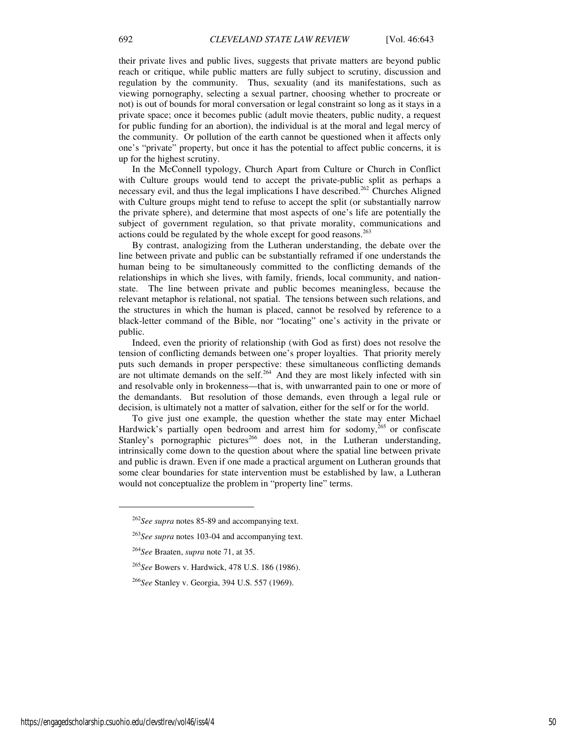their private lives and public lives, suggests that private matters are beyond public reach or critique, while public matters are fully subject to scrutiny, discussion and regulation by the community. Thus, sexuality (and its manifestations, such as viewing pornography, selecting a sexual partner, choosing whether to procreate or not) is out of bounds for moral conversation or legal constraint so long as it stays in a private space; once it becomes public (adult movie theaters, public nudity, a request for public funding for an abortion), the individual is at the moral and legal mercy of the community. Or pollution of the earth cannot be questioned when it affects only one's "private" property, but once it has the potential to affect public concerns, it is up for the highest scrutiny.

In the McConnell typology, Church Apart from Culture or Church in Conflict with Culture groups would tend to accept the private-public split as perhaps a necessary evil, and thus the legal implications I have described.[262] Churches Aligned with Culture groups might tend to refuse to accept the split (or substantially narrow the private sphere), and determine that most aspects of one's life are potentially the subject of government regulation, so that private morality, communications and actions could be regulated by the whole except for good reasons.[263]

By contrast, analogizing from the Lutheran understanding, the debate over the line between private and public can be substantially reframed if one understands the human being to be simultaneously committed to the conflicting demands of the relationships in which she lives, with family, friends, local community, and nation-state. The line between private and public becomes meaningless, because the relevant metaphor is relational, not spatial. The tensions between such relations, and the structures in which the human is placed, cannot be resolved by reference to a black-letter command of the Bible, nor "locating" one's activity in the private or public.

Indeed, even the priority of relationship (with God as first) does not resolve the tension of conflicting demands between one's proper loyalties. That priority merely puts such demands in proper perspective: these simultaneous conflicting demands are not ultimate demands on the self.[264] And they are most likely infected with sin and resolvable only in brokenness—that is, with unwarranted pain to one or more of the demandants. But resolution of those demands, even through a legal rule or decision, is ultimately not a matter of salvation, either for the self or for the world.

To give just one example, the question whether the state may enter Michael Hardwick's partially open bedroom and arrest him for sodomy,[265] or confiscate Stanley's pornographic pictures[266] does not, in the Lutheran understanding, intrinsically come down to the question about where the spatial line between private and public is drawn. Even if one made a practical argument on Lutheran grounds that some clear boundaries for state intervention must be established by law, a Lutheran would not conceptualize the problem in "property line" terms.

---

[262] *See supra* notes 85-89 and accompanying text.

[263] *See supra* notes 103-04 and accompanying text.

[264] *See* Braaten, *supra* note 71, at 35.

[265] *See* Bowers v. Hardwick, 478 U.S. 186 (1986).

[266] *See* Stanley v. Georgia, 394 U.S. 557 (1969).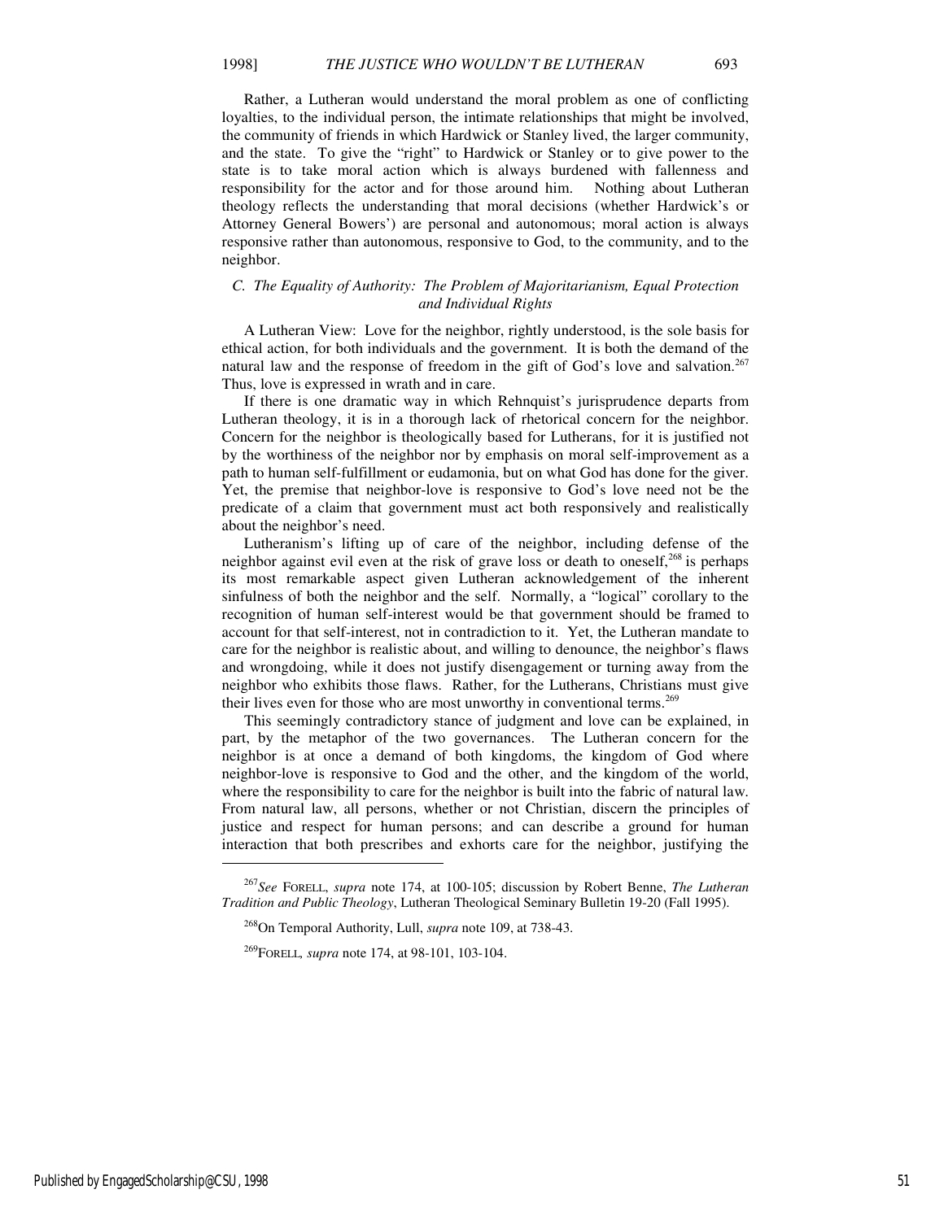Rather, a Lutheran would understand the moral problem as one of conflicting loyalties, to the individual person, the intimate relationships that might be involved, the community of friends in which Hardwick or Stanley lived, the larger community, and the state. To give the "right" to Hardwick or Stanley or to give power to the state is to take moral action which is always burdened with fallenness and responsibility for the actor and for those around him. Nothing about Lutheran theology reflects the understanding that moral decisions (whether Hardwick's or Attorney General Bowers') are personal and autonomous; moral action is always responsive rather than autonomous, responsive to God, to the community, and to the neighbor.

### *C. The Equality of Authority: The Problem of Majoritarianism, Equal Protection and Individual Rights*

A Lutheran View: Love for the neighbor, rightly understood, is the sole basis for ethical action, for both individuals and the government. It is both the demand of the natural law and the response of freedom in the gift of God's love and salvation.[267] Thus, love is expressed in wrath and in care.

If there is one dramatic way in which Rehnquist's jurisprudence departs from Lutheran theology, it is in a thorough lack of rhetorical concern for the neighbor. Concern for the neighbor is theologically based for Lutherans, for it is justified not by the worthiness of the neighbor nor by emphasis on moral self-improvement as a path to human self-fulfillment or eudamonia, but on what God has done for the giver. Yet, the premise that neighbor-love is responsive to God's love need not be the predicate of a claim that government must act both responsively and realistically about the neighbor's need.

Lutheranism's lifting up of care of the neighbor, including defense of the neighbor against evil even at the risk of grave loss or death to oneself,[268] is perhaps its most remarkable aspect given Lutheran acknowledgement of the inherent sinfulness of both the neighbor and the self. Normally, a "logical" corollary to the recognition of human self-interest would be that government should be framed to account for that self-interest, not in contradiction to it. Yet, the Lutheran mandate to care for the neighbor is realistic about, and willing to denounce, the neighbor's flaws and wrongdoing, while it does not justify disengagement or turning away from the neighbor who exhibits those flaws. Rather, for the Lutherans, Christians must give their lives even for those who are most unworthy in conventional terms.[269]

This seemingly contradictory stance of judgment and love can be explained, in part, by the metaphor of the two governances. The Lutheran concern for the neighbor is at once a demand of both kingdoms, the kingdom of God where neighbor-love is responsive to God and the other, and the kingdom of the world, where the responsibility to care for the neighbor is built into the fabric of natural law. From natural law, all persons, whether or not Christian, discern the principles of justice and respect for human persons; and can describe a ground for human interaction that both prescribes and exhorts care for the neighbor, justifying the

---

[267] *See* FORELL, *supra* note 174, at 100-105; discussion by Robert Benne, *The Lutheran Tradition and Public Theology*, Lutheran Theological Seminary Bulletin 19-20 (Fall 1995).

[268] On Temporal Authority, Lull, *supra* note 109, at 738-43.

[269] FORELL, *supra* note 174, at 98-101, 103-104.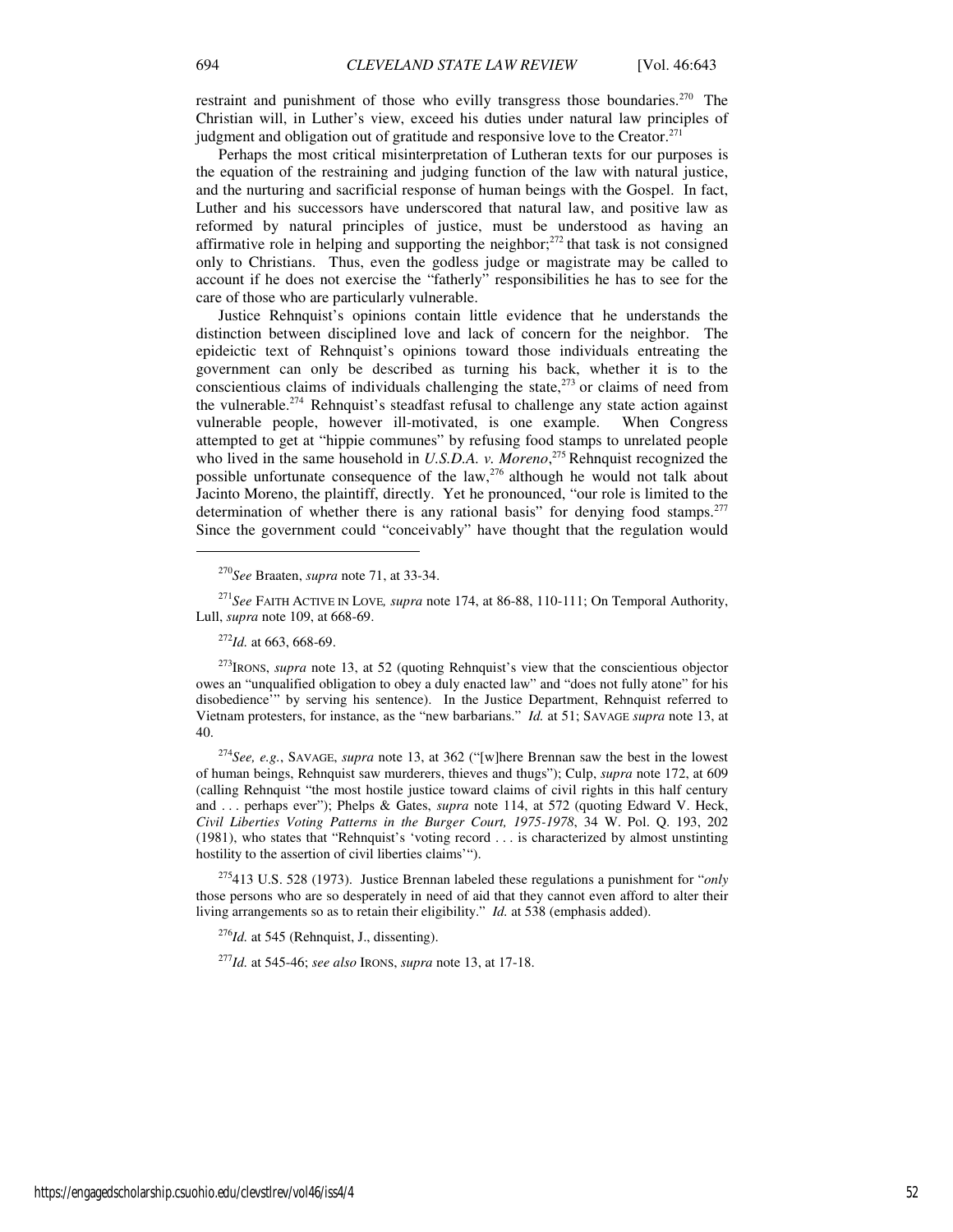restraint and punishment of those who evilly transgress those boundaries.[270] The Christian will, in Luther's view, exceed his duties under natural law principles of judgment and obligation out of gratitude and responsive love to the Creator.[271]

Perhaps the most critical misinterpretation of Lutheran texts for our purposes is the equation of the restraining and judging function of the law with natural justice, and the nurturing and sacrificial response of human beings with the Gospel. In fact, Luther and his successors have underscored that natural law, and positive law as reformed by natural principles of justice, must be understood as having an affirmative role in helping and supporting the neighbor;[272] that task is not consigned only to Christians. Thus, even the godless judge or magistrate may be called to account if he does not exercise the "fatherly" responsibilities he has to see for the care of those who are particularly vulnerable.

Justice Rehnquist's opinions contain little evidence that he understands the distinction between disciplined love and lack of concern for the neighbor. The epideictic text of Rehnquist's opinions toward those individuals entreating the government can only be described as turning his back, whether it is to the conscientious claims of individuals challenging the state,[273] or claims of need from the vulnerable.[274] Rehnquist's steadfast refusal to challenge any state action against vulnerable people, however ill-motivated, is one example. When Congress attempted to get at "hippie communes" by refusing food stamps to unrelated people who lived in the same household in *U.S.D.A. v. Moreno*,[275] Rehnquist recognized the possible unfortunate consequence of the law,[276] although he would not talk about Jacinto Moreno, the plaintiff, directly. Yet he pronounced, "our role is limited to the determination of whether there is any rational basis" for denying food stamps.[277] Since the government could "conceivably" have thought that the regulation would

---

[270]*See* Braaten, *supra* note 71, at 33-34.

[271]*See* FAITH ACTIVE IN LOVE*, supra* note 174, at 86-88, 110-111; On Temporal Authority, Lull, *supra* note 109, at 668-69.

[272]*Id.* at 663, 668-69.

[273]IRONS, *supra* note 13, at 52 (quoting Rehnquist's view that the conscientious objector owes an "unqualified obligation to obey a duly enacted law" and "does not fully atone" for his disobedience'" by serving his sentence). In the Justice Department, Rehnquist referred to Vietnam protesters, for instance, as the "new barbarians." *Id.* at 51; SAVAGE *supra* note 13, at 40.

[274]*See, e.g.*, SAVAGE, *supra* note 13, at 362 ("[w]here Brennan saw the best in the lowest of human beings, Rehnquist saw murderers, thieves and thugs"); Culp, *supra* note 172, at 609 (calling Rehnquist "the most hostile justice toward claims of civil rights in this half century and . . . perhaps ever"); Phelps & Gates, *supra* note 114, at 572 (quoting Edward V. Heck, *Civil Liberties Voting Patterns in the Burger Court, 1975-1978*, 34 W. Pol. Q. 193, 202 (1981), who states that "Rehnquist's 'voting record . . . is characterized by almost unstinting hostility to the assertion of civil liberties claims'").

[275]413 U.S. 528 (1973). Justice Brennan labeled these regulations a punishment for "*only* those persons who are so desperately in need of aid that they cannot even afford to alter their living arrangements so as to retain their eligibility." *Id.* at 538 (emphasis added).

[276]*Id.* at 545 (Rehnquist, J., dissenting).

[277]*Id.* at 545-46; *see also* IRONS, *supra* note 13, at 17-18.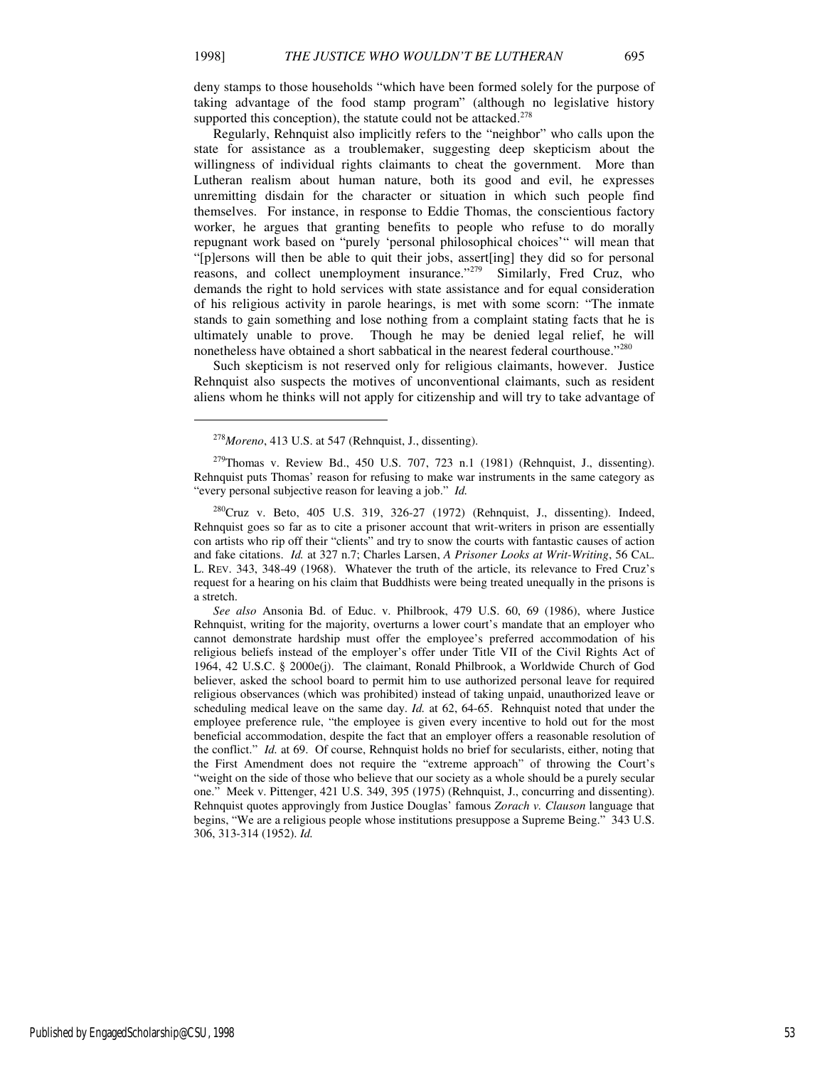deny stamps to those households "which have been formed solely for the purpose of taking advantage of the food stamp program" (although no legislative history supported this conception), the statute could not be attacked.[278]

Regularly, Rehnquist also implicitly refers to the "neighbor" who calls upon the state for assistance as a troublemaker, suggesting deep skepticism about the willingness of individual rights claimants to cheat the government. More than Lutheran realism about human nature, both its good and evil, he expresses unremitting disdain for the character or situation in which such people find themselves. For instance, in response to Eddie Thomas, the conscientious factory worker, he argues that granting benefits to people who refuse to do morally repugnant work based on "purely 'personal philosophical choices'" will mean that "[p]ersons will then be able to quit their jobs, assert[ing] they did so for personal reasons, and collect unemployment insurance."[279] Similarly, Fred Cruz, who demands the right to hold services with state assistance and for equal consideration of his religious activity in parole hearings, is met with some scorn: "The inmate stands to gain something and lose nothing from a complaint stating facts that he is ultimately unable to prove. Though he may be denied legal relief, he will nonetheless have obtained a short sabbatical in the nearest federal courthouse."[280]

Such skepticism is not reserved only for religious claimants, however. Justice Rehnquist also suspects the motives of unconventional claimants, such as resident aliens whom he thinks will not apply for citizenship and will try to take advantage of

---

[278]*Moreno*, 413 U.S. at 547 (Rehnquist, J., dissenting).

[279]Thomas v. Review Bd., 450 U.S. 707, 723 n.1 (1981) (Rehnquist, J., dissenting). Rehnquist puts Thomas' reason for refusing to make war instruments in the same category as "every personal subjective reason for leaving a job." *Id.*

[280]Cruz v. Beto, 405 U.S. 319, 326-27 (1972) (Rehnquist, J., dissenting). Indeed, Rehnquist goes so far as to cite a prisoner account that writ-writers in prison are essentially con artists who rip off their "clients" and try to snow the courts with fantastic causes of action and fake citations. *Id.* at 327 n.7; Charles Larsen, *A Prisoner Looks at Writ-Writing*, 56 CAL. L. REV. 343, 348-49 (1968). Whatever the truth of the article, its relevance to Fred Cruz's request for a hearing on his claim that Buddhists were being treated unequally in the prisons is a stretch.

*See also* Ansonia Bd. of Educ. v. Philbrook, 479 U.S. 60, 69 (1986), where Justice Rehnquist, writing for the majority, overturns a lower court's mandate that an employer who cannot demonstrate hardship must offer the employee's preferred accommodation of his religious beliefs instead of the employer's offer under Title VII of the Civil Rights Act of 1964, 42 U.S.C. § 2000e(j). The claimant, Ronald Philbrook, a Worldwide Church of God believer, asked the school board to permit him to use authorized personal leave for required religious observances (which was prohibited) instead of taking unpaid, unauthorized leave or scheduling medical leave on the same day. *Id.* at 62, 64-65. Rehnquist noted that under the employee preference rule, "the employee is given every incentive to hold out for the most beneficial accommodation, despite the fact that an employer offers a reasonable resolution of the conflict." *Id.* at 69. Of course, Rehnquist holds no brief for secularists, either, noting that the First Amendment does not require the "extreme approach" of throwing the Court's "weight on the side of those who believe that our society as a whole should be a purely secular one." Meek v. Pittenger, 421 U.S. 349, 395 (1975) (Rehnquist, J., concurring and dissenting). Rehnquist quotes approvingly from Justice Douglas' famous *Zorach v. Clauson* language that begins, "We are a religious people whose institutions presuppose a Supreme Being." 343 U.S. 306, 313-314 (1952). *Id.*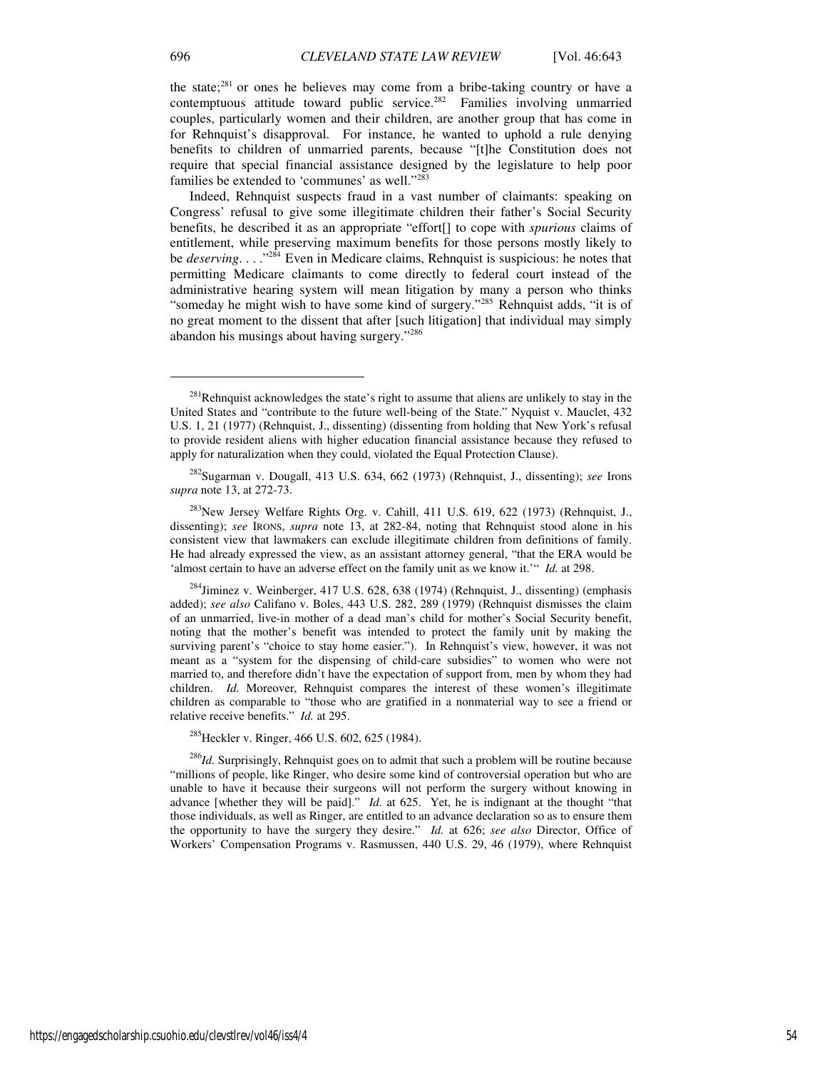the state;[281] or ones he believes may come from a bribe-taking country or have a contemptuous attitude toward public service.[282] Families involving unmarried couples, particularly women and their children, are another group that has come in for Rehnquist's disapproval. For instance, he wanted to uphold a rule denying benefits to children of unmarried parents, because "[t]he Constitution does not require that special financial assistance designed by the legislature to help poor families be extended to 'communes' as well."[283]

Indeed, Rehnquist suspects fraud in a vast number of claimants: speaking on Congress' refusal to give some illegitimate children their father's Social Security benefits, he described it as an appropriate "effort[] to cope with *spurious* claims of entitlement, while preserving maximum benefits for those persons mostly likely to be *deserving*. . . ."[284] Even in Medicare claims, Rehnquist is suspicious: he notes that permitting Medicare claimants to come directly to federal court instead of the administrative hearing system will mean litigation by many a person who thinks "someday he might wish to have some kind of surgery."[285] Rehnquist adds, "it is of no great moment to the dissent that after [such litigation] that individual may simply abandon his musings about having surgery."[286]

---

[281]Rehnquist acknowledges the state's right to assume that aliens are unlikely to stay in the United States and "contribute to the future well-being of the State." Nyquist v. Mauclet, 432 U.S. 1, 21 (1977) (Rehnquist, J., dissenting) (dissenting from holding that New York's refusal to provide resident aliens with higher education financial assistance because they refused to apply for naturalization when they could, violated the Equal Protection Clause).

[282]Sugarman v. Dougall, 413 U.S. 634, 662 (1973) (Rehnquist, J., dissenting); *see* Irons *supra* note 13, at 272-73.

[283]New Jersey Welfare Rights Org. v. Cahill, 411 U.S. 619, 622 (1973) (Rehnquist, J., dissenting); *see* IRONS, *supra* note 13, at 282-84, noting that Rehnquist stood alone in his consistent view that lawmakers can exclude illegitimate children from definitions of family. He had already expressed the view, as an assistant attorney general, "that the ERA would be 'almost certain to have an adverse effect on the family unit as we know it.'" *Id.* at 298.

[284]Jiminez v. Weinberger, 417 U.S. 628, 638 (1974) (Rehnquist, J., dissenting) (emphasis added); *see also* Califano v. Boles, 443 U.S. 282, 289 (1979) (Rehnquist dismisses the claim of an unmarried, live-in mother of a dead man's child for mother's Social Security benefit, noting that the mother's benefit was intended to protect the family unit by making the surviving parent's "choice to stay home easier."). In Rehnquist's view, however, it was not meant as a "system for the dispensing of child-care subsidies" to women who were not married to, and therefore didn't have the expectation of support from, men by whom they had children. *Id.* Moreover, Rehnquist compares the interest of these women's illegitimate children as comparable to "those who are gratified in a nonmaterial way to see a friend or relative receive benefits." *Id.* at 295.

[285]Heckler v. Ringer, 466 U.S. 602, 625 (1984).

[286]*Id.* Surprisingly, Rehnquist goes on to admit that such a problem will be routine because "millions of people, like Ringer, who desire some kind of controversial operation but who are unable to have it because their surgeons will not perform the surgery without knowing in advance [whether they will be paid]." *Id.* at 625. Yet, he is indignant at the thought "that those individuals, as well as Ringer, are entitled to an advance declaration so as to ensure them the opportunity to have the surgery they desire." *Id.* at 626; *see also* Director, Office of Workers' Compensation Programs v. Rasmussen, 440 U.S. 29, 46 (1979), where Rehnquist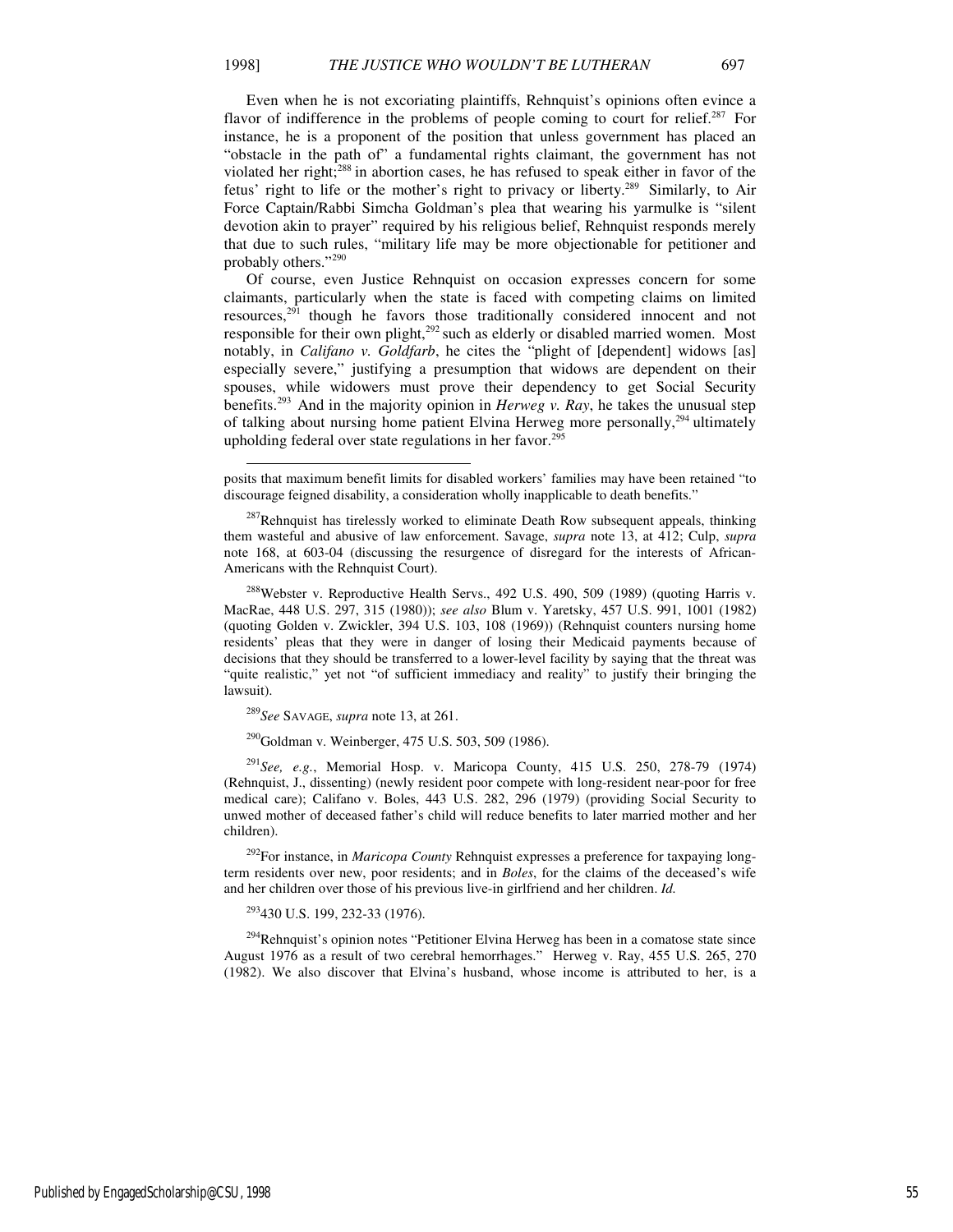Even when he is not excoriating plaintiffs, Rehnquist's opinions often evince a flavor of indifference in the problems of people coming to court for relief.[287] For instance, he is a proponent of the position that unless government has placed an "obstacle in the path of" a fundamental rights claimant, the government has not violated her right;[288] in abortion cases, he has refused to speak either in favor of the fetus' right to life or the mother's right to privacy or liberty.[289] Similarly, to Air Force Captain/Rabbi Simcha Goldman's plea that wearing his yarmulke is "silent devotion akin to prayer" required by his religious belief, Rehnquist responds merely that due to such rules, "military life may be more objectionable for petitioner and probably others."[290]

Of course, even Justice Rehnquist on occasion expresses concern for some claimants, particularly when the state is faced with competing claims on limited resources,[291] though he favors those traditionally considered innocent and not responsible for their own plight,[292] such as elderly or disabled married women. Most notably, in *Califano v. Goldfarb*, he cites the "plight of [dependent] widows [as] especially severe," justifying a presumption that widows are dependent on their spouses, while widowers must prove their dependency to get Social Security benefits.[293] And in the majority opinion in *Herweg v. Ray*, he takes the unusual step of talking about nursing home patient Elvina Herweg more personally,[294] ultimately upholding federal over state regulations in her favor.[295]

---

posits that maximum benefit limits for disabled workers' families may have been retained "to discourage feigned disability, a consideration wholly inapplicable to death benefits."

[287] Rehnquist has tirelessly worked to eliminate Death Row subsequent appeals, thinking them wasteful and abusive of law enforcement. Savage, *supra* note 13, at 412; Culp, *supra* note 168, at 603-04 (discussing the resurgence of disregard for the interests of African-Americans with the Rehnquist Court).

[288] Webster v. Reproductive Health Servs., 492 U.S. 490, 509 (1989) (quoting Harris v. MacRae, 448 U.S. 297, 315 (1980)); *see also* Blum v. Yaretsky, 457 U.S. 991, 1001 (1982) (quoting Golden v. Zwickler, 394 U.S. 103, 108 (1969)) (Rehnquist counters nursing home residents' pleas that they were in danger of losing their Medicaid payments because of decisions that they should be transferred to a lower-level facility by saying that the threat was "quite realistic," yet not "of sufficient immediacy and reality" to justify their bringing the lawsuit).

[289] *See* SAVAGE, *supra* note 13, at 261.

[290] Goldman v. Weinberger, 475 U.S. 503, 509 (1986).

[291] *See, e.g.*, Memorial Hosp. v. Maricopa County, 415 U.S. 250, 278-79 (1974) (Rehnquist, J., dissenting) (newly resident poor compete with long-resident near-poor for free medical care); Califano v. Boles, 443 U.S. 282, 296 (1979) (providing Social Security to unwed mother of deceased father's child will reduce benefits to later married mother and her children).

[292] For instance, in *Maricopa County* Rehnquist expresses a preference for taxpaying long-term residents over new, poor residents; and in *Boles*, for the claims of the deceased's wife and her children over those of his previous live-in girlfriend and her children. *Id.*

[293] 430 U.S. 199, 232-33 (1976).

[294] Rehnquist's opinion notes "Petitioner Elvina Herweg has been in a comatose state since August 1976 as a result of two cerebral hemorrhages." Herweg v. Ray, 455 U.S. 265, 270 (1982). We also discover that Elvina's husband, whose income is attributed to her, is a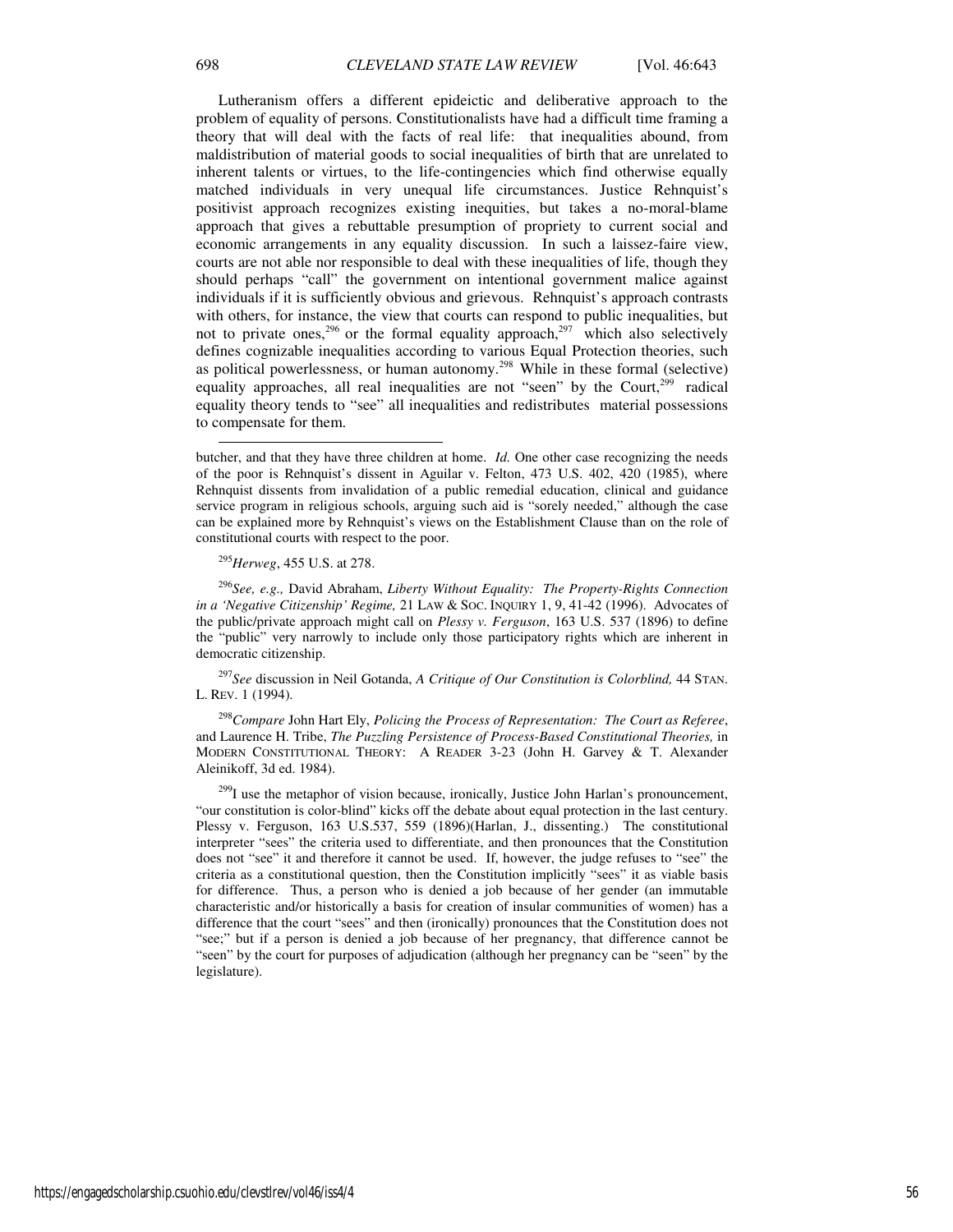Lutheranism offers a different epideictic and deliberative approach to the problem of equality of persons. Constitutionalists have had a difficult time framing a theory that will deal with the facts of real life: that inequalities abound, from maldistribution of material goods to social inequalities of birth that are unrelated to inherent talents or virtues, to the life-contingencies which find otherwise equally matched individuals in very unequal life circumstances. Justice Rehnquist's positivist approach recognizes existing inequities, but takes a no-moral-blame approach that gives a rebuttable presumption of propriety to current social and economic arrangements in any equality discussion. In such a laissez-faire view, courts are not able nor responsible to deal with these inequalities of life, though they should perhaps "call" the government on intentional government malice against individuals if it is sufficiently obvious and grievous. Rehnquist's approach contrasts with others, for instance, the view that courts can respond to public inequalities, but not to private ones,[296] or the formal equality approach,[297] which also selectively defines cognizable inequalities according to various Equal Protection theories, such as political powerlessness, or human autonomy.[298] While in these formal (selective) equality approaches, all real inequalities are not "seen" by the Court,[299] radical equality theory tends to "see" all inequalities and redistributes material possessions to compensate for them.

---

butcher, and that they have three children at home. *Id.* One other case recognizing the needs of the poor is Rehnquist's dissent in Aguilar v. Felton, 473 U.S. 402, 420 (1985), where Rehnquist dissents from invalidation of a public remedial education, clinical and guidance service program in religious schools, arguing such aid is "sorely needed," although the case can be explained more by Rehnquist's views on the Establishment Clause than on the role of constitutional courts with respect to the poor.

[295] *Herweg*, 455 U.S. at 278.

[296] *See, e.g.,* David Abraham, *Liberty Without Equality: The Property-Rights Connection in a 'Negative Citizenship' Regime,* 21 LAW & SOC. INQUIRY 1, 9, 41-42 (1996). Advocates of the public/private approach might call on *Plessy v. Ferguson*, 163 U.S. 537 (1896) to define the "public" very narrowly to include only those participatory rights which are inherent in democratic citizenship.

[297] *See* discussion in Neil Gotanda, *A Critique of Our Constitution is Colorblind,* 44 STAN. L. REV. 1 (1994).

[298] *Compare* John Hart Ely, *Policing the Process of Representation: The Court as Referee*, and Laurence H. Tribe, *The Puzzling Persistence of Process-Based Constitutional Theories,* in MODERN CONSTITUTIONAL THEORY: A READER 3-23 (John H. Garvey & T. Alexander Aleinikoff, 3d ed. 1984).

[299] I use the metaphor of vision because, ironically, Justice John Harlan's pronouncement, "our constitution is color-blind" kicks off the debate about equal protection in the last century. Plessy v. Ferguson, 163 U.S.537, 559 (1896)(Harlan, J., dissenting.) The constitutional interpreter "sees" the criteria used to differentiate, and then pronounces that the Constitution does not "see" it and therefore it cannot be used. If, however, the judge refuses to "see" the criteria as a constitutional question, then the Constitution implicitly "sees" it as viable basis for difference. Thus, a person who is denied a job because of her gender (an immutable characteristic and/or historically a basis for creation of insular communities of women) has a difference that the court "sees" and then (ironically) pronounces that the Constitution does not "see;" but if a person is denied a job because of her pregnancy, that difference cannot be "seen" by the court for purposes of adjudication (although her pregnancy can be "seen" by the legislature).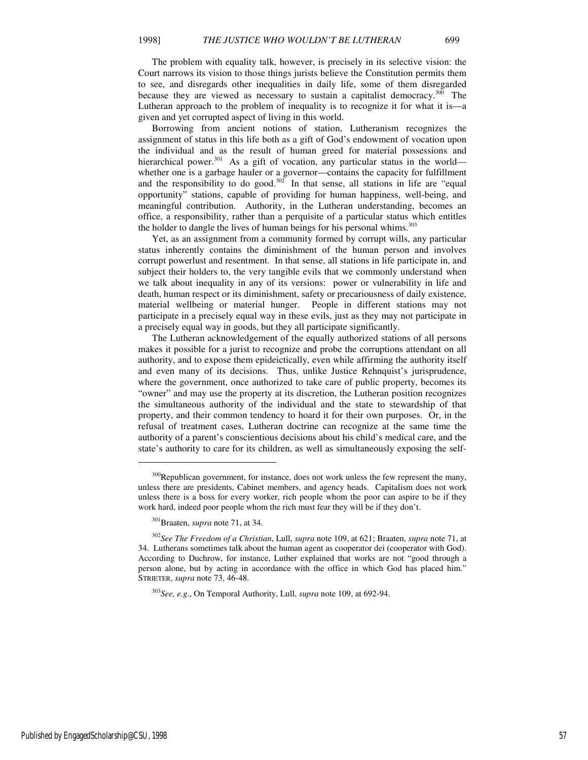The problem with equality talk, however, is precisely in its selective vision: the Court narrows its vision to those things jurists believe the Constitution permits them to see, and disregards other inequalities in daily life, some of them disregarded because they are viewed as necessary to sustain a capitalist democracy.[300] The Lutheran approach to the problem of inequality is to recognize it for what it is—a given and yet corrupted aspect of living in this world.

Borrowing from ancient notions of station, Lutheranism recognizes the assignment of status in this life both as a gift of God's endowment of vocation upon the individual and as the result of human greed for material possessions and hierarchical power.[301] As a gift of vocation, any particular status in the world—whether one is a garbage hauler or a governor—contains the capacity for fulfillment and the responsibility to do good.[302] In that sense, all stations in life are "equal opportunity" stations, capable of providing for human happiness, well-being, and meaningful contribution. Authority, in the Lutheran understanding, becomes an office, a responsibility, rather than a perquisite of a particular status which entitles the holder to dangle the lives of human beings for his personal whims.[303]

Yet, as an assignment from a community formed by corrupt wills, any particular status inherently contains the diminishment of the human person and involves corrupt powerlust and resentment. In that sense, all stations in life participate in, and subject their holders to, the very tangible evils that we commonly understand when we talk about inequality in any of its versions: power or vulnerability in life and death, human respect or its diminishment, safety or precariousness of daily existence, material wellbeing or material hunger. People in different stations may not participate in a precisely equal way in these evils, just as they may not participate in a precisely equal way in goods, but they all participate significantly.

The Lutheran acknowledgement of the equally authorized stations of all persons makes it possible for a jurist to recognize and probe the corruptions attendant on all authority, and to expose them epideictically, even while affirming the authority itself and even many of its decisions. Thus, unlike Justice Rehnquist's jurisprudence, where the government, once authorized to take care of public property, becomes its "owner" and may use the property at its discretion, the Lutheran position recognizes the simultaneous authority of the individual and the state to stewardship of that property, and their common tendency to hoard it for their own purposes. Or, in the refusal of treatment cases, Lutheran doctrine can recognize at the same time the authority of a parent's conscientious decisions about his child's medical care, and the state's authority to care for its children, as well as simultaneously exposing the self-

---

[300] Republican government, for instance, does not work unless the few represent the many, unless there are presidents, Cabinet members, and agency heads. Capitalism does not work unless there is a boss for every worker, rich people whom the poor can aspire to be if they work hard, indeed poor people whom the rich must fear they will be if they don't.

[301] Braaten, *supra* note 71, at 34.

[302] *See The Freedom of a Christian*, Lull, *supra* note 109, at 621; Braaten, *supra* note 71, at 34. Lutherans sometimes talk about the human agent as cooperator dei (cooperator with God). According to Duchrow, for instance, Luther explained that works are not "good through a person alone, but by acting in accordance with the office in which God has placed him." STRIETER, *supra* note 73, 46-48.

[303] *See, e.g.*, On Temporal Authority, Lull, *supra* note 109, at 692-94.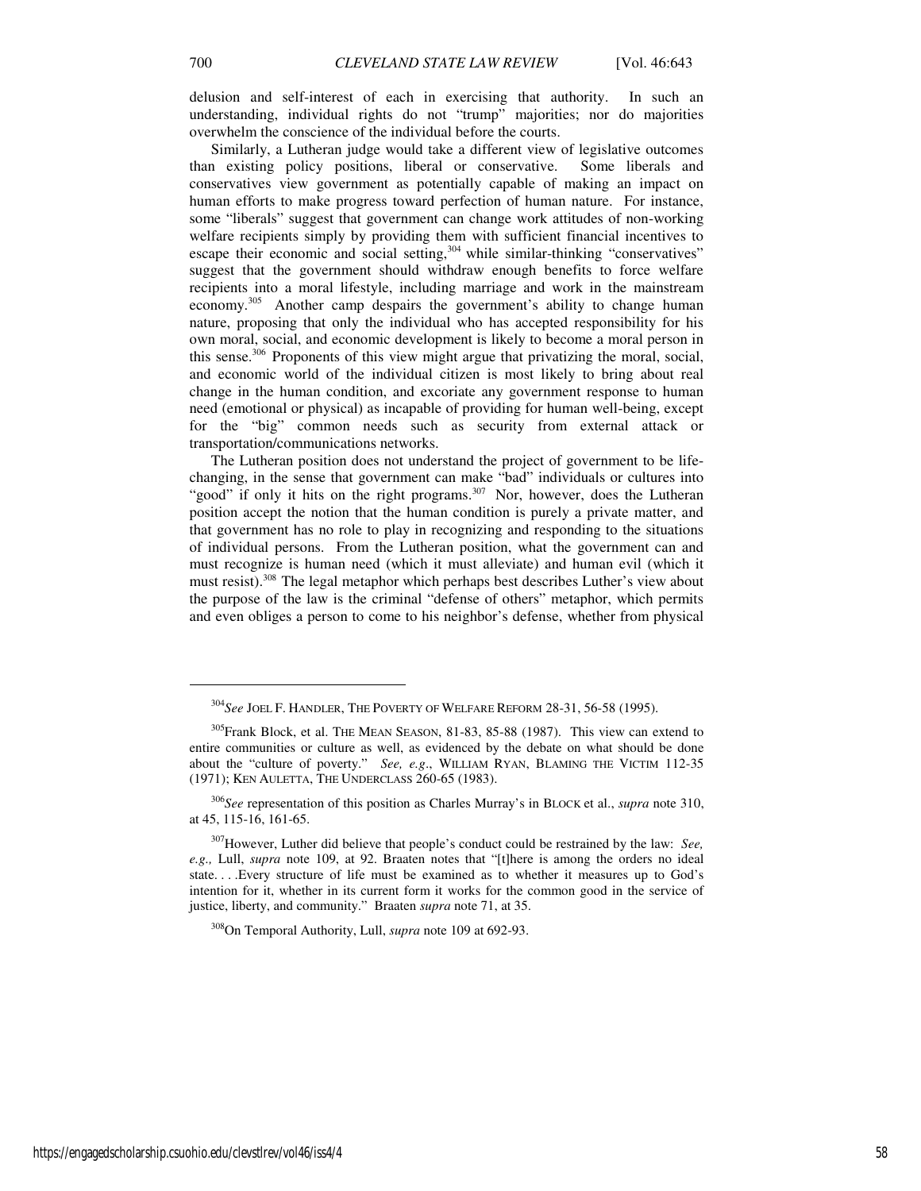delusion and self-interest of each in exercising that authority. In such an understanding, individual rights do not "trump" majorities; nor do majorities overwhelm the conscience of the individual before the courts.

Similarly, a Lutheran judge would take a different view of legislative outcomes than existing policy positions, liberal or conservative. Some liberals and conservatives view government as potentially capable of making an impact on human efforts to make progress toward perfection of human nature. For instance, some "liberals" suggest that government can change work attitudes of non-working welfare recipients simply by providing them with sufficient financial incentives to escape their economic and social setting,[304] while similar-thinking "conservatives" suggest that the government should withdraw enough benefits to force welfare recipients into a moral lifestyle, including marriage and work in the mainstream economy.[305] Another camp despairs the government's ability to change human nature, proposing that only the individual who has accepted responsibility for his own moral, social, and economic development is likely to become a moral person in this sense.[306] Proponents of this view might argue that privatizing the moral, social, and economic world of the individual citizen is most likely to bring about real change in the human condition, and excoriate any government response to human need (emotional or physical) as incapable of providing for human well-being, except for the "big" common needs such as security from external attack or transportation/communications networks.

The Lutheran position does not understand the project of government to be life-changing, in the sense that government can make "bad" individuals or cultures into "good" if only it hits on the right programs.[307] Nor, however, does the Lutheran position accept the notion that the human condition is purely a private matter, and that government has no role to play in recognizing and responding to the situations of individual persons. From the Lutheran position, what the government can and must recognize is human need (which it must alleviate) and human evil (which it must resist).[308] The legal metaphor which perhaps best describes Luther's view about the purpose of the law is the criminal "defense of others" metaphor, which permits and even obliges a person to come to his neighbor's defense, whether from physical

---

[304]*See* JOEL F. HANDLER, THE POVERTY OF WELFARE REFORM 28-31, 56-58 (1995).

[305]Frank Block, et al. THE MEAN SEASON, 81-83, 85-88 (1987). This view can extend to entire communities or culture as well, as evidenced by the debate on what should be done about the "culture of poverty." *See, e.g*., WILLIAM RYAN, BLAMING THE VICTIM 112-35 (1971); KEN AULETTA, THE UNDERCLASS 260-65 (1983).

[306]*See* representation of this position as Charles Murray's in BLOCK et al., *supra* note 310, at 45, 115-16, 161-65.

[307]However, Luther did believe that people's conduct could be restrained by the law: *See, e.g.,* Lull, *supra* note 109, at 92. Braaten notes that "[t]here is among the orders no ideal state. . . .Every structure of life must be examined as to whether it measures up to God's intention for it, whether in its current form it works for the common good in the service of justice, liberty, and community." Braaten *supra* note 71, at 35.

[308]On Temporal Authority, Lull, *supra* note 109 at 692-93.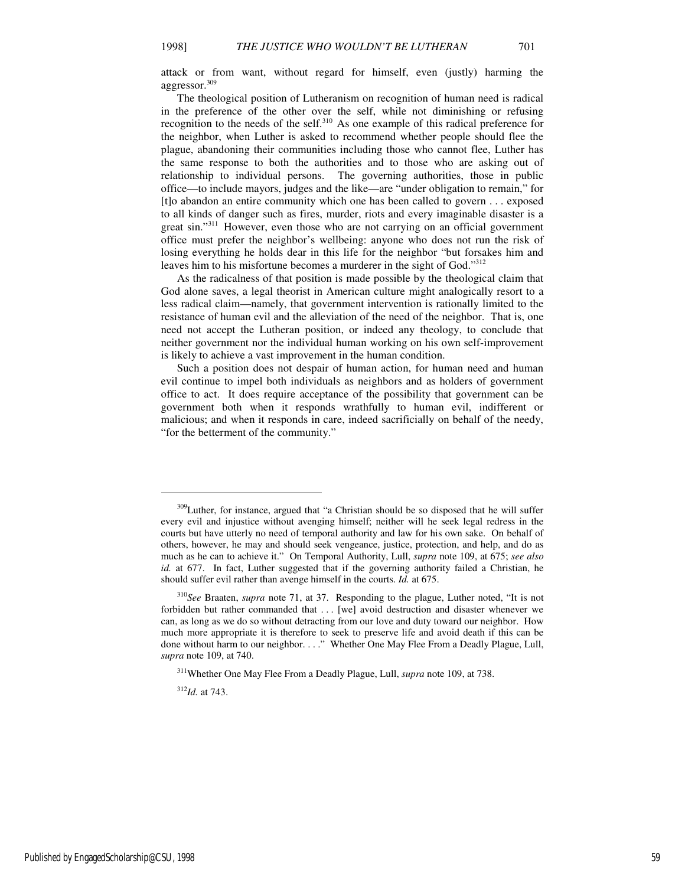attack or from want, without regard for himself, even (justly) harming the aggressor.[309]

The theological position of Lutheranism on recognition of human need is radical in the preference of the other over the self, while not diminishing or refusing recognition to the needs of the self.[310] As one example of this radical preference for the neighbor, when Luther is asked to recommend whether people should flee the plague, abandoning their communities including those who cannot flee, Luther has the same response to both the authorities and to those who are asking out of relationship to individual persons. The governing authorities, those in public office—to include mayors, judges and the like—are "under obligation to remain," for [t]o abandon an entire community which one has been called to govern . . . exposed to all kinds of danger such as fires, murder, riots and every imaginable disaster is a great sin."[311] However, even those who are not carrying on an official government office must prefer the neighbor's wellbeing: anyone who does not run the risk of losing everything he holds dear in this life for the neighbor "but forsakes him and leaves him to his misfortune becomes a murderer in the sight of God."[312]

As the radicalness of that position is made possible by the theological claim that God alone saves, a legal theorist in American culture might analogically resort to a less radical claim—namely, that government intervention is rationally limited to the resistance of human evil and the alleviation of the need of the neighbor. That is, one need not accept the Lutheran position, or indeed any theology, to conclude that neither government nor the individual human working on his own self-improvement is likely to achieve a vast improvement in the human condition.

Such a position does not despair of human action, for human need and human evil continue to impel both individuals as neighbors and as holders of government office to act. It does require acceptance of the possibility that government can be government both when it responds wrathfully to human evil, indifferent or malicious; and when it responds in care, indeed sacrificially on behalf of the needy, "for the betterment of the community."

---

[309] Luther, for instance, argued that "a Christian should be so disposed that he will suffer every evil and injustice without avenging himself; neither will he seek legal redress in the courts but have utterly no need of temporal authority and law for his own sake. On behalf of others, however, he may and should seek vengeance, justice, protection, and help, and do as much as he can to achieve it." On Temporal Authority, Lull, *supra* note 109, at 675; *see also id.* at 677. In fact, Luther suggested that if the governing authority failed a Christian, he should suffer evil rather than avenge himself in the courts. *Id.* at 675.

[310] *See* Braaten, *supra* note 71, at 37. Responding to the plague, Luther noted, "It is not forbidden but rather commanded that . . . [we] avoid destruction and disaster whenever we can, as long as we do so without detracting from our love and duty toward our neighbor. How much more appropriate it is therefore to seek to preserve life and avoid death if this can be done without harm to our neighbor. . . ." Whether One May Flee From a Deadly Plague, Lull, *supra* note 109, at 740.

[311] Whether One May Flee From a Deadly Plague, Lull, *supra* note 109, at 738.

[312] *Id.* at 743.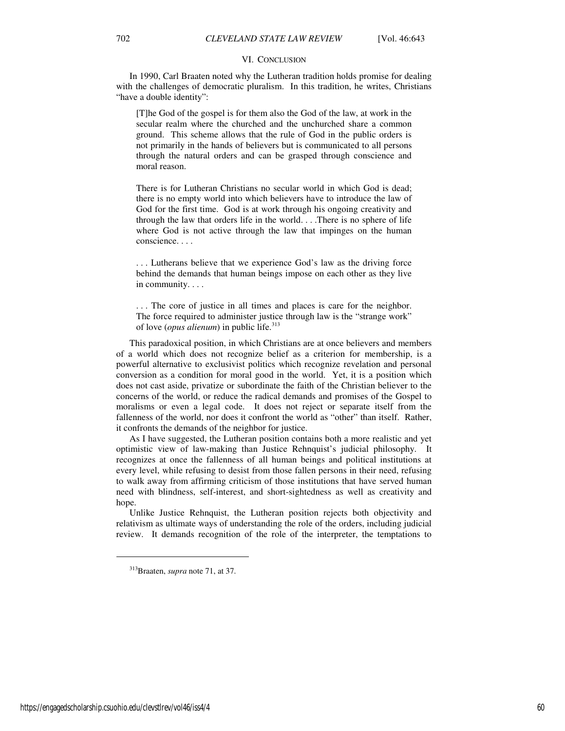## VI. CONCLUSION

In 1990, Carl Braaten noted why the Lutheran tradition holds promise for dealing with the challenges of democratic pluralism. In this tradition, he writes, Christians "have a double identity":

> [T]he God of the gospel is for them also the God of the law, at work in the secular realm where the churched and the unchurched share a common ground. This scheme allows that the rule of God in the public orders is not primarily in the hands of believers but is communicated to all persons through the natural orders and can be grasped through conscience and moral reason.
>
> There is for Lutheran Christians no secular world in which God is dead; there is no empty world into which believers have to introduce the law of God for the first time. God is at work through his ongoing creativity and through the law that orders life in the world. . . .There is no sphere of life where God is not active through the law that impinges on the human conscience. . . .
>
> . . . Lutherans believe that we experience God's law as the driving force behind the demands that human beings impose on each other as they live in community. . . .
>
> . . . The core of justice in all times and places is care for the neighbor. The force required to administer justice through law is the "strange work" of love (*opus alienum*) in public life.[313]

This paradoxical position, in which Christians are at once believers and members of a world which does not recognize belief as a criterion for membership, is a powerful alternative to exclusivist politics which recognize revelation and personal conversion as a condition for moral good in the world. Yet, it is a position which does not cast aside, privatize or subordinate the faith of the Christian believer to the concerns of the world, or reduce the radical demands and promises of the Gospel to moralisms or even a legal code. It does not reject or separate itself from the fallenness of the world, nor does it confront the world as "other" than itself. Rather, it confronts the demands of the neighbor for justice.

As I have suggested, the Lutheran position contains both a more realistic and yet optimistic view of law-making than Justice Rehnquist's judicial philosophy. It recognizes at once the fallenness of all human beings and political institutions at every level, while refusing to desist from those fallen persons in their need, refusing to walk away from affirming criticism of those institutions that have served human need with blindness, self-interest, and short-sightedness as well as creativity and hope.

Unlike Justice Rehnquist, the Lutheran position rejects both objectivity and relativism as ultimate ways of understanding the role of the orders, including judicial review. It demands recognition of the role of the interpreter, the temptations to

---

[313] Braaten, *supra* note 71, at 37.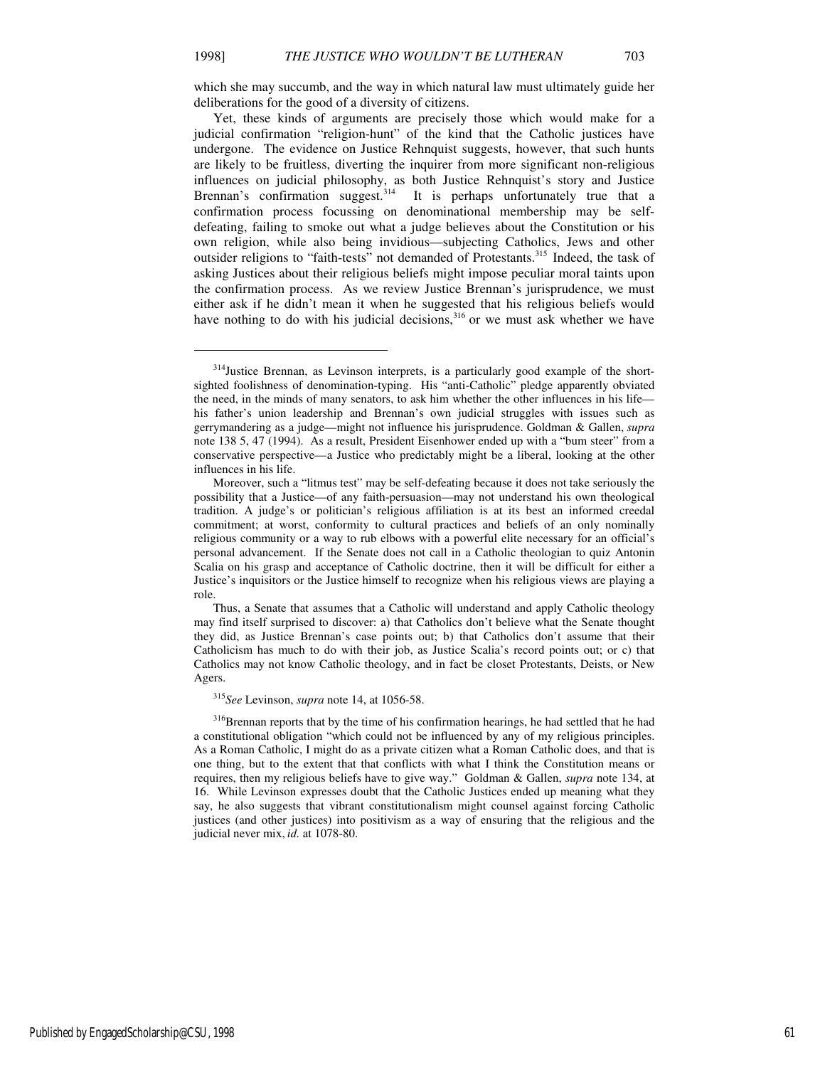which she may succumb, and the way in which natural law must ultimately guide her deliberations for the good of a diversity of citizens.

Yet, these kinds of arguments are precisely those which would make for a judicial confirmation "religion-hunt" of the kind that the Catholic justices have undergone. The evidence on Justice Rehnquist suggests, however, that such hunts are likely to be fruitless, diverting the inquirer from more significant non-religious influences on judicial philosophy, as both Justice Rehnquist's story and Justice Brennan's confirmation suggest.[314] It is perhaps unfortunately true that a confirmation process focussing on denominational membership may be self-defeating, failing to smoke out what a judge believes about the Constitution or his own religion, while also being invidious—subjecting Catholics, Jews and other outsider religions to "faith-tests" not demanded of Protestants.[315] Indeed, the task of asking Justices about their religious beliefs might impose peculiar moral taints upon the confirmation process. As we review Justice Brennan's jurisprudence, we must either ask if he didn't mean it when he suggested that his religious beliefs would have nothing to do with his judicial decisions,[316] or we must ask whether we have

---

[314] Justice Brennan, as Levinson interprets, is a particularly good example of the short-sighted foolishness of denomination-typing. His "anti-Catholic" pledge apparently obviated the need, in the minds of many senators, to ask him whether the other influences in his life—his father's union leadership and Brennan's own judicial struggles with issues such as gerrymandering as a judge—might not influence his jurisprudence. Goldman & Gallen, *supra* note 138 5, 47 (1994). As a result, President Eisenhower ended up with a "bum steer" from a conservative perspective—a Justice who predictably might be a liberal, looking at the other influences in his life.

Moreover, such a "litmus test" may be self-defeating because it does not take seriously the possibility that a Justice—of any faith-persuasion—may not understand his own theological tradition. A judge's or politician's religious affiliation is at its best an informed creedal commitment; at worst, conformity to cultural practices and beliefs of an only nominally religious community or a way to rub elbows with a powerful elite necessary for an official's personal advancement. If the Senate does not call in a Catholic theologian to quiz Antonin Scalia on his grasp and acceptance of Catholic doctrine, then it will be difficult for either a Justice's inquisitors or the Justice himself to recognize when his religious views are playing a role.

Thus, a Senate that assumes that a Catholic will understand and apply Catholic theology may find itself surprised to discover: a) that Catholics don't believe what the Senate thought they did, as Justice Brennan's case points out; b) that Catholics don't assume that their Catholicism has much to do with their job, as Justice Scalia's record points out; or c) that Catholics may not know Catholic theology, and in fact be closet Protestants, Deists, or New Agers.

[315] *See* Levinson, *supra* note 14, at 1056-58.

[316] Brennan reports that by the time of his confirmation hearings, he had settled that he had a constitutional obligation "which could not be influenced by any of my religious principles. As a Roman Catholic, I might do as a private citizen what a Roman Catholic does, and that is one thing, but to the extent that that conflicts with what I think the Constitution means or requires, then my religious beliefs have to give way." Goldman & Gallen, *supra* note 134, at 16. While Levinson expresses doubt that the Catholic Justices ended up meaning what they say, he also suggests that vibrant constitutionalism might counsel against forcing Catholic justices (and other justices) into positivism as a way of ensuring that the religious and the judicial never mix, *id.* at 1078-80.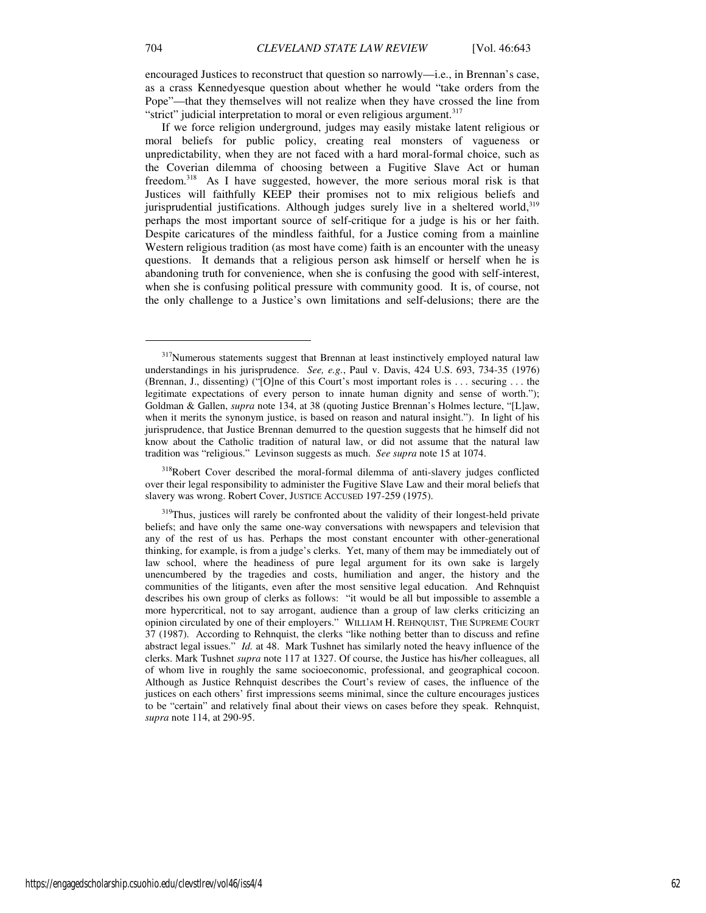encouraged Justices to reconstruct that question so narrowly—i.e., in Brennan's case, as a crass Kennedyesque question about whether he would "take orders from the Pope"—that they themselves will not realize when they have crossed the line from "strict" judicial interpretation to moral or even religious argument.[317]

If we force religion underground, judges may easily mistake latent religious or moral beliefs for public policy, creating real monsters of vagueness or unpredictability, when they are not faced with a hard moral-formal choice, such as the Coverian dilemma of choosing between a Fugitive Slave Act or human freedom.[318] As I have suggested, however, the more serious moral risk is that Justices will faithfully KEEP their promises not to mix religious beliefs and jurisprudential justifications. Although judges surely live in a sheltered world,[319] perhaps the most important source of self-critique for a judge is his or her faith. Despite caricatures of the mindless faithful, for a Justice coming from a mainline Western religious tradition (as most have come) faith is an encounter with the uneasy questions. It demands that a religious person ask himself or herself when he is abandoning truth for convenience, when she is confusing the good with self-interest, when she is confusing political pressure with community good. It is, of course, not the only challenge to a Justice's own limitations and self-delusions; there are the

---

[317]Numerous statements suggest that Brennan at least instinctively employed natural law understandings in his jurisprudence. *See, e.g.*, Paul v. Davis, 424 U.S. 693, 734-35 (1976) (Brennan, J., dissenting) ("[O]ne of this Court's most important roles is . . . securing . . . the legitimate expectations of every person to innate human dignity and sense of worth."); Goldman & Gallen, *supra* note 134, at 38 (quoting Justice Brennan's Holmes lecture, "[L]aw, when it merits the synonym justice, is based on reason and natural insight."). In light of his jurisprudence, that Justice Brennan demurred to the question suggests that he himself did not know about the Catholic tradition of natural law, or did not assume that the natural law tradition was "religious." Levinson suggests as much. *See supra* note 15 at 1074.

[318]Robert Cover described the moral-formal dilemma of anti-slavery judges conflicted over their legal responsibility to administer the Fugitive Slave Law and their moral beliefs that slavery was wrong. Robert Cover, JUSTICE ACCUSED 197-259 (1975).

[319]Thus, justices will rarely be confronted about the validity of their longest-held private beliefs; and have only the same one-way conversations with newspapers and television that any of the rest of us has. Perhaps the most constant encounter with other-generational thinking, for example, is from a judge's clerks. Yet, many of them may be immediately out of law school, where the headiness of pure legal argument for its own sake is largely unencumbered by the tragedies and costs, humiliation and anger, the history and the communities of the litigants, even after the most sensitive legal education. And Rehnquist describes his own group of clerks as follows: "it would be all but impossible to assemble a more hypercritical, not to say arrogant, audience than a group of law clerks criticizing an opinion circulated by one of their employers." WILLIAM H. REHNQUIST, THE SUPREME COURT 37 (1987). According to Rehnquist, the clerks "like nothing better than to discuss and refine abstract legal issues." *Id.* at 48. Mark Tushnet has similarly noted the heavy influence of the clerks. Mark Tushnet *supra* note 117 at 1327. Of course, the Justice has his/her colleagues, all of whom live in roughly the same socioeconomic, professional, and geographical cocoon. Although as Justice Rehnquist describes the Court's review of cases, the influence of the justices on each others' first impressions seems minimal, since the culture encourages justices to be "certain" and relatively final about their views on cases before they speak. Rehnquist, *supra* note 114, at 290-95.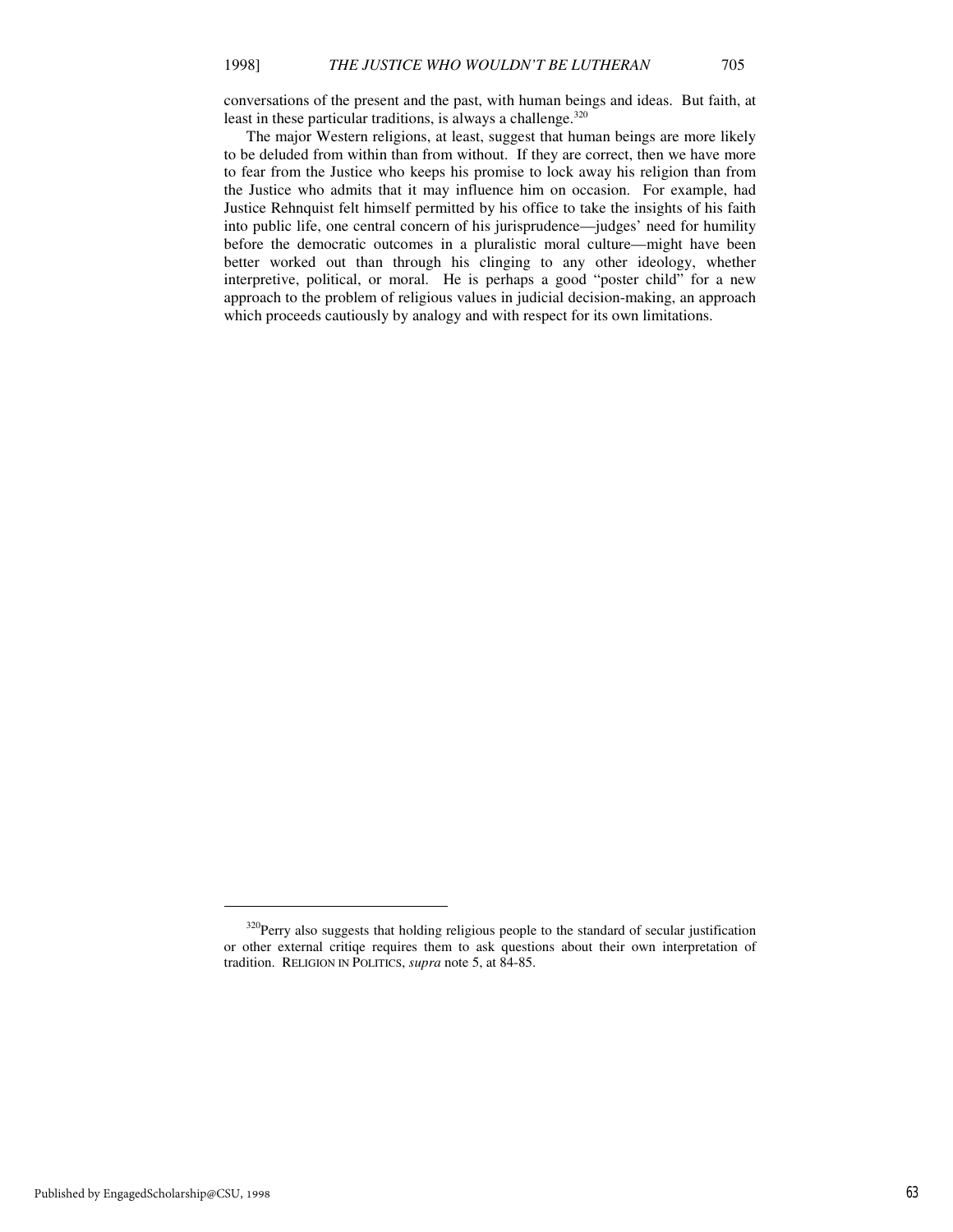conversations of the present and the past, with human beings and ideas. But faith, at least in these particular traditions, is always a challenge.[320]

The major Western religions, at least, suggest that human beings are more likely to be deluded from within than from without. If they are correct, then we have more to fear from the Justice who keeps his promise to lock away his religion than from the Justice who admits that it may influence him on occasion. For example, had Justice Rehnquist felt himself permitted by his office to take the insights of his faith into public life, one central concern of his jurisprudence—judges' need for humility before the democratic outcomes in a pluralistic moral culture—might have been better worked out than through his clinging to any other ideology, whether interpretive, political, or moral. He is perhaps a good "poster child" for a new approach to the problem of religious values in judicial decision-making, an approach which proceeds cautiously by analogy and with respect for its own limitations.

---

[320]Perry also suggests that holding religious people to the standard of secular justification or other external critiqe requires them to ask questions about their own interpretation of tradition. RELIGION IN POLITICS, *supra* note 5, at 84-85.